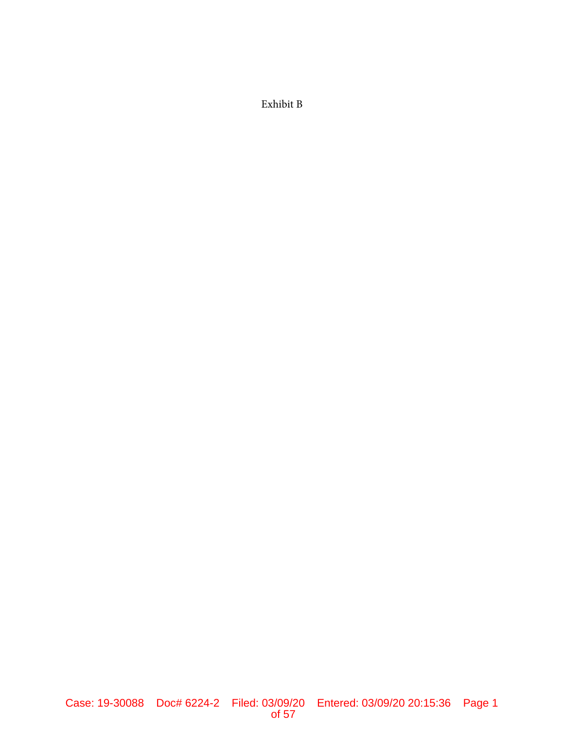Exhibit B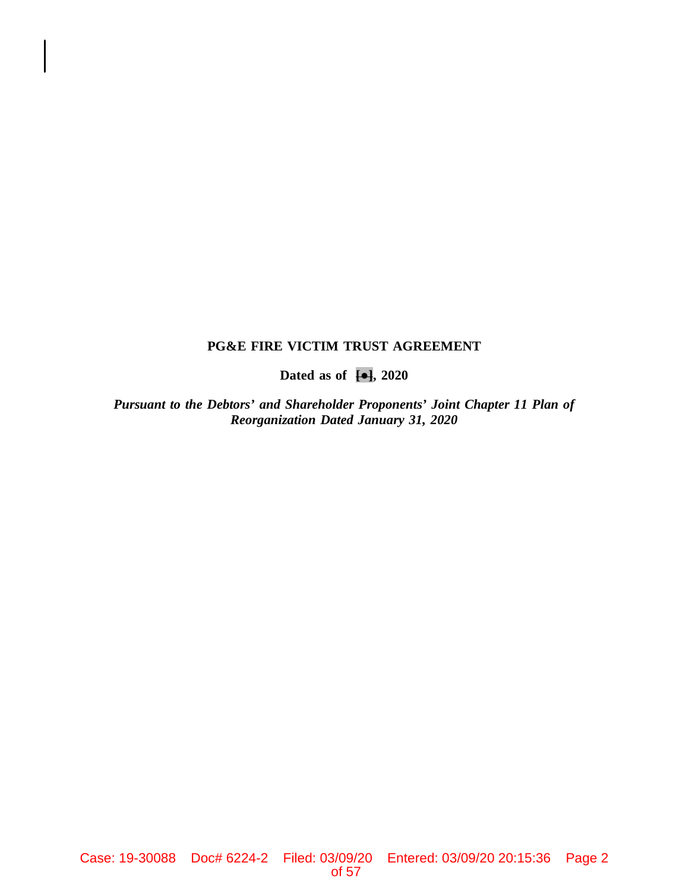**PG&E FIRE VICTIM TRUST AGREEMENT**

**Dated as of [●], 2020**

***Pursuant to the Debtors' and Shareholder Proponents' Joint Chapter 11 Plan of Reorganization Dated January 31, 2020***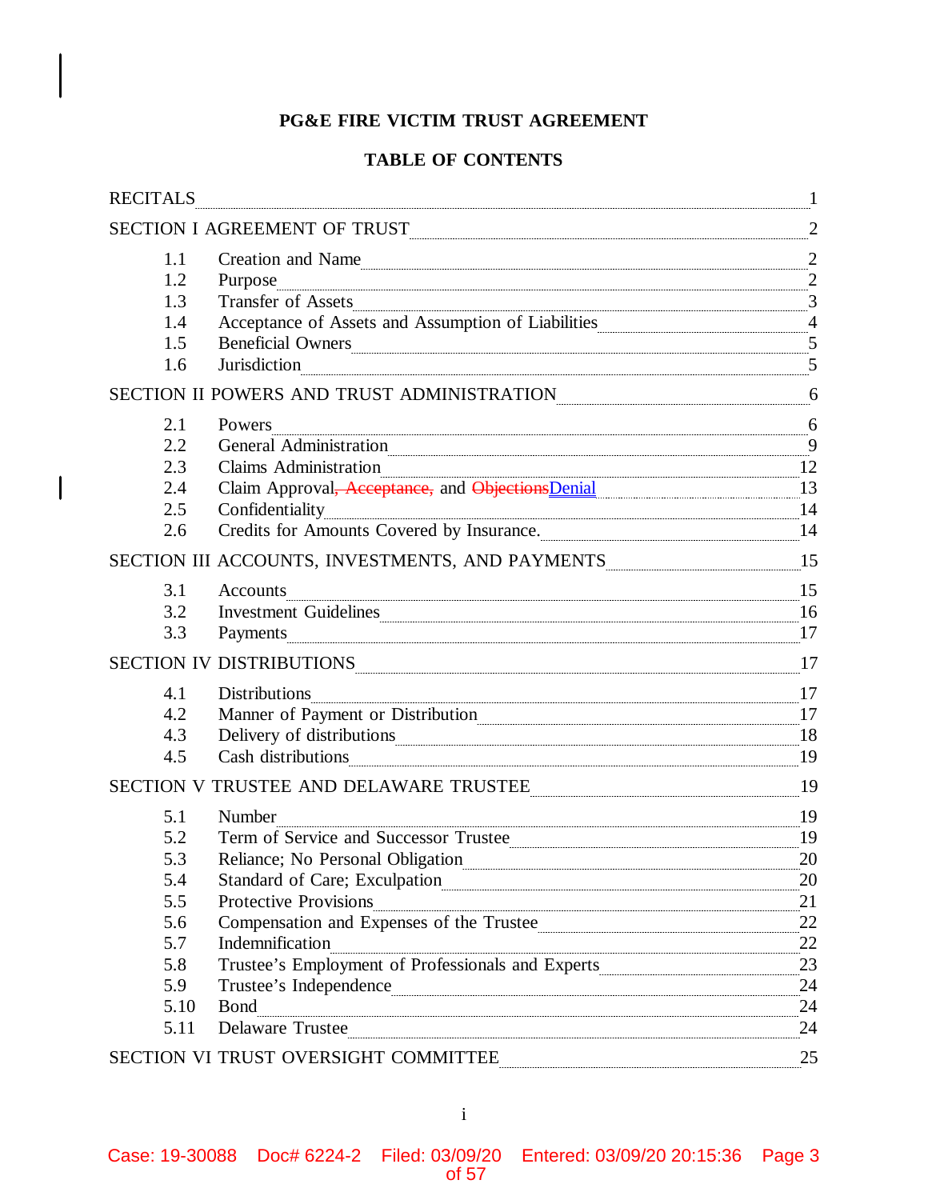# PG&E FIRE VICTIM TRUST AGREEMENT

## TABLE OF CONTENTS

| | | |
|---|---|---|
| RECITALS | | 1 |
| SECTION I AGREEMENT OF TRUST | | 2 |
| 1.1 | Creation and Name | 2 |
| 1.2 | Purpose | 2 |
| 1.3 | Transfer of Assets | 3 |
| 1.4 | Acceptance of Assets and Assumption of Liabilities | 4 |
| 1.5 | Beneficial Owners | 5 |
| 1.6 | Jurisdiction | 5 |
| SECTION II POWERS AND TRUST ADMINISTRATION | | 6 |
| 2.1 | Powers | 6 |
| 2.2 | General Administration | 9 |
| 2.3 | Claims Administration | 12 |
| 2.4 | Claim Approval~~, Acceptance,~~ and ~~Objections~~Denial | 13 |
| 2.5 | Confidentiality | 14 |
| 2.6 | Credits for Amounts Covered by Insurance. | 14 |
| SECTION III ACCOUNTS, INVESTMENTS, AND PAYMENTS | | 15 |
| 3.1 | Accounts | 15 |
| 3.2 | Investment Guidelines | 16 |
| 3.3 | Payments | 17 |
| SECTION IV DISTRIBUTIONS | | 17 |
| 4.1 | Distributions | 17 |
| 4.2 | Manner of Payment or Distribution | 17 |
| 4.3 | Delivery of distributions | 18 |
| 4.5 | Cash distributions | 19 |
| SECTION V TRUSTEE AND DELAWARE TRUSTEE | | 19 |
| 5.1 | Number | 19 |
| 5.2 | Term of Service and Successor Trustee | 19 |
| 5.3 | Reliance; No Personal Obligation | 20 |
| 5.4 | Standard of Care; Exculpation | 20 |
| 5.5 | Protective Provisions | 21 |
| 5.6 | Compensation and Expenses of the Trustee | 22 |
| 5.7 | Indemnification | 22 |
| 5.8 | Trustee's Employment of Professionals and Experts | 23 |
| 5.9 | Trustee's Independence | 24 |
| 5.10 | Bond | 24 |
| 5.11 | Delaware Trustee | 24 |
| SECTION VI TRUST OVERSIGHT COMMITTEE | | 25 |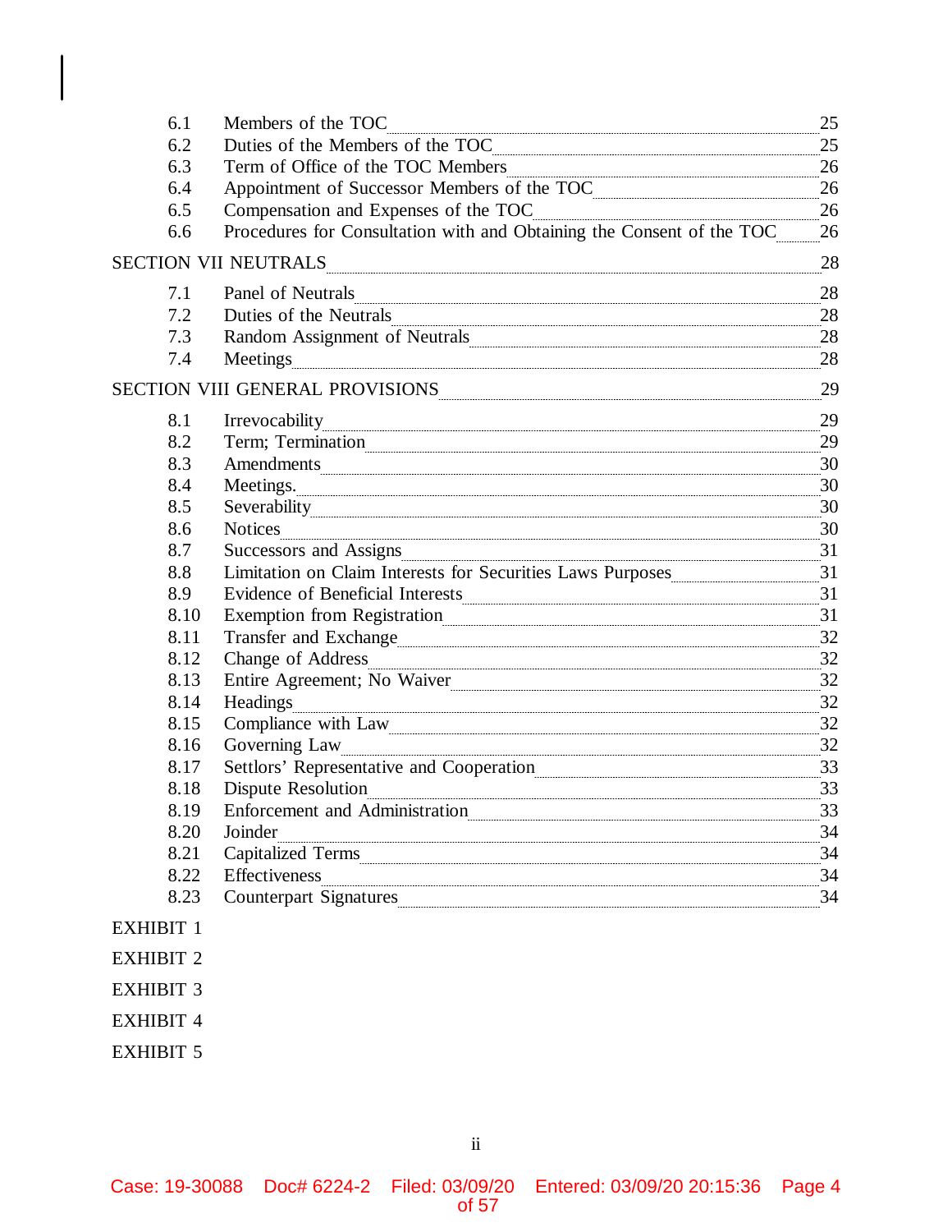| | | |
|---|---|---|
| 6.1 | Members of the TOC | 25 |
| 6.2 | Duties of the Members of the TOC | 25 |
| 6.3 | Term of Office of the TOC Members | 26 |
| 6.4 | Appointment of Successor Members of the TOC | 26 |
| 6.5 | Compensation and Expenses of the TOC | 26 |
| 6.6 | Procedures for Consultation with and Obtaining the Consent of the TOC | 26 |
| SECTION VII NEUTRALS | | 28 |
| 7.1 | Panel of Neutrals | 28 |
| 7.2 | Duties of the Neutrals | 28 |
| 7.3 | Random Assignment of Neutrals | 28 |
| 7.4 | Meetings | 28 |
| SECTION VIII GENERAL PROVISIONS | | 29 |
| 8.1 | Irrevocability | 29 |
| 8.2 | Term; Termination | 29 |
| 8.3 | Amendments | 30 |
| 8.4 | Meetings. | 30 |
| 8.5 | Severability | 30 |
| 8.6 | Notices | 30 |
| 8.7 | Successors and Assigns | 31 |
| 8.8 | Limitation on Claim Interests for Securities Laws Purposes | 31 |
| 8.9 | Evidence of Beneficial Interests | 31 |
| 8.10 | Exemption from Registration | 31 |
| 8.11 | Transfer and Exchange | 32 |
| 8.12 | Change of Address | 32 |
| 8.13 | Entire Agreement; No Waiver | 32 |
| 8.14 | Headings | 32 |
| 8.15 | Compliance with Law | 32 |
| 8.16 | Governing Law | 32 |
| 8.17 | Settlors' Representative and Cooperation | 33 |
| 8.18 | Dispute Resolution | 33 |
| 8.19 | Enforcement and Administration | 33 |
| 8.20 | Joinder | 34 |
| 8.21 | Capitalized Terms | 34 |
| 8.22 | Effectiveness | 34 |
| 8.23 | Counterpart Signatures | 34 |

EXHIBIT 1

EXHIBIT 2

EXHIBIT 3

EXHIBIT 4

EXHIBIT 5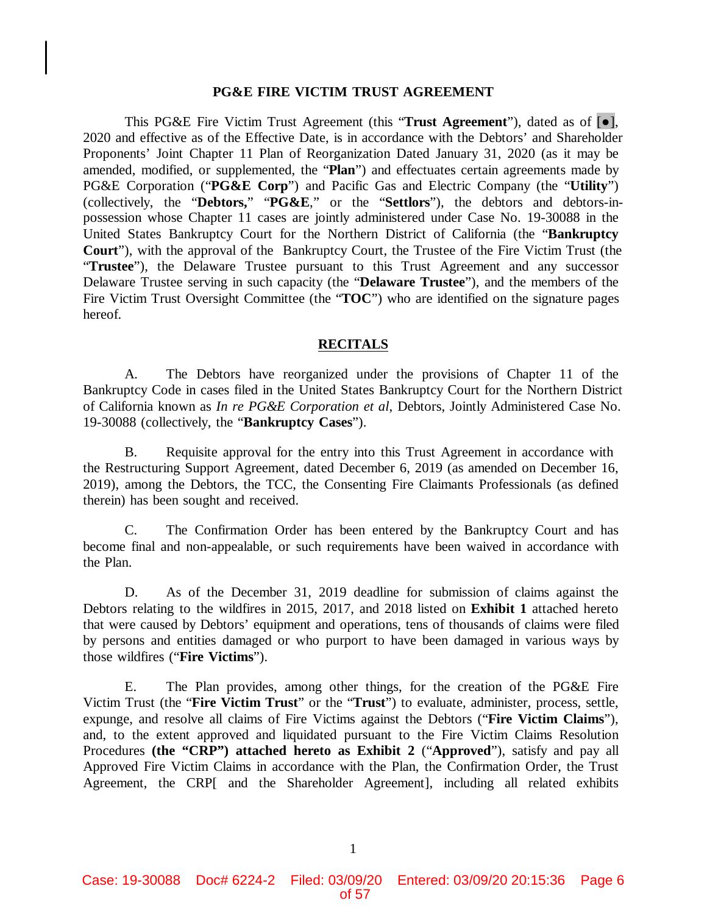**PG&E FIRE VICTIM TRUST AGREEMENT**

This PG&E Fire Victim Trust Agreement (this "**Trust Agreement**"), dated as of [●], 2020 and effective as of the Effective Date, is in accordance with the Debtors' and Shareholder Proponents' Joint Chapter 11 Plan of Reorganization Dated January 31, 2020 (as it may be amended, modified, or supplemented, the "**Plan**") and effectuates certain agreements made by PG&E Corporation ("**PG&E Corp**") and Pacific Gas and Electric Company (the "**Utility**") (collectively, the "**Debtors,**" "**PG&E**," or the "**Settlors**"), the debtors and debtors-in-possession whose Chapter 11 cases are jointly administered under Case No. 19-30088 in the United States Bankruptcy Court for the Northern District of California (the "**Bankruptcy Court**"), with the approval of the Bankruptcy Court, the Trustee of the Fire Victim Trust (the "**Trustee**"), the Delaware Trustee pursuant to this Trust Agreement and any successor Delaware Trustee serving in such capacity (the "**Delaware Trustee**"), and the members of the Fire Victim Trust Oversight Committee (the "**TOC**") who are identified on the signature pages hereof.

## RECITALS

A. The Debtors have reorganized under the provisions of Chapter 11 of the Bankruptcy Code in cases filed in the United States Bankruptcy Court for the Northern District of California known as *In re PG&E Corporation et al*, Debtors, Jointly Administered Case No. 19-30088 (collectively, the "**Bankruptcy Cases**").

B. Requisite approval for the entry into this Trust Agreement in accordance with the Restructuring Support Agreement, dated December 6, 2019 (as amended on December 16, 2019), among the Debtors, the TCC, the Consenting Fire Claimants Professionals (as defined therein) has been sought and received.

C. The Confirmation Order has been entered by the Bankruptcy Court and has become final and non-appealable, or such requirements have been waived in accordance with the Plan.

D. As of the December 31, 2019 deadline for submission of claims against the Debtors relating to the wildfires in 2015, 2017, and 2018 listed on **Exhibit 1** attached hereto that were caused by Debtors' equipment and operations, tens of thousands of claims were filed by persons and entities damaged or who purport to have been damaged in various ways by those wildfires ("**Fire Victims**").

E. The Plan provides, among other things, for the creation of the PG&E Fire Victim Trust (the "**Fire Victim Trust**" or the "**Trust**") to evaluate, administer, process, settle, expunge, and resolve all claims of Fire Victims against the Debtors ("**Fire Victim Claims**"), and, to the extent approved and liquidated pursuant to the Fire Victim Claims Resolution Procedures **(the "CRP") attached hereto as Exhibit 2** ("**Approved**"), satisfy and pay all Approved Fire Victim Claims in accordance with the Plan, the Confirmation Order, the Trust Agreement, the CRP[ and the Shareholder Agreement], including all related exhibits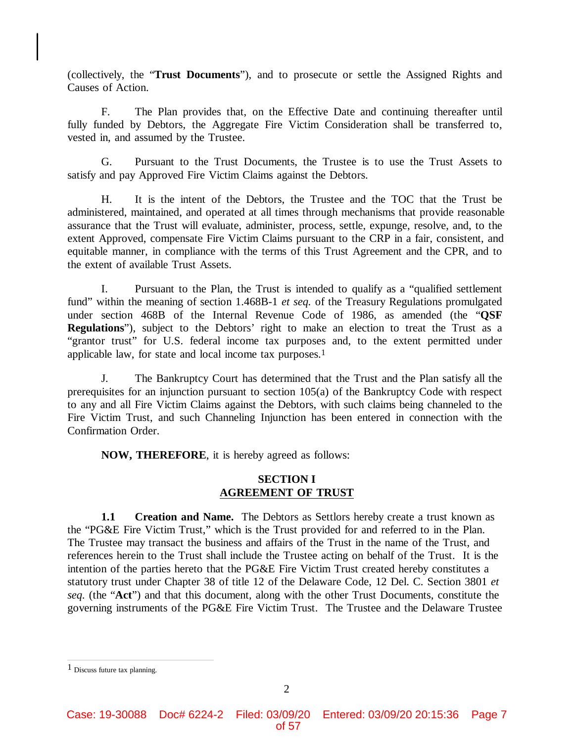(collectively, the "**Trust Documents**"), and to prosecute or settle the Assigned Rights and Causes of Action.

F. The Plan provides that, on the Effective Date and continuing thereafter until fully funded by Debtors, the Aggregate Fire Victim Consideration shall be transferred to, vested in, and assumed by the Trustee.

G. Pursuant to the Trust Documents, the Trustee is to use the Trust Assets to satisfy and pay Approved Fire Victim Claims against the Debtors.

H. It is the intent of the Debtors, the Trustee and the TOC that the Trust be administered, maintained, and operated at all times through mechanisms that provide reasonable assurance that the Trust will evaluate, administer, process, settle, expunge, resolve, and, to the extent Approved, compensate Fire Victim Claims pursuant to the CRP in a fair, consistent, and equitable manner, in compliance with the terms of this Trust Agreement and the CPR, and to the extent of available Trust Assets.

I. Pursuant to the Plan, the Trust is intended to qualify as a "qualified settlement fund" within the meaning of section 1.468B-1 *et seq.* of the Treasury Regulations promulgated under section 468B of the Internal Revenue Code of 1986, as amended (the "**QSF Regulations**"), subject to the Debtors' right to make an election to treat the Trust as a "grantor trust" for U.S. federal income tax purposes and, to the extent permitted under applicable law, for state and local income tax purposes.[1]

J. The Bankruptcy Court has determined that the Trust and the Plan satisfy all the prerequisites for an injunction pursuant to section 105(a) of the Bankruptcy Code with respect to any and all Fire Victim Claims against the Debtors, with such claims being channeled to the Fire Victim Trust, and such Channeling Injunction has been entered in connection with the Confirmation Order.

**NOW, THEREFORE**, it is hereby agreed as follows:

## SECTION I
## AGREEMENT OF TRUST

**1.1 Creation and Name.** The Debtors as Settlors hereby create a trust known as the "PG&E Fire Victim Trust," which is the Trust provided for and referred to in the Plan. The Trustee may transact the business and affairs of the Trust in the name of the Trust, and references herein to the Trust shall include the Trustee acting on behalf of the Trust. It is the intention of the parties hereto that the PG&E Fire Victim Trust created hereby constitutes a statutory trust under Chapter 38 of title 12 of the Delaware Code, 12 Del. C. Section 3801 *et seq.* (the "**Act**") and that this document, along with the other Trust Documents, constitute the governing instruments of the PG&E Fire Victim Trust. The Trustee and the Delaware Trustee

[1] Discuss future tax planning.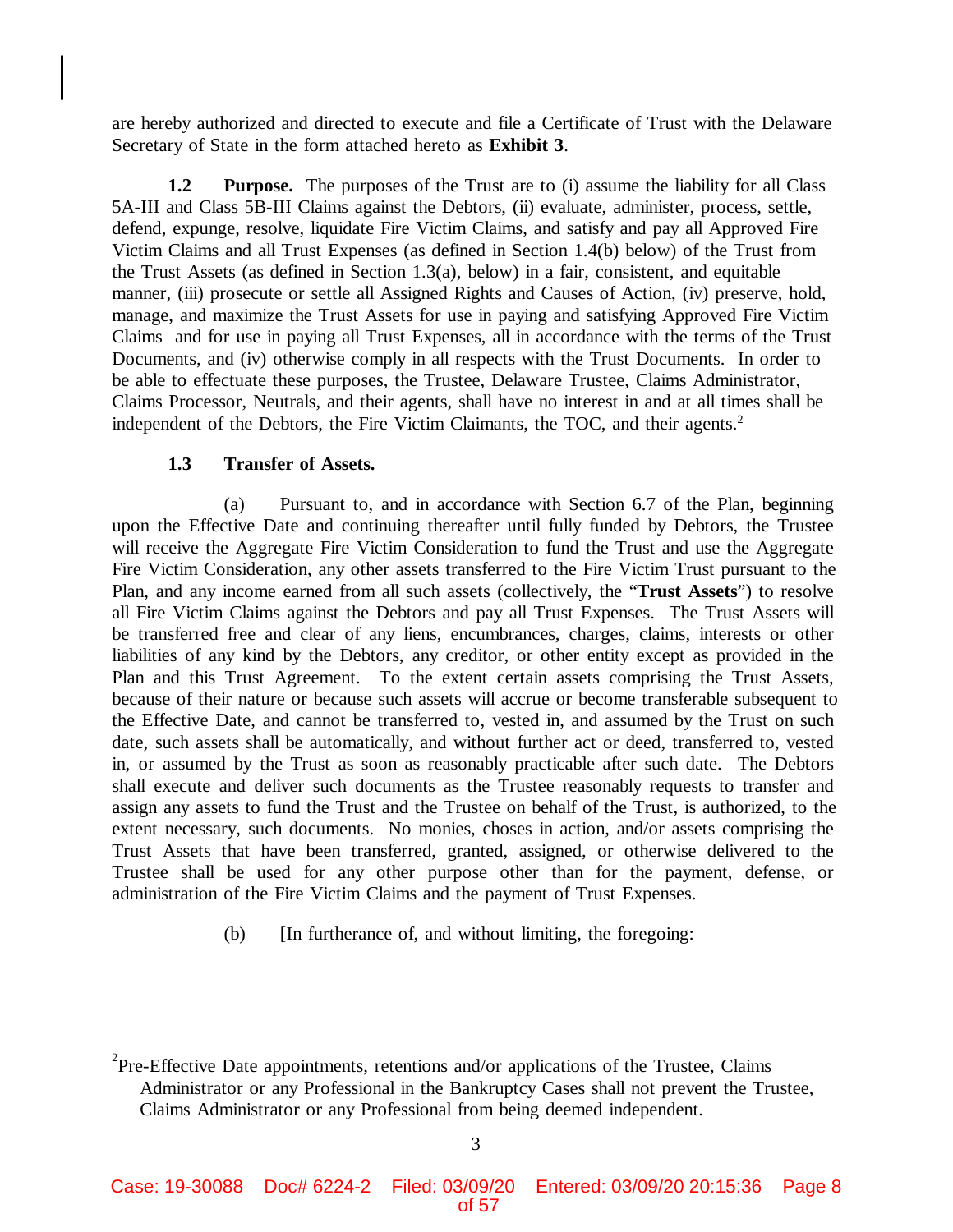are hereby authorized and directed to execute and file a Certificate of Trust with the Delaware Secretary of State in the form attached hereto as **Exhibit 3**.

**1.2 Purpose.** The purposes of the Trust are to (i) assume the liability for all Class 5A-III and Class 5B-III Claims against the Debtors, (ii) evaluate, administer, process, settle, defend, expunge, resolve, liquidate Fire Victim Claims, and satisfy and pay all Approved Fire Victim Claims and all Trust Expenses (as defined in Section 1.4(b) below) of the Trust from the Trust Assets (as defined in Section 1.3(a), below) in a fair, consistent, and equitable manner, (iii) prosecute or settle all Assigned Rights and Causes of Action, (iv) preserve, hold, manage, and maximize the Trust Assets for use in paying and satisfying Approved Fire Victim Claims and for use in paying all Trust Expenses, all in accordance with the terms of the Trust Documents, and (iv) otherwise comply in all respects with the Trust Documents. In order to be able to effectuate these purposes, the Trustee, Delaware Trustee, Claims Administrator, Claims Processor, Neutrals, and their agents, shall have no interest in and at all times shall be independent of the Debtors, the Fire Victim Claimants, the TOC, and their agents.[2]

**1.3 Transfer of Assets.**

(a) Pursuant to, and in accordance with Section 6.7 of the Plan, beginning upon the Effective Date and continuing thereafter until fully funded by Debtors, the Trustee will receive the Aggregate Fire Victim Consideration to fund the Trust and use the Aggregate Fire Victim Consideration, any other assets transferred to the Fire Victim Trust pursuant to the Plan, and any income earned from all such assets (collectively, the "**Trust Assets**") to resolve all Fire Victim Claims against the Debtors and pay all Trust Expenses. The Trust Assets will be transferred free and clear of any liens, encumbrances, charges, claims, interests or other liabilities of any kind by the Debtors, any creditor, or other entity except as provided in the Plan and this Trust Agreement. To the extent certain assets comprising the Trust Assets, because of their nature or because such assets will accrue or become transferable subsequent to the Effective Date, and cannot be transferred to, vested in, and assumed by the Trust on such date, such assets shall be automatically, and without further act or deed, transferred to, vested in, or assumed by the Trust as soon as reasonably practicable after such date. The Debtors shall execute and deliver such documents as the Trustee reasonably requests to transfer and assign any assets to fund the Trust and the Trustee on behalf of the Trust, is authorized, to the extent necessary, such documents. No monies, choses in action, and/or assets comprising the Trust Assets that have been transferred, granted, assigned, or otherwise delivered to the Trustee shall be used for any other purpose other than for the payment, defense, or administration of the Fire Victim Claims and the payment of Trust Expenses.

(b) [In furtherance of, and without limiting, the foregoing:

[2] Pre-Effective Date appointments, retentions and/or applications of the Trustee, Claims Administrator or any Professional in the Bankruptcy Cases shall not prevent the Trustee, Claims Administrator or any Professional from being deemed independent.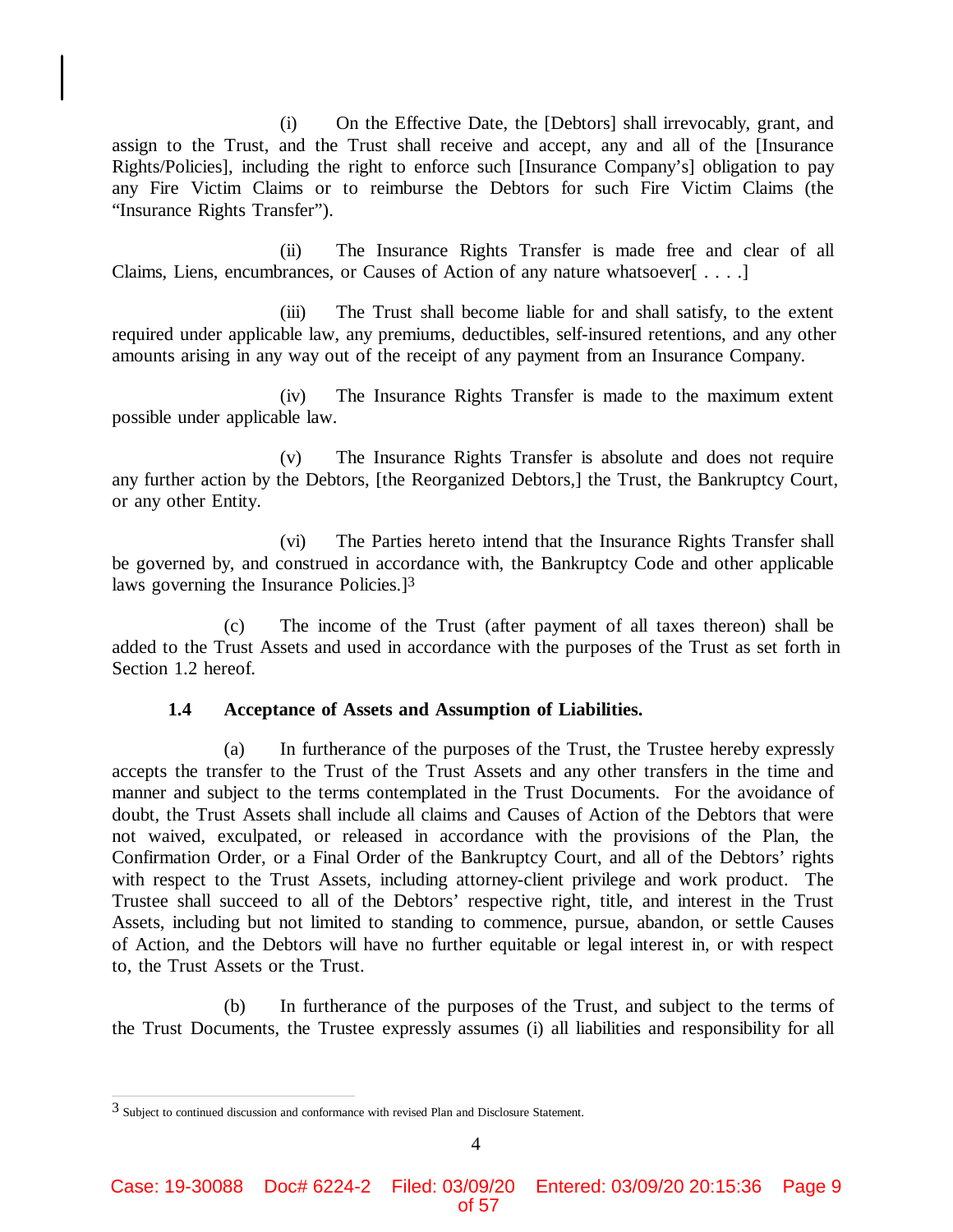(i) On the Effective Date, the [Debtors] shall irrevocably, grant, and assign to the Trust, and the Trust shall receive and accept, any and all of the [Insurance Rights/Policies], including the right to enforce such [Insurance Company's] obligation to pay any Fire Victim Claims or to reimburse the Debtors for such Fire Victim Claims (the "Insurance Rights Transfer").

(ii) The Insurance Rights Transfer is made free and clear of all Claims, Liens, encumbrances, or Causes of Action of any nature whatsoever[ . . . .]

(iii) The Trust shall become liable for and shall satisfy, to the extent required under applicable law, any premiums, deductibles, self-insured retentions, and any other amounts arising in any way out of the receipt of any payment from an Insurance Company.

(iv) The Insurance Rights Transfer is made to the maximum extent possible under applicable law.

(v) The Insurance Rights Transfer is absolute and does not require any further action by the Debtors, [the Reorganized Debtors,] the Trust, the Bankruptcy Court, or any other Entity.

(vi) The Parties hereto intend that the Insurance Rights Transfer shall be governed by, and construed in accordance with, the Bankruptcy Code and other applicable laws governing the Insurance Policies.][3]

(c) The income of the Trust (after payment of all taxes thereon) shall be added to the Trust Assets and used in accordance with the purposes of the Trust as set forth in Section 1.2 hereof.

**1.4 Acceptance of Assets and Assumption of Liabilities.**

(a) In furtherance of the purposes of the Trust, the Trustee hereby expressly accepts the transfer to the Trust of the Trust Assets and any other transfers in the time and manner and subject to the terms contemplated in the Trust Documents. For the avoidance of doubt, the Trust Assets shall include all claims and Causes of Action of the Debtors that were not waived, exculpated, or released in accordance with the provisions of the Plan, the Confirmation Order, or a Final Order of the Bankruptcy Court, and all of the Debtors' rights with respect to the Trust Assets, including attorney-client privilege and work product. The Trustee shall succeed to all of the Debtors' respective right, title, and interest in the Trust Assets, including but not limited to standing to commence, pursue, abandon, or settle Causes of Action, and the Debtors will have no further equitable or legal interest in, or with respect to, the Trust Assets or the Trust.

(b) In furtherance of the purposes of the Trust, and subject to the terms of the Trust Documents, the Trustee expressly assumes (i) all liabilities and responsibility for all

[3] Subject to continued discussion and conformance with revised Plan and Disclosure Statement.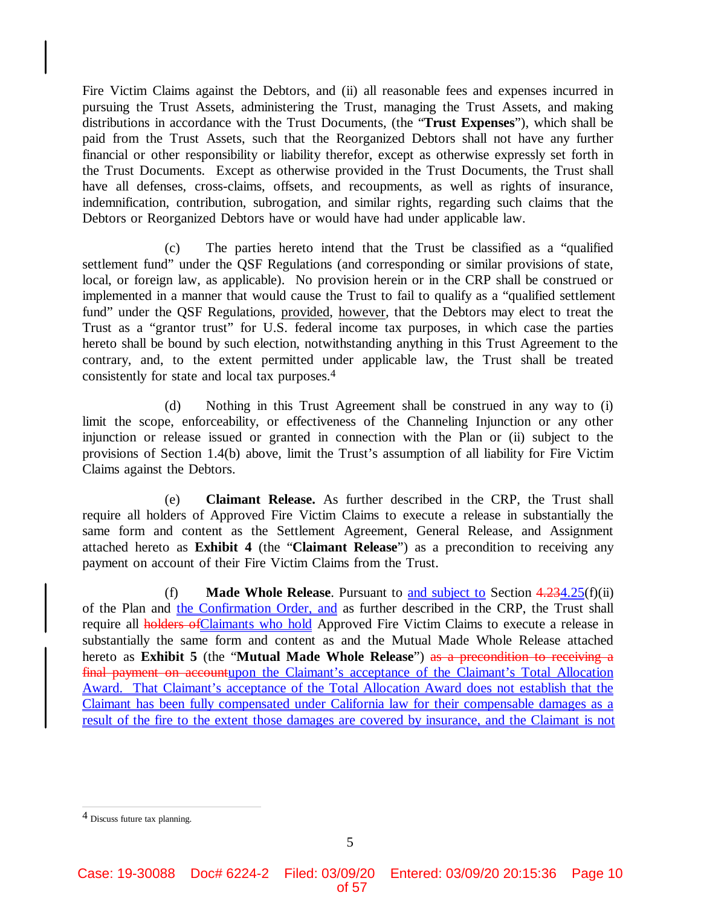Fire Victim Claims against the Debtors, and (ii) all reasonable fees and expenses incurred in pursuing the Trust Assets, administering the Trust, managing the Trust Assets, and making distributions in accordance with the Trust Documents, (the "**Trust Expenses**"), which shall be paid from the Trust Assets, such that the Reorganized Debtors shall not have any further financial or other responsibility or liability therefor, except as otherwise expressly set forth in the Trust Documents. Except as otherwise provided in the Trust Documents, the Trust shall have all defenses, cross-claims, offsets, and recoupments, as well as rights of insurance, indemnification, contribution, subrogation, and similar rights, regarding such claims that the Debtors or Reorganized Debtors have or would have had under applicable law.

(c) The parties hereto intend that the Trust be classified as a "qualified settlement fund" under the QSF Regulations (and corresponding or similar provisions of state, local, or foreign law, as applicable). No provision herein or in the CRP shall be construed or implemented in a manner that would cause the Trust to fail to qualify as a "qualified settlement fund" under the QSF Regulations, provided, however, that the Debtors may elect to treat the Trust as a "grantor trust" for U.S. federal income tax purposes, in which case the parties hereto shall be bound by such election, notwithstanding anything in this Trust Agreement to the contrary, and, to the extent permitted under applicable law, the Trust shall be treated consistently for state and local tax purposes.[4]

(d) Nothing in this Trust Agreement shall be construed in any way to (i) limit the scope, enforceability, or effectiveness of the Channeling Injunction or any other injunction or release issued or granted in connection with the Plan or (ii) subject to the provisions of Section 1.4(b) above, limit the Trust's assumption of all liability for Fire Victim Claims against the Debtors.

(e) **Claimant Release.** As further described in the CRP, the Trust shall require all holders of Approved Fire Victim Claims to execute a release in substantially the same form and content as the Settlement Agreement, General Release, and Assignment attached hereto as **Exhibit 4** (the "**Claimant Release**") as a precondition to receiving any payment on account of their Fire Victim Claims from the Trust.

(f) **Made Whole Release**. Pursuant to and subject to Section ~~4.23~~4.25(f)(ii) of the Plan and the Confirmation Order, and as further described in the CRP, the Trust shall require all ~~holders of~~Claimants who hold Approved Fire Victim Claims to execute a release in substantially the same form and content as and the Mutual Made Whole Release attached hereto as **Exhibit 5** (the "**Mutual Made Whole Release**") ~~as a precondition to receiving a final payment on account~~upon the Claimant's acceptance of the Claimant's Total Allocation Award. That Claimant's acceptance of the Total Allocation Award does not establish that the Claimant has been fully compensated under California law for their compensable damages as a result of the fire to the extent those damages are covered by insurance, and the Claimant is not

---

[4] Discuss future tax planning.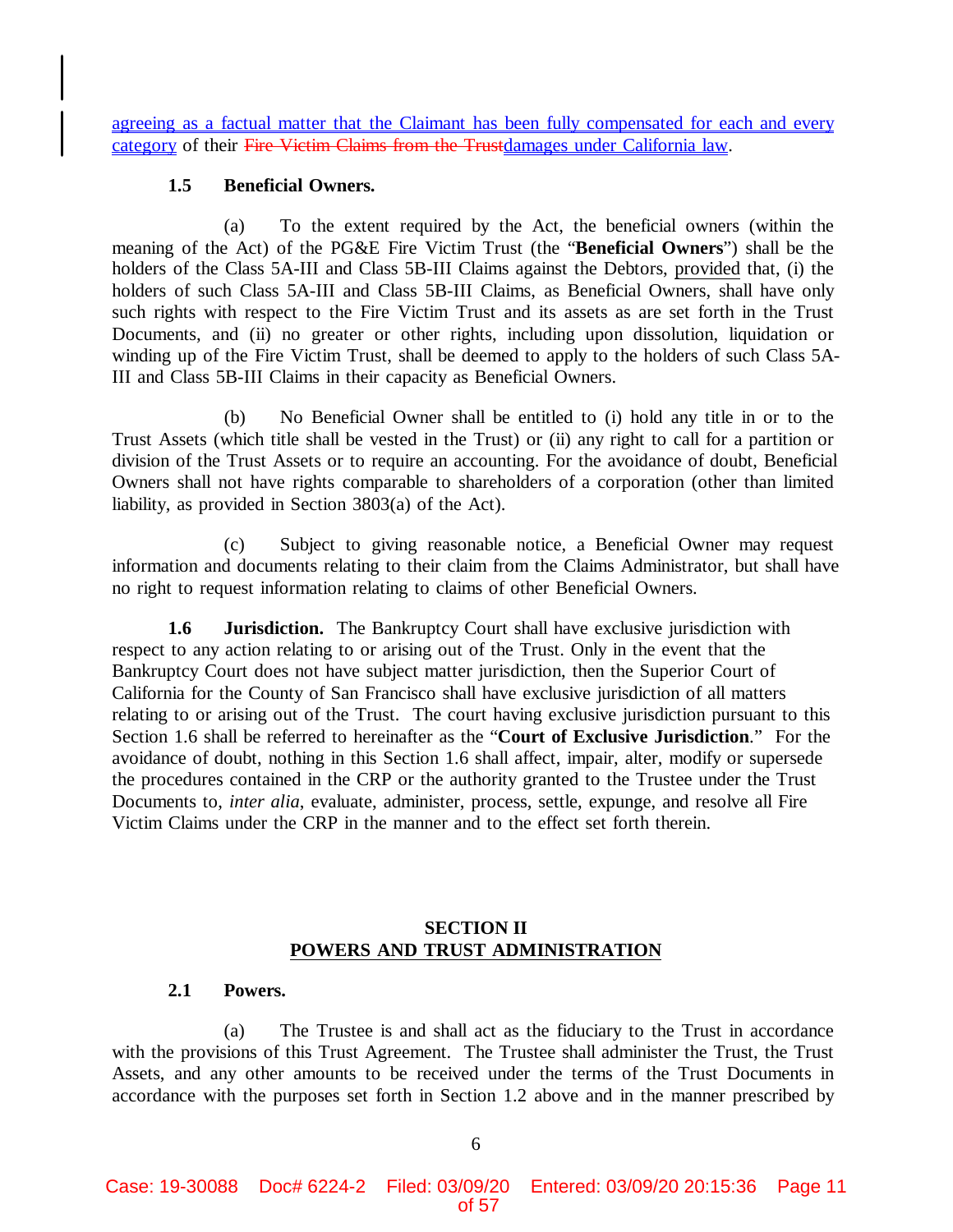agreeing as a factual matter that the Claimant has been fully compensated for each and every category of their ~~Fire Victim Claims from the Trust~~damages under California law.

**1.5 Beneficial Owners.**

(a) To the extent required by the Act, the beneficial owners (within the meaning of the Act) of the PG&E Fire Victim Trust (the "**Beneficial Owners**") shall be the holders of the Class 5A-III and Class 5B-III Claims against the Debtors, provided that, (i) the holders of such Class 5A-III and Class 5B-III Claims, as Beneficial Owners, shall have only such rights with respect to the Fire Victim Trust and its assets as are set forth in the Trust Documents, and (ii) no greater or other rights, including upon dissolution, liquidation or winding up of the Fire Victim Trust, shall be deemed to apply to the holders of such Class 5A-III and Class 5B-III Claims in their capacity as Beneficial Owners.

(b) No Beneficial Owner shall be entitled to (i) hold any title in or to the Trust Assets (which title shall be vested in the Trust) or (ii) any right to call for a partition or division of the Trust Assets or to require an accounting. For the avoidance of doubt, Beneficial Owners shall not have rights comparable to shareholders of a corporation (other than limited liability, as provided in Section 3803(a) of the Act).

(c) Subject to giving reasonable notice, a Beneficial Owner may request information and documents relating to their claim from the Claims Administrator, but shall have no right to request information relating to claims of other Beneficial Owners.

**1.6 Jurisdiction.** The Bankruptcy Court shall have exclusive jurisdiction with respect to any action relating to or arising out of the Trust. Only in the event that the Bankruptcy Court does not have subject matter jurisdiction, then the Superior Court of California for the County of San Francisco shall have exclusive jurisdiction of all matters relating to or arising out of the Trust. The court having exclusive jurisdiction pursuant to this Section 1.6 shall be referred to hereinafter as the "**Court of Exclusive Jurisdiction**." For the avoidance of doubt, nothing in this Section 1.6 shall affect, impair, alter, modify or supersede the procedures contained in the CRP or the authority granted to the Trustee under the Trust Documents to, *inter alia*, evaluate, administer, process, settle, expunge, and resolve all Fire Victim Claims under the CRP in the manner and to the effect set forth therein.

## SECTION II
## POWERS AND TRUST ADMINISTRATION

**2.1 Powers.**

(a) The Trustee is and shall act as the fiduciary to the Trust in accordance with the provisions of this Trust Agreement. The Trustee shall administer the Trust, the Trust Assets, and any other amounts to be received under the terms of the Trust Documents in accordance with the purposes set forth in Section 1.2 above and in the manner prescribed by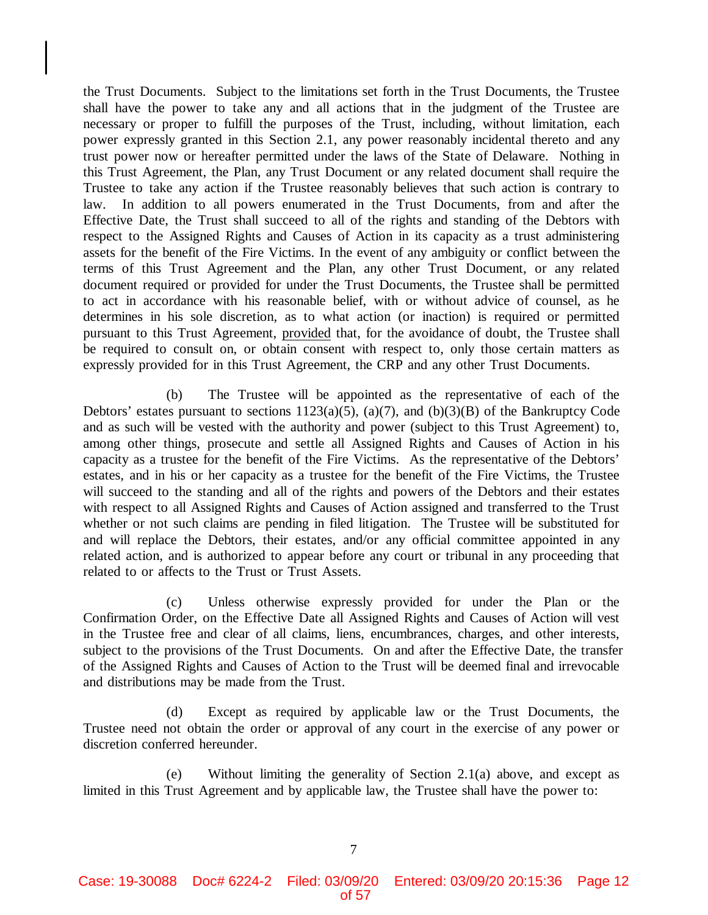the Trust Documents. Subject to the limitations set forth in the Trust Documents, the Trustee shall have the power to take any and all actions that in the judgment of the Trustee are necessary or proper to fulfill the purposes of the Trust, including, without limitation, each power expressly granted in this Section 2.1, any power reasonably incidental thereto and any trust power now or hereafter permitted under the laws of the State of Delaware. Nothing in this Trust Agreement, the Plan, any Trust Document or any related document shall require the Trustee to take any action if the Trustee reasonably believes that such action is contrary to law. In addition to all powers enumerated in the Trust Documents, from and after the Effective Date, the Trust shall succeed to all of the rights and standing of the Debtors with respect to the Assigned Rights and Causes of Action in its capacity as a trust administering assets for the benefit of the Fire Victims. In the event of any ambiguity or conflict between the terms of this Trust Agreement and the Plan, any other Trust Document, or any related document required or provided for under the Trust Documents, the Trustee shall be permitted to act in accordance with his reasonable belief, with or without advice of counsel, as he determines in his sole discretion, as to what action (or inaction) is required or permitted pursuant to this Trust Agreement, provided that, for the avoidance of doubt, the Trustee shall be required to consult on, or obtain consent with respect to, only those certain matters as expressly provided for in this Trust Agreement, the CRP and any other Trust Documents.

(b) The Trustee will be appointed as the representative of each of the Debtors' estates pursuant to sections 1123(a)(5), (a)(7), and (b)(3)(B) of the Bankruptcy Code and as such will be vested with the authority and power (subject to this Trust Agreement) to, among other things, prosecute and settle all Assigned Rights and Causes of Action in his capacity as a trustee for the benefit of the Fire Victims. As the representative of the Debtors' estates, and in his or her capacity as a trustee for the benefit of the Fire Victims, the Trustee will succeed to the standing and all of the rights and powers of the Debtors and their estates with respect to all Assigned Rights and Causes of Action assigned and transferred to the Trust whether or not such claims are pending in filed litigation. The Trustee will be substituted for and will replace the Debtors, their estates, and/or any official committee appointed in any related action, and is authorized to appear before any court or tribunal in any proceeding that related to or affects to the Trust or Trust Assets.

(c) Unless otherwise expressly provided for under the Plan or the Confirmation Order, on the Effective Date all Assigned Rights and Causes of Action will vest in the Trustee free and clear of all claims, liens, encumbrances, charges, and other interests, subject to the provisions of the Trust Documents. On and after the Effective Date, the transfer of the Assigned Rights and Causes of Action to the Trust will be deemed final and irrevocable and distributions may be made from the Trust.

(d) Except as required by applicable law or the Trust Documents, the Trustee need not obtain the order or approval of any court in the exercise of any power or discretion conferred hereunder.

(e) Without limiting the generality of Section 2.1(a) above, and except as limited in this Trust Agreement and by applicable law, the Trustee shall have the power to: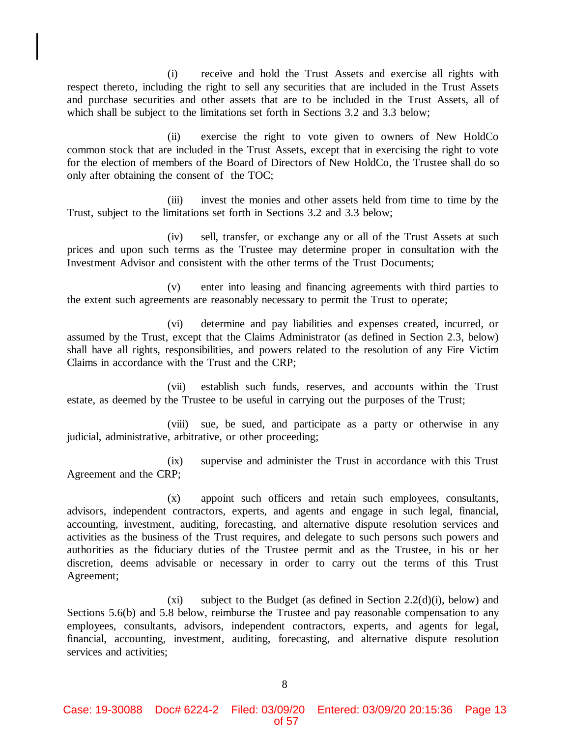(i) receive and hold the Trust Assets and exercise all rights with respect thereto, including the right to sell any securities that are included in the Trust Assets and purchase securities and other assets that are to be included in the Trust Assets, all of which shall be subject to the limitations set forth in Sections 3.2 and 3.3 below;

(ii) exercise the right to vote given to owners of New HoldCo common stock that are included in the Trust Assets, except that in exercising the right to vote for the election of members of the Board of Directors of New HoldCo, the Trustee shall do so only after obtaining the consent of the TOC;

(iii) invest the monies and other assets held from time to time by the Trust, subject to the limitations set forth in Sections 3.2 and 3.3 below;

(iv) sell, transfer, or exchange any or all of the Trust Assets at such prices and upon such terms as the Trustee may determine proper in consultation with the Investment Advisor and consistent with the other terms of the Trust Documents;

(v) enter into leasing and financing agreements with third parties to the extent such agreements are reasonably necessary to permit the Trust to operate;

(vi) determine and pay liabilities and expenses created, incurred, or assumed by the Trust, except that the Claims Administrator (as defined in Section 2.3, below) shall have all rights, responsibilities, and powers related to the resolution of any Fire Victim Claims in accordance with the Trust and the CRP;

(vii) establish such funds, reserves, and accounts within the Trust estate, as deemed by the Trustee to be useful in carrying out the purposes of the Trust;

(viii) sue, be sued, and participate as a party or otherwise in any judicial, administrative, arbitrative, or other proceeding;

(ix) supervise and administer the Trust in accordance with this Trust Agreement and the CRP;

(x) appoint such officers and retain such employees, consultants, advisors, independent contractors, experts, and agents and engage in such legal, financial, accounting, investment, auditing, forecasting, and alternative dispute resolution services and activities as the business of the Trust requires, and delegate to such persons such powers and authorities as the fiduciary duties of the Trustee permit and as the Trustee, in his or her discretion, deems advisable or necessary in order to carry out the terms of this Trust Agreement;

(xi) subject to the Budget (as defined in Section 2.2(d)(i), below) and Sections 5.6(b) and 5.8 below, reimburse the Trustee and pay reasonable compensation to any employees, consultants, advisors, independent contractors, experts, and agents for legal, financial, accounting, investment, auditing, forecasting, and alternative dispute resolution services and activities;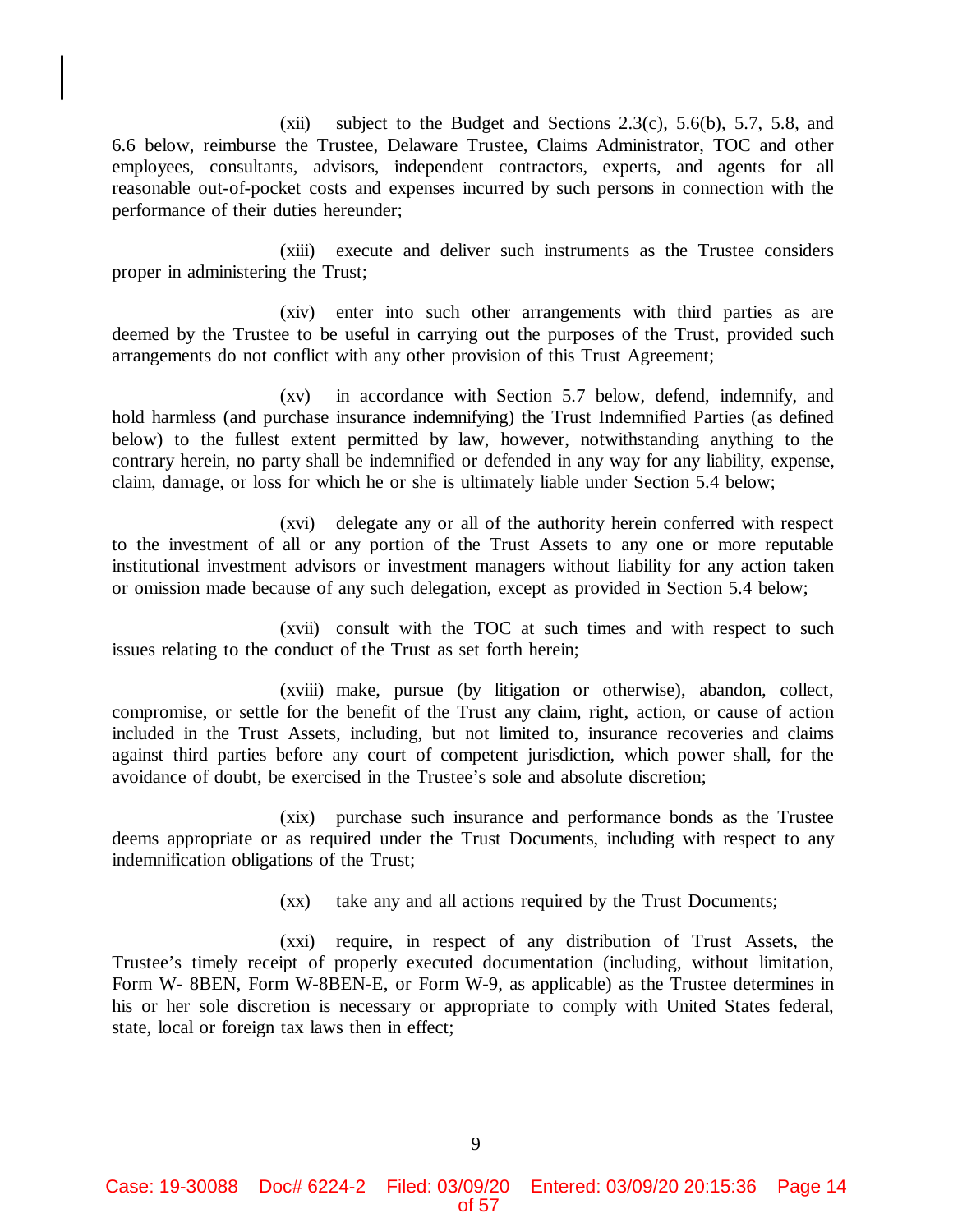(xii) subject to the Budget and Sections 2.3(c), 5.6(b), 5.7, 5.8, and 6.6 below, reimburse the Trustee, Delaware Trustee, Claims Administrator, TOC and other employees, consultants, advisors, independent contractors, experts, and agents for all reasonable out-of-pocket costs and expenses incurred by such persons in connection with the performance of their duties hereunder;

(xiii) execute and deliver such instruments as the Trustee considers proper in administering the Trust;

(xiv) enter into such other arrangements with third parties as are deemed by the Trustee to be useful in carrying out the purposes of the Trust, provided such arrangements do not conflict with any other provision of this Trust Agreement;

(xv) in accordance with Section 5.7 below, defend, indemnify, and hold harmless (and purchase insurance indemnifying) the Trust Indemnified Parties (as defined below) to the fullest extent permitted by law, however, notwithstanding anything to the contrary herein, no party shall be indemnified or defended in any way for any liability, expense, claim, damage, or loss for which he or she is ultimately liable under Section 5.4 below;

(xvi) delegate any or all of the authority herein conferred with respect to the investment of all or any portion of the Trust Assets to any one or more reputable institutional investment advisors or investment managers without liability for any action taken or omission made because of any such delegation, except as provided in Section 5.4 below;

(xvii) consult with the TOC at such times and with respect to such issues relating to the conduct of the Trust as set forth herein;

(xviii) make, pursue (by litigation or otherwise), abandon, collect, compromise, or settle for the benefit of the Trust any claim, right, action, or cause of action included in the Trust Assets, including, but not limited to, insurance recoveries and claims against third parties before any court of competent jurisdiction, which power shall, for the avoidance of doubt, be exercised in the Trustee's sole and absolute discretion;

(xix) purchase such insurance and performance bonds as the Trustee deems appropriate or as required under the Trust Documents, including with respect to any indemnification obligations of the Trust;

(xx) take any and all actions required by the Trust Documents;

(xxi) require, in respect of any distribution of Trust Assets, the Trustee's timely receipt of properly executed documentation (including, without limitation, Form W- 8BEN, Form W-8BEN-E, or Form W-9, as applicable) as the Trustee determines in his or her sole discretion is necessary or appropriate to comply with United States federal, state, local or foreign tax laws then in effect;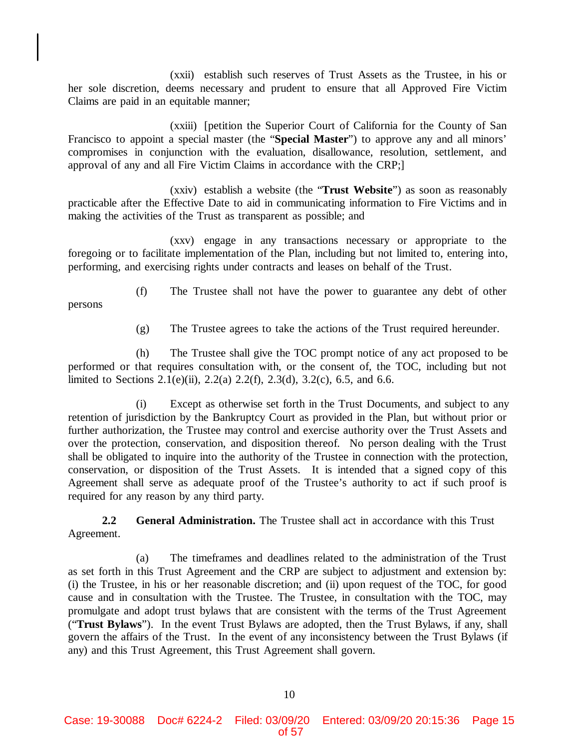(xxii) establish such reserves of Trust Assets as the Trustee, in his or her sole discretion, deems necessary and prudent to ensure that all Approved Fire Victim Claims are paid in an equitable manner;

(xxiii) [petition the Superior Court of California for the County of San Francisco to appoint a special master (the "**Special Master**") to approve any and all minors' compromises in conjunction with the evaluation, disallowance, resolution, settlement, and approval of any and all Fire Victim Claims in accordance with the CRP;]

(xxiv) establish a website (the "**Trust Website**") as soon as reasonably practicable after the Effective Date to aid in communicating information to Fire Victims and in making the activities of the Trust as transparent as possible; and

(xxv) engage in any transactions necessary or appropriate to the foregoing or to facilitate implementation of the Plan, including but not limited to, entering into, performing, and exercising rights under contracts and leases on behalf of the Trust.

(f) The Trustee shall not have the power to guarantee any debt of other persons

(g) The Trustee agrees to take the actions of the Trust required hereunder.

(h) The Trustee shall give the TOC prompt notice of any act proposed to be performed or that requires consultation with, or the consent of, the TOC, including but not limited to Sections 2.1(e)(ii), 2.2(a) 2.2(f), 2.3(d), 3.2(c), 6.5, and 6.6.

(i) Except as otherwise set forth in the Trust Documents, and subject to any retention of jurisdiction by the Bankruptcy Court as provided in the Plan, but without prior or further authorization, the Trustee may control and exercise authority over the Trust Assets and over the protection, conservation, and disposition thereof. No person dealing with the Trust shall be obligated to inquire into the authority of the Trustee in connection with the protection, conservation, or disposition of the Trust Assets. It is intended that a signed copy of this Agreement shall serve as adequate proof of the Trustee's authority to act if such proof is required for any reason by any third party.

**2.2 General Administration.** The Trustee shall act in accordance with this Trust Agreement.

(a) The timeframes and deadlines related to the administration of the Trust as set forth in this Trust Agreement and the CRP are subject to adjustment and extension by: (i) the Trustee, in his or her reasonable discretion; and (ii) upon request of the TOC, for good cause and in consultation with the Trustee. The Trustee, in consultation with the TOC, may promulgate and adopt trust bylaws that are consistent with the terms of the Trust Agreement ("**Trust Bylaws**"). In the event Trust Bylaws are adopted, then the Trust Bylaws, if any, shall govern the affairs of the Trust. In the event of any inconsistency between the Trust Bylaws (if any) and this Trust Agreement, this Trust Agreement shall govern.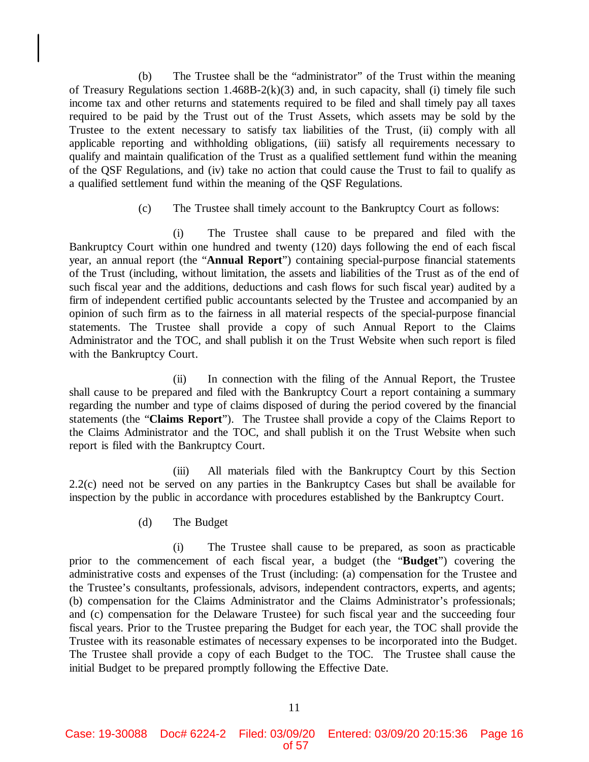(b) The Trustee shall be the "administrator" of the Trust within the meaning of Treasury Regulations section 1.468B-2(k)(3) and, in such capacity, shall (i) timely file such income tax and other returns and statements required to be filed and shall timely pay all taxes required to be paid by the Trust out of the Trust Assets, which assets may be sold by the Trustee to the extent necessary to satisfy tax liabilities of the Trust, (ii) comply with all applicable reporting and withholding obligations, (iii) satisfy all requirements necessary to qualify and maintain qualification of the Trust as a qualified settlement fund within the meaning of the QSF Regulations, and (iv) take no action that could cause the Trust to fail to qualify as a qualified settlement fund within the meaning of the QSF Regulations.

(c) The Trustee shall timely account to the Bankruptcy Court as follows:

(i) The Trustee shall cause to be prepared and filed with the Bankruptcy Court within one hundred and twenty (120) days following the end of each fiscal year, an annual report (the "**Annual Report**") containing special-purpose financial statements of the Trust (including, without limitation, the assets and liabilities of the Trust as of the end of such fiscal year and the additions, deductions and cash flows for such fiscal year) audited by a firm of independent certified public accountants selected by the Trustee and accompanied by an opinion of such firm as to the fairness in all material respects of the special-purpose financial statements. The Trustee shall provide a copy of such Annual Report to the Claims Administrator and the TOC, and shall publish it on the Trust Website when such report is filed with the Bankruptcy Court.

(ii) In connection with the filing of the Annual Report, the Trustee shall cause to be prepared and filed with the Bankruptcy Court a report containing a summary regarding the number and type of claims disposed of during the period covered by the financial statements (the "**Claims Report**"). The Trustee shall provide a copy of the Claims Report to the Claims Administrator and the TOC, and shall publish it on the Trust Website when such report is filed with the Bankruptcy Court.

(iii) All materials filed with the Bankruptcy Court by this Section 2.2(c) need not be served on any parties in the Bankruptcy Cases but shall be available for inspection by the public in accordance with procedures established by the Bankruptcy Court.

(d) The Budget

(i) The Trustee shall cause to be prepared, as soon as practicable prior to the commencement of each fiscal year, a budget (the "**Budget**") covering the administrative costs and expenses of the Trust (including: (a) compensation for the Trustee and the Trustee's consultants, professionals, advisors, independent contractors, experts, and agents; (b) compensation for the Claims Administrator and the Claims Administrator's professionals; and (c) compensation for the Delaware Trustee) for such fiscal year and the succeeding four fiscal years. Prior to the Trustee preparing the Budget for each year, the TOC shall provide the Trustee with its reasonable estimates of necessary expenses to be incorporated into the Budget. The Trustee shall provide a copy of each Budget to the TOC. The Trustee shall cause the initial Budget to be prepared promptly following the Effective Date.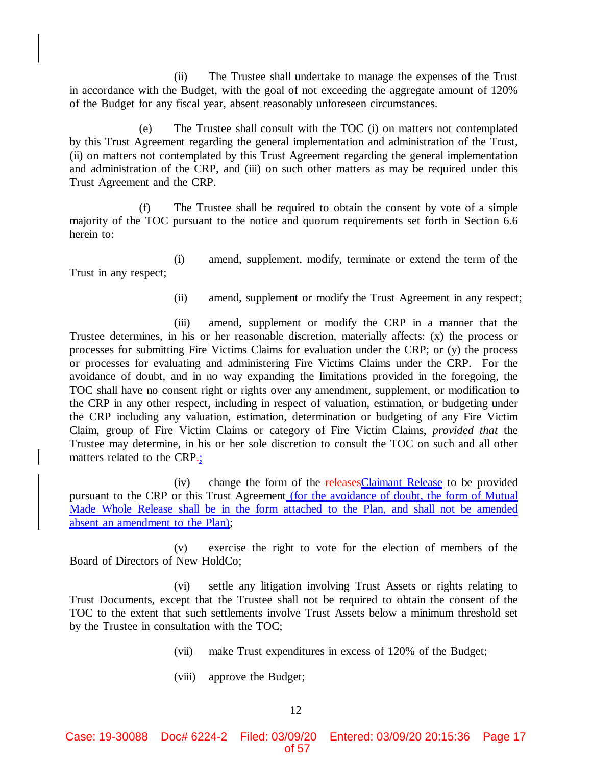(ii) The Trustee shall undertake to manage the expenses of the Trust in accordance with the Budget, with the goal of not exceeding the aggregate amount of 120% of the Budget for any fiscal year, absent reasonably unforeseen circumstances.

(e) The Trustee shall consult with the TOC (i) on matters not contemplated by this Trust Agreement regarding the general implementation and administration of the Trust, (ii) on matters not contemplated by this Trust Agreement regarding the general implementation and administration of the CRP, and (iii) on such other matters as may be required under this Trust Agreement and the CRP.

(f) The Trustee shall be required to obtain the consent by vote of a simple majority of the TOC pursuant to the notice and quorum requirements set forth in Section 6.6 herein to:

(i) amend, supplement, modify, terminate or extend the term of the Trust in any respect;

(ii) amend, supplement or modify the Trust Agreement in any respect;

(iii) amend, supplement or modify the CRP in a manner that the Trustee determines, in his or her reasonable discretion, materially affects: (x) the process or processes for submitting Fire Victims Claims for evaluation under the CRP; or (y) the process or processes for evaluating and administering Fire Victims Claims under the CRP. For the avoidance of doubt, and in no way expanding the limitations provided in the foregoing, the TOC shall have no consent right or rights over any amendment, supplement, or modification to the CRP in any other respect, including in respect of valuation, estimation, or budgeting under the CRP including any valuation, estimation, determination or budgeting of any Fire Victim Claim, group of Fire Victim Claims or category of Fire Victim Claims, *provided that* the Trustee may determine, in his or her sole discretion to consult the TOC on such and all other matters related to the CRP.;

(iv) change the form of the releasesClaimant Release to be provided pursuant to the CRP or this Trust Agreement (for the avoidance of doubt, the form of Mutual Made Whole Release shall be in the form attached to the Plan, and shall not be amended absent an amendment to the Plan);

(v) exercise the right to vote for the election of members of the Board of Directors of New HoldCo;

(vi) settle any litigation involving Trust Assets or rights relating to Trust Documents, except that the Trustee shall not be required to obtain the consent of the TOC to the extent that such settlements involve Trust Assets below a minimum threshold set by the Trustee in consultation with the TOC;

(vii) make Trust expenditures in excess of 120% of the Budget;

(viii) approve the Budget;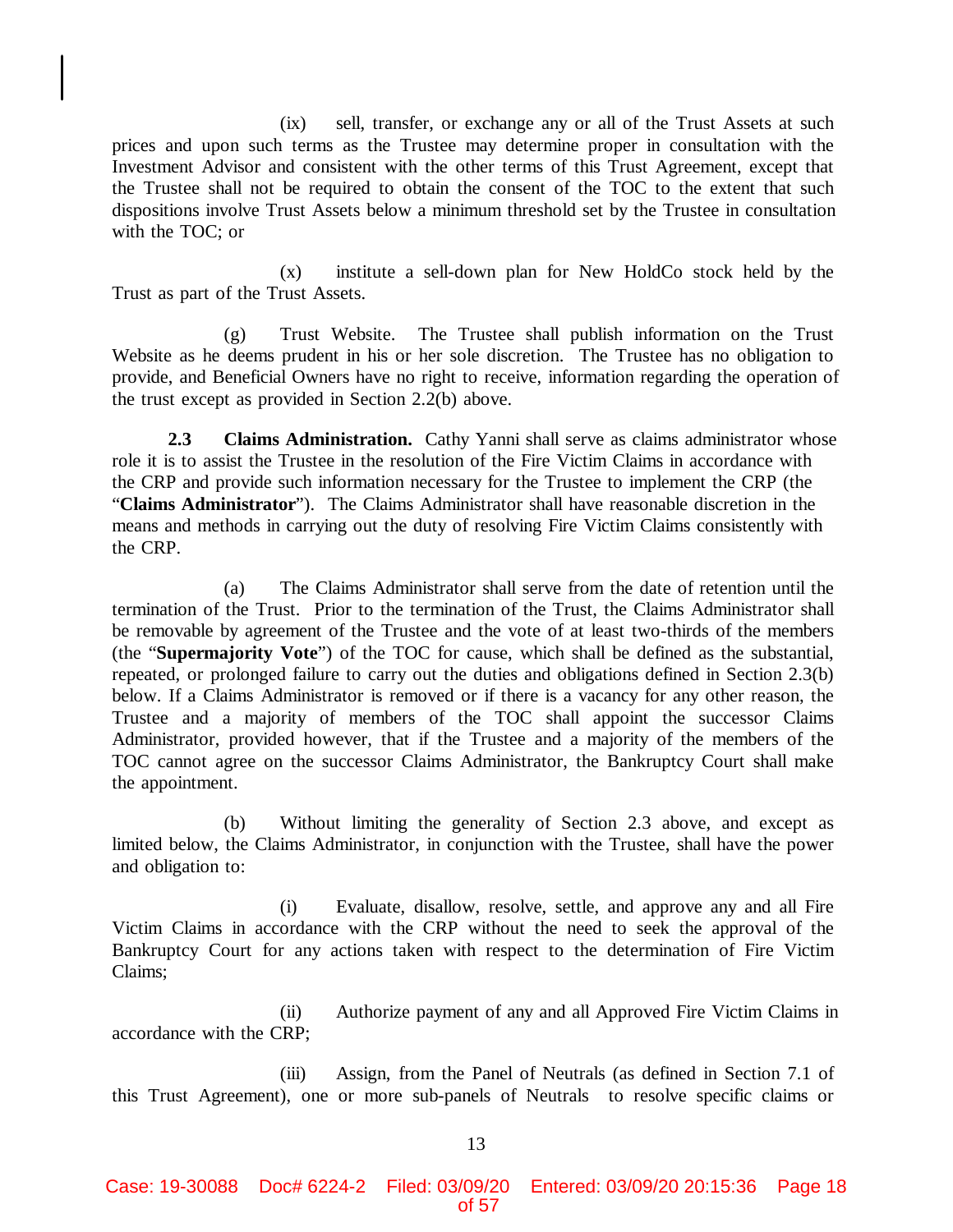(ix) sell, transfer, or exchange any or all of the Trust Assets at such prices and upon such terms as the Trustee may determine proper in consultation with the Investment Advisor and consistent with the other terms of this Trust Agreement, except that the Trustee shall not be required to obtain the consent of the TOC to the extent that such dispositions involve Trust Assets below a minimum threshold set by the Trustee in consultation with the TOC; or

(x) institute a sell-down plan for New HoldCo stock held by the Trust as part of the Trust Assets.

(g) Trust Website. The Trustee shall publish information on the Trust Website as he deems prudent in his or her sole discretion. The Trustee has no obligation to provide, and Beneficial Owners have no right to receive, information regarding the operation of the trust except as provided in Section 2.2(b) above.

**2.3 Claims Administration.** Cathy Yanni shall serve as claims administrator whose role it is to assist the Trustee in the resolution of the Fire Victim Claims in accordance with the CRP and provide such information necessary for the Trustee to implement the CRP (the "**Claims Administrator**"). The Claims Administrator shall have reasonable discretion in the means and methods in carrying out the duty of resolving Fire Victim Claims consistently with the CRP.

(a) The Claims Administrator shall serve from the date of retention until the termination of the Trust. Prior to the termination of the Trust, the Claims Administrator shall be removable by agreement of the Trustee and the vote of at least two-thirds of the members (the "**Supermajority Vote**") of the TOC for cause, which shall be defined as the substantial, repeated, or prolonged failure to carry out the duties and obligations defined in Section 2.3(b) below. If a Claims Administrator is removed or if there is a vacancy for any other reason, the Trustee and a majority of members of the TOC shall appoint the successor Claims Administrator, provided however, that if the Trustee and a majority of the members of the TOC cannot agree on the successor Claims Administrator, the Bankruptcy Court shall make the appointment.

(b) Without limiting the generality of Section 2.3 above, and except as limited below, the Claims Administrator, in conjunction with the Trustee, shall have the power and obligation to:

(i) Evaluate, disallow, resolve, settle, and approve any and all Fire Victim Claims in accordance with the CRP without the need to seek the approval of the Bankruptcy Court for any actions taken with respect to the determination of Fire Victim Claims;

(ii) Authorize payment of any and all Approved Fire Victim Claims in accordance with the CRP;

(iii) Assign, from the Panel of Neutrals (as defined in Section 7.1 of this Trust Agreement), one or more sub-panels of Neutrals to resolve specific claims or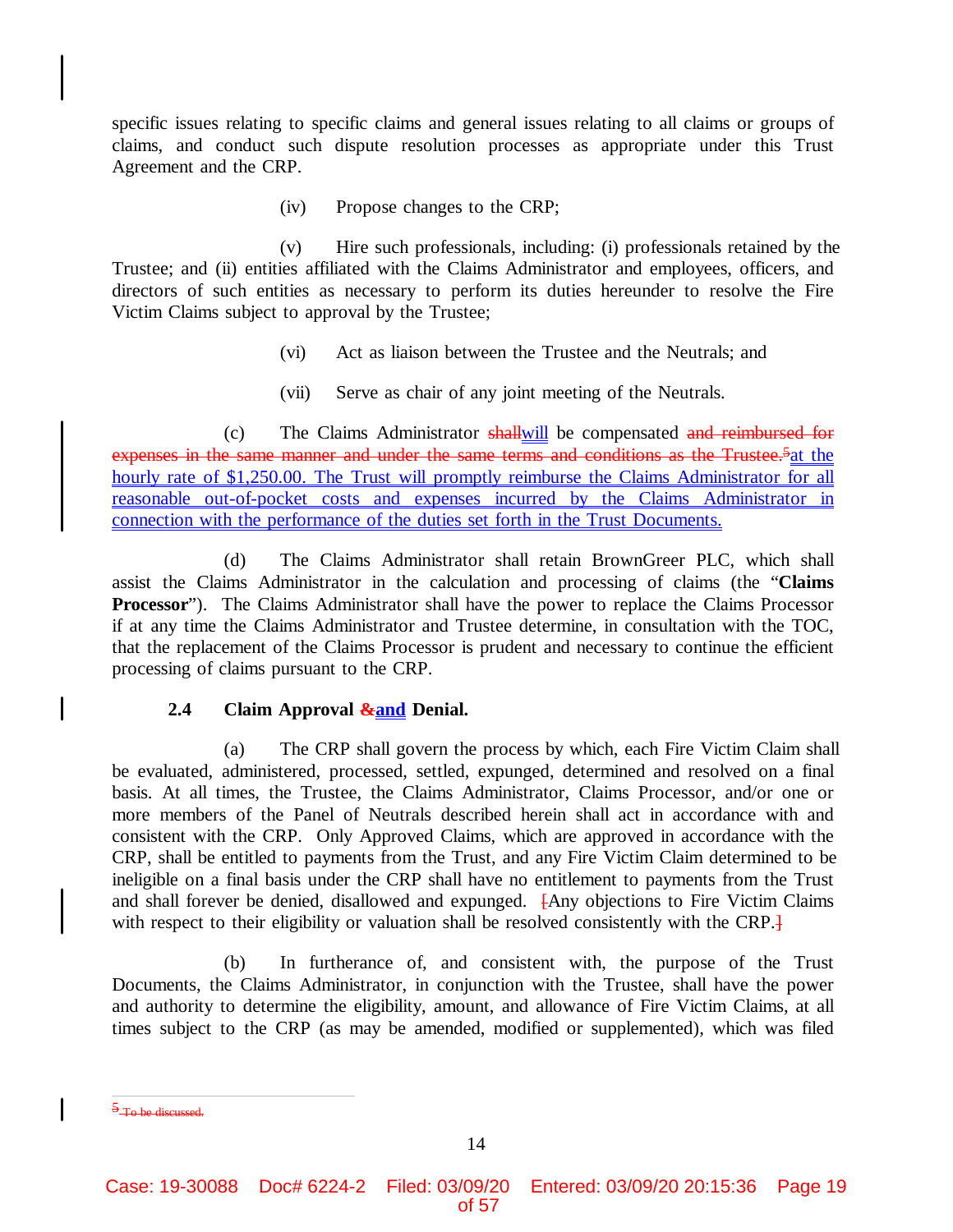specific issues relating to specific claims and general issues relating to all claims or groups of claims, and conduct such dispute resolution processes as appropriate under this Trust Agreement and the CRP.

(iv) Propose changes to the CRP;

(v) Hire such professionals, including: (i) professionals retained by the Trustee; and (ii) entities affiliated with the Claims Administrator and employees, officers, and directors of such entities as necessary to perform its duties hereunder to resolve the Fire Victim Claims subject to approval by the Trustee;

(vi) Act as liaison between the Trustee and the Neutrals; and

(vii) Serve as chair of any joint meeting of the Neutrals.

(c) The Claims Administrator ~~shall~~will be compensated ~~and reimbursed for expenses in the same manner and under the same terms and conditions as the Trustee.[5]~~at the hourly rate of $1,250.00. The Trust will promptly reimburse the Claims Administrator for all reasonable out-of-pocket costs and expenses incurred by the Claims Administrator in connection with the performance of the duties set forth in the Trust Documents.

(d) The Claims Administrator shall retain BrownGreer PLC, which shall assist the Claims Administrator in the calculation and processing of claims (the "**Claims Processor**"). The Claims Administrator shall have the power to replace the Claims Processor if at any time the Claims Administrator and Trustee determine, in consultation with the TOC, that the replacement of the Claims Processor is prudent and necessary to continue the efficient processing of claims pursuant to the CRP.

**2.4 Claim Approval ~~&~~and Denial.**

(a) The CRP shall govern the process by which, each Fire Victim Claim shall be evaluated, administered, processed, settled, expunged, determined and resolved on a final basis. At all times, the Trustee, the Claims Administrator, Claims Processor, and/or one or more members of the Panel of Neutrals described herein shall act in accordance with and consistent with the CRP. Only Approved Claims, which are approved in accordance with the CRP, shall be entitled to payments from the Trust, and any Fire Victim Claim determined to be ineligible on a final basis under the CRP shall have no entitlement to payments from the Trust and shall forever be denied, disallowed and expunged. ~~[~~Any objections to Fire Victim Claims with respect to their eligibility or valuation shall be resolved consistently with the CRP.~~]~~

(b) In furtherance of, and consistent with, the purpose of the Trust Documents, the Claims Administrator, in conjunction with the Trustee, shall have the power and authority to determine the eligibility, amount, and allowance of Fire Victim Claims, at all times subject to the CRP (as may be amended, modified or supplemented), which was filed

~~[5] To be discussed.~~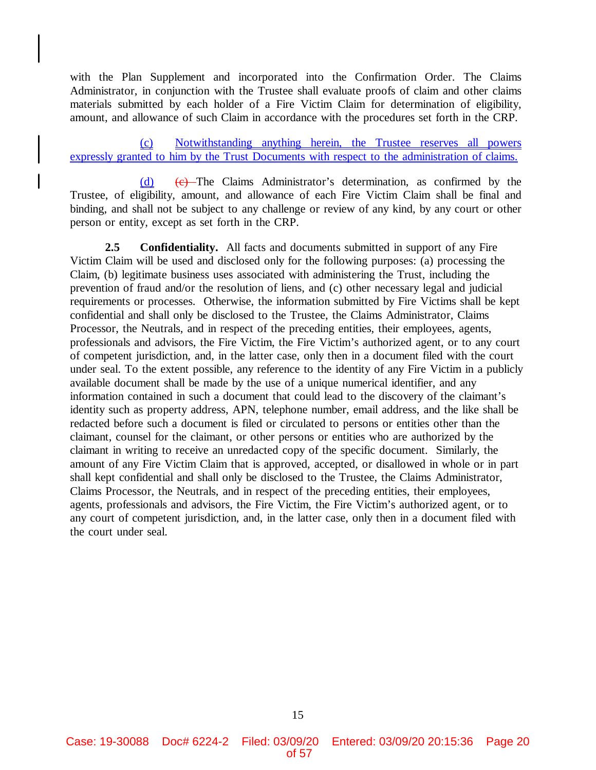with the Plan Supplement and incorporated into the Confirmation Order. The Claims Administrator, in conjunction with the Trustee shall evaluate proofs of claim and other claims materials submitted by each holder of a Fire Victim Claim for determination of eligibility, amount, and allowance of such Claim in accordance with the procedures set forth in the CRP.

(c) Notwithstanding anything herein, the Trustee reserves all powers expressly granted to him by the Trust Documents with respect to the administration of claims.

(d) ~~(c)~~ The Claims Administrator's determination, as confirmed by the Trustee, of eligibility, amount, and allowance of each Fire Victim Claim shall be final and binding, and shall not be subject to any challenge or review of any kind, by any court or other person or entity, except as set forth in the CRP.

**2.5 Confidentiality.** All facts and documents submitted in support of any Fire Victim Claim will be used and disclosed only for the following purposes: (a) processing the Claim, (b) legitimate business uses associated with administering the Trust, including the prevention of fraud and/or the resolution of liens, and (c) other necessary legal and judicial requirements or processes. Otherwise, the information submitted by Fire Victims shall be kept confidential and shall only be disclosed to the Trustee, the Claims Administrator, Claims Processor, the Neutrals, and in respect of the preceding entities, their employees, agents, professionals and advisors, the Fire Victim, the Fire Victim's authorized agent, or to any court of competent jurisdiction, and, in the latter case, only then in a document filed with the court under seal. To the extent possible, any reference to the identity of any Fire Victim in a publicly available document shall be made by the use of a unique numerical identifier, and any information contained in such a document that could lead to the discovery of the claimant's identity such as property address, APN, telephone number, email address, and the like shall be redacted before such a document is filed or circulated to persons or entities other than the claimant, counsel for the claimant, or other persons or entities who are authorized by the claimant in writing to receive an unredacted copy of the specific document. Similarly, the amount of any Fire Victim Claim that is approved, accepted, or disallowed in whole or in part shall kept confidential and shall only be disclosed to the Trustee, the Claims Administrator, Claims Processor, the Neutrals, and in respect of the preceding entities, their employees, agents, professionals and advisors, the Fire Victim, the Fire Victim's authorized agent, or to any court of competent jurisdiction, and, in the latter case, only then in a document filed with the court under seal.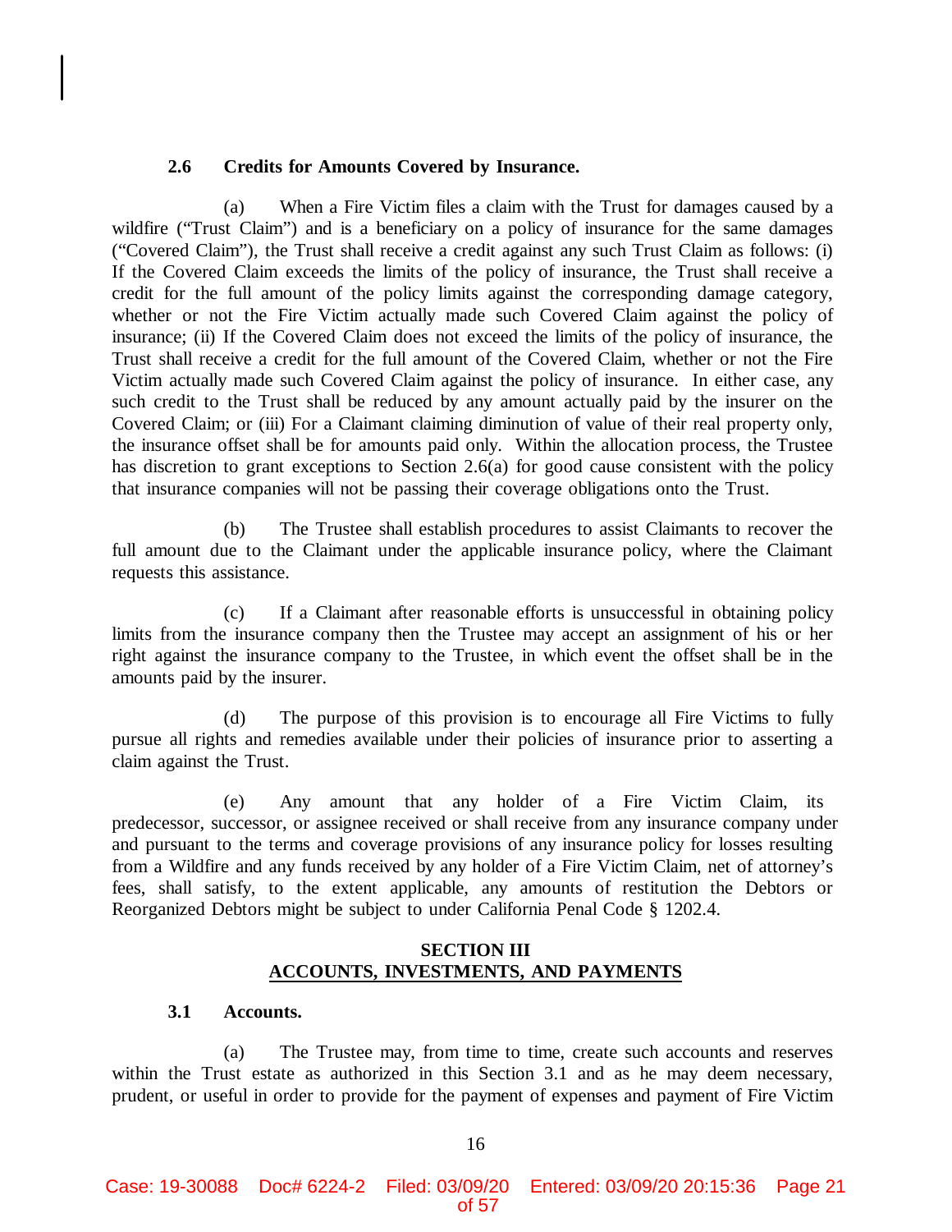**2.6 Credits for Amounts Covered by Insurance.**

(a) When a Fire Victim files a claim with the Trust for damages caused by a wildfire ("Trust Claim") and is a beneficiary on a policy of insurance for the same damages ("Covered Claim"), the Trust shall receive a credit against any such Trust Claim as follows: (i) If the Covered Claim exceeds the limits of the policy of insurance, the Trust shall receive a credit for the full amount of the policy limits against the corresponding damage category, whether or not the Fire Victim actually made such Covered Claim against the policy of insurance; (ii) If the Covered Claim does not exceed the limits of the policy of insurance, the Trust shall receive a credit for the full amount of the Covered Claim, whether or not the Fire Victim actually made such Covered Claim against the policy of insurance. In either case, any such credit to the Trust shall be reduced by any amount actually paid by the insurer on the Covered Claim; or (iii) For a Claimant claiming diminution of value of their real property only, the insurance offset shall be for amounts paid only. Within the allocation process, the Trustee has discretion to grant exceptions to Section 2.6(a) for good cause consistent with the policy that insurance companies will not be passing their coverage obligations onto the Trust.

(b) The Trustee shall establish procedures to assist Claimants to recover the full amount due to the Claimant under the applicable insurance policy, where the Claimant requests this assistance.

(c) If a Claimant after reasonable efforts is unsuccessful in obtaining policy limits from the insurance company then the Trustee may accept an assignment of his or her right against the insurance company to the Trustee, in which event the offset shall be in the amounts paid by the insurer.

(d) The purpose of this provision is to encourage all Fire Victims to fully pursue all rights and remedies available under their policies of insurance prior to asserting a claim against the Trust.

(e) Any amount that any holder of a Fire Victim Claim, its predecessor, successor, or assignee received or shall receive from any insurance company under and pursuant to the terms and coverage provisions of any insurance policy for losses resulting from a Wildfire and any funds received by any holder of a Fire Victim Claim, net of attorney's fees, shall satisfy, to the extent applicable, any amounts of restitution the Debtors or Reorganized Debtors might be subject to under California Penal Code § 1202.4.

## SECTION III
## ACCOUNTS, INVESTMENTS, AND PAYMENTS

**3.1 Accounts.**

(a) The Trustee may, from time to time, create such accounts and reserves within the Trust estate as authorized in this Section 3.1 and as he may deem necessary, prudent, or useful in order to provide for the payment of expenses and payment of Fire Victim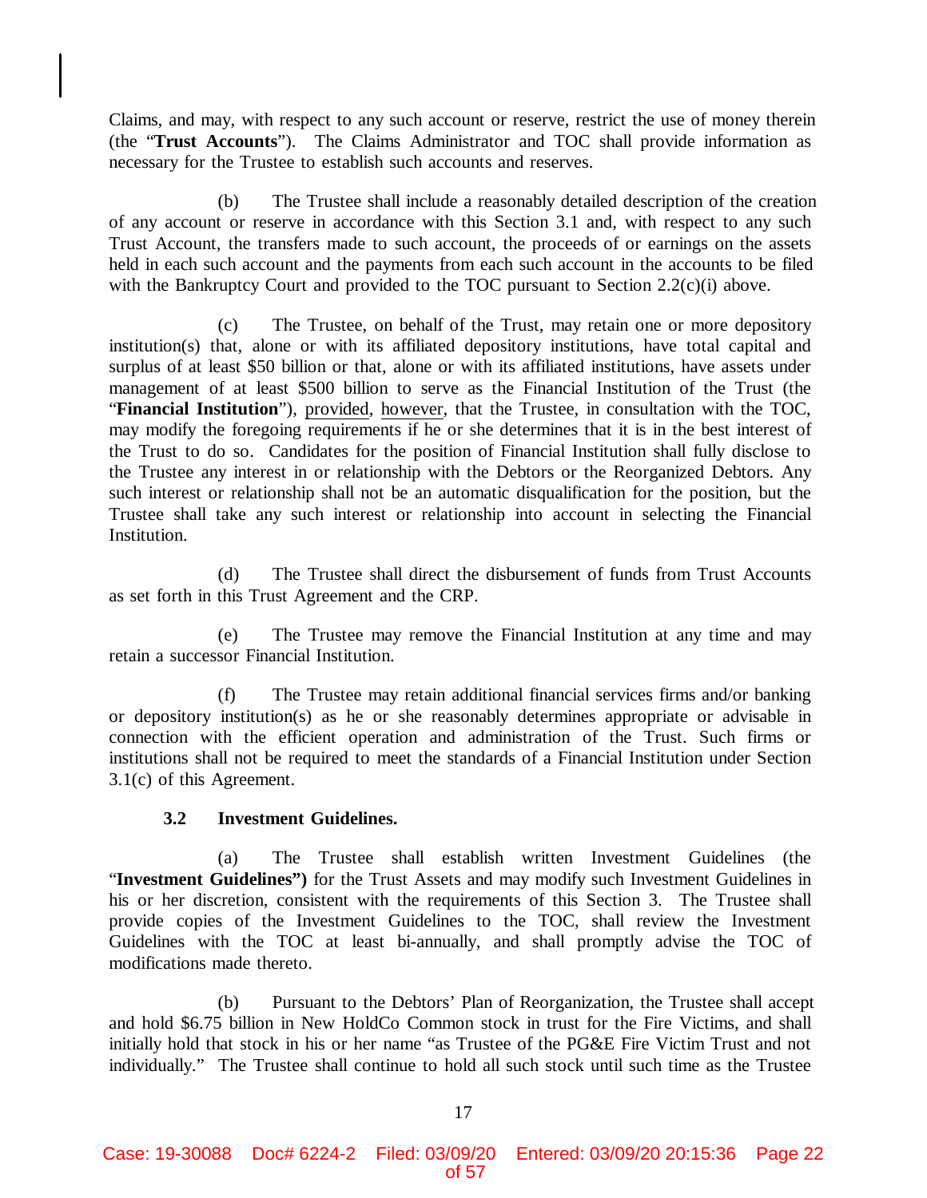Claims, and may, with respect to any such account or reserve, restrict the use of money therein (the "**Trust Accounts**"). The Claims Administrator and TOC shall provide information as necessary for the Trustee to establish such accounts and reserves.

(b) The Trustee shall include a reasonably detailed description of the creation of any account or reserve in accordance with this Section 3.1 and, with respect to any such Trust Account, the transfers made to such account, the proceeds of or earnings on the assets held in each such account and the payments from each such account in the accounts to be filed with the Bankruptcy Court and provided to the TOC pursuant to Section 2.2(c)(i) above.

(c) The Trustee, on behalf of the Trust, may retain one or more depository institution(s) that, alone or with its affiliated depository institutions, have total capital and surplus of at least $50 billion or that, alone or with its affiliated institutions, have assets under management of at least $500 billion to serve as the Financial Institution of the Trust (the "**Financial Institution**"), provided, however, that the Trustee, in consultation with the TOC, may modify the foregoing requirements if he or she determines that it is in the best interest of the Trust to do so. Candidates for the position of Financial Institution shall fully disclose to the Trustee any interest in or relationship with the Debtors or the Reorganized Debtors. Any such interest or relationship shall not be an automatic disqualification for the position, but the Trustee shall take any such interest or relationship into account in selecting the Financial Institution.

(d) The Trustee shall direct the disbursement of funds from Trust Accounts as set forth in this Trust Agreement and the CRP.

(e) The Trustee may remove the Financial Institution at any time and may retain a successor Financial Institution.

(f) The Trustee may retain additional financial services firms and/or banking or depository institution(s) as he or she reasonably determines appropriate or advisable in connection with the efficient operation and administration of the Trust. Such firms or institutions shall not be required to meet the standards of a Financial Institution under Section 3.1(c) of this Agreement.

### 3.2 Investment Guidelines.

(a) The Trustee shall establish written Investment Guidelines (the "**Investment Guidelines")** for the Trust Assets and may modify such Investment Guidelines in his or her discretion, consistent with the requirements of this Section 3. The Trustee shall provide copies of the Investment Guidelines to the TOC, shall review the Investment Guidelines with the TOC at least bi-annually, and shall promptly advise the TOC of modifications made thereto.

(b) Pursuant to the Debtors' Plan of Reorganization, the Trustee shall accept and hold $6.75 billion in New HoldCo Common stock in trust for the Fire Victims, and shall initially hold that stock in his or her name "as Trustee of the PG&E Fire Victim Trust and not individually." The Trustee shall continue to hold all such stock until such time as the Trustee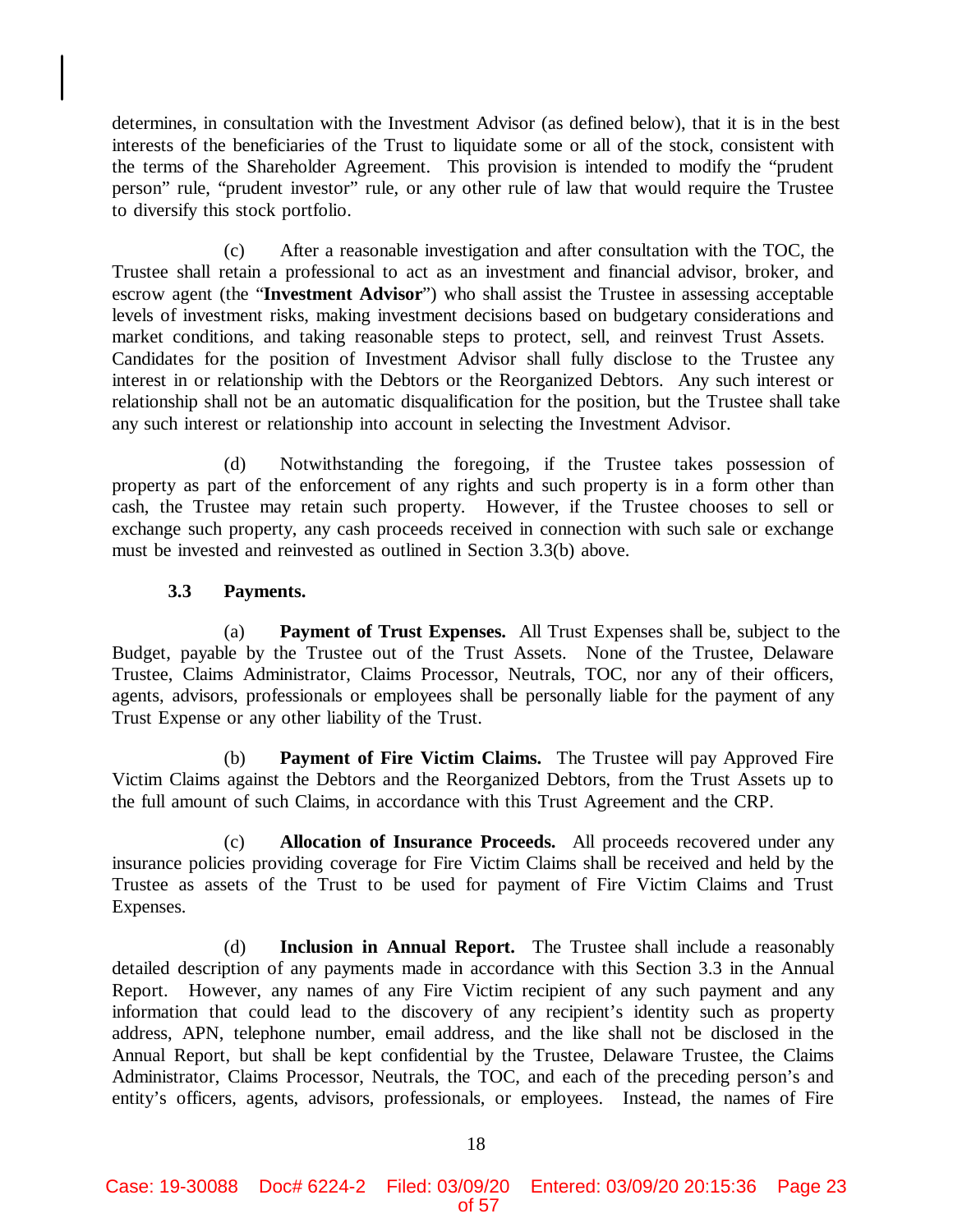determines, in consultation with the Investment Advisor (as defined below), that it is in the best interests of the beneficiaries of the Trust to liquidate some or all of the stock, consistent with the terms of the Shareholder Agreement. This provision is intended to modify the "prudent person" rule, "prudent investor" rule, or any other rule of law that would require the Trustee to diversify this stock portfolio.

(c) After a reasonable investigation and after consultation with the TOC, the Trustee shall retain a professional to act as an investment and financial advisor, broker, and escrow agent (the "**Investment Advisor**") who shall assist the Trustee in assessing acceptable levels of investment risks, making investment decisions based on budgetary considerations and market conditions, and taking reasonable steps to protect, sell, and reinvest Trust Assets. Candidates for the position of Investment Advisor shall fully disclose to the Trustee any interest in or relationship with the Debtors or the Reorganized Debtors. Any such interest or relationship shall not be an automatic disqualification for the position, but the Trustee shall take any such interest or relationship into account in selecting the Investment Advisor.

(d) Notwithstanding the foregoing, if the Trustee takes possession of property as part of the enforcement of any rights and such property is in a form other than cash, the Trustee may retain such property. However, if the Trustee chooses to sell or exchange such property, any cash proceeds received in connection with such sale or exchange must be invested and reinvested as outlined in Section 3.3(b) above.

### 3.3 Payments.

(a) **Payment of Trust Expenses.** All Trust Expenses shall be, subject to the Budget, payable by the Trustee out of the Trust Assets. None of the Trustee, Delaware Trustee, Claims Administrator, Claims Processor, Neutrals, TOC, nor any of their officers, agents, advisors, professionals or employees shall be personally liable for the payment of any Trust Expense or any other liability of the Trust.

(b) **Payment of Fire Victim Claims.** The Trustee will pay Approved Fire Victim Claims against the Debtors and the Reorganized Debtors, from the Trust Assets up to the full amount of such Claims, in accordance with this Trust Agreement and the CRP.

(c) **Allocation of Insurance Proceeds.** All proceeds recovered under any insurance policies providing coverage for Fire Victim Claims shall be received and held by the Trustee as assets of the Trust to be used for payment of Fire Victim Claims and Trust Expenses.

(d) **Inclusion in Annual Report.** The Trustee shall include a reasonably detailed description of any payments made in accordance with this Section 3.3 in the Annual Report. However, any names of any Fire Victim recipient of any such payment and any information that could lead to the discovery of any recipient's identity such as property address, APN, telephone number, email address, and the like shall not be disclosed in the Annual Report, but shall be kept confidential by the Trustee, Delaware Trustee, the Claims Administrator, Claims Processor, Neutrals, the TOC, and each of the preceding person's and entity's officers, agents, advisors, professionals, or employees. Instead, the names of Fire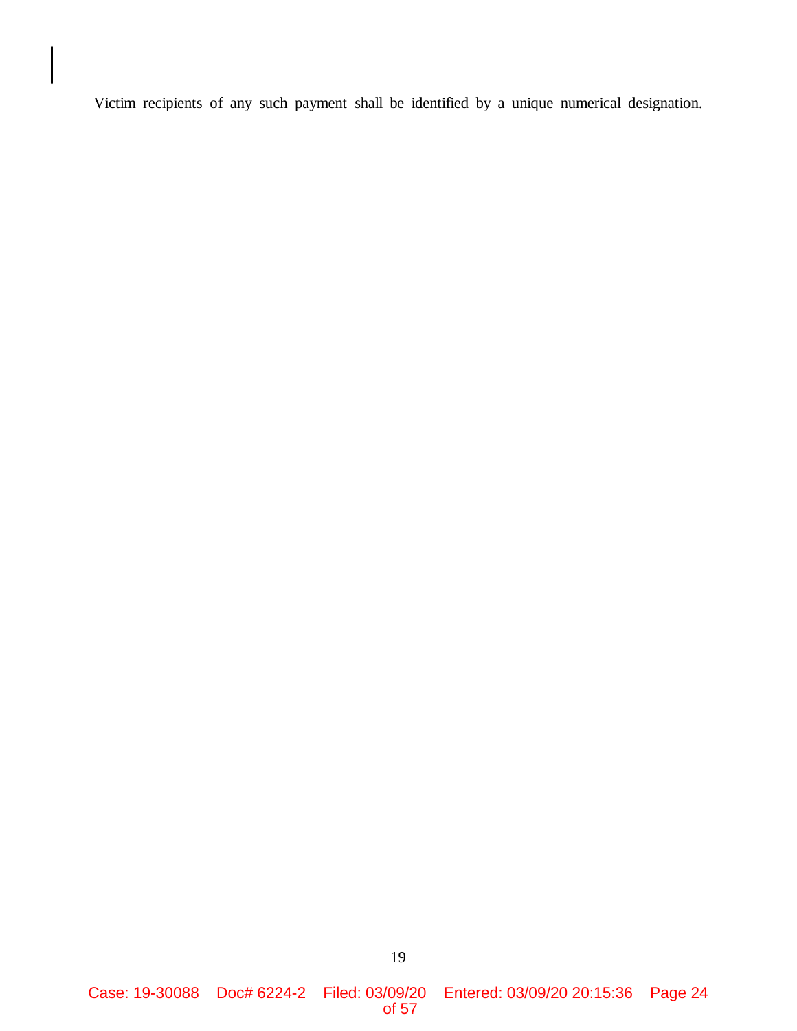Victim recipients of any such payment shall be identified by a unique numerical designation.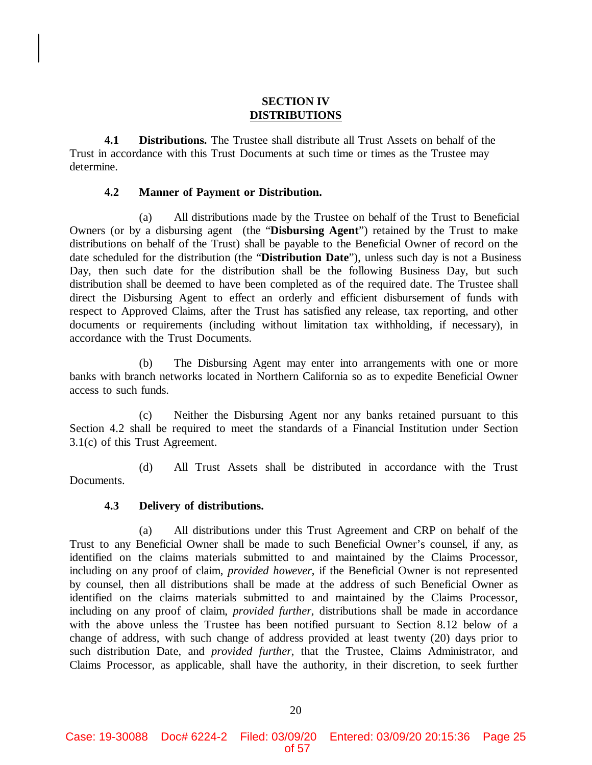# SECTION IV
## DISTRIBUTIONS

**4.1 Distributions.** The Trustee shall distribute all Trust Assets on behalf of the Trust in accordance with this Trust Documents at such time or times as the Trustee may determine.

**4.2 Manner of Payment or Distribution.**

(a) All distributions made by the Trustee on behalf of the Trust to Beneficial Owners (or by a disbursing agent (the "**Disbursing Agent**") retained by the Trust to make distributions on behalf of the Trust) shall be payable to the Beneficial Owner of record on the date scheduled for the distribution (the "**Distribution Date**"), unless such day is not a Business Day, then such date for the distribution shall be the following Business Day, but such distribution shall be deemed to have been completed as of the required date. The Trustee shall direct the Disbursing Agent to effect an orderly and efficient disbursement of funds with respect to Approved Claims, after the Trust has satisfied any release, tax reporting, and other documents or requirements (including without limitation tax withholding, if necessary), in accordance with the Trust Documents.

(b) The Disbursing Agent may enter into arrangements with one or more banks with branch networks located in Northern California so as to expedite Beneficial Owner access to such funds.

(c) Neither the Disbursing Agent nor any banks retained pursuant to this Section 4.2 shall be required to meet the standards of a Financial Institution under Section 3.1(c) of this Trust Agreement.

(d) All Trust Assets shall be distributed in accordance with the Trust Documents.

**4.3 Delivery of distributions.**

(a) All distributions under this Trust Agreement and CRP on behalf of the Trust to any Beneficial Owner shall be made to such Beneficial Owner's counsel, if any, as identified on the claims materials submitted to and maintained by the Claims Processor, including on any proof of claim, *provided however*, if the Beneficial Owner is not represented by counsel, then all distributions shall be made at the address of such Beneficial Owner as identified on the claims materials submitted to and maintained by the Claims Processor, including on any proof of claim, *provided further*, distributions shall be made in accordance with the above unless the Trustee has been notified pursuant to Section 8.12 below of a change of address, with such change of address provided at least twenty (20) days prior to such distribution Date, and *provided further*, that the Trustee, Claims Administrator, and Claims Processor, as applicable, shall have the authority, in their discretion, to seek further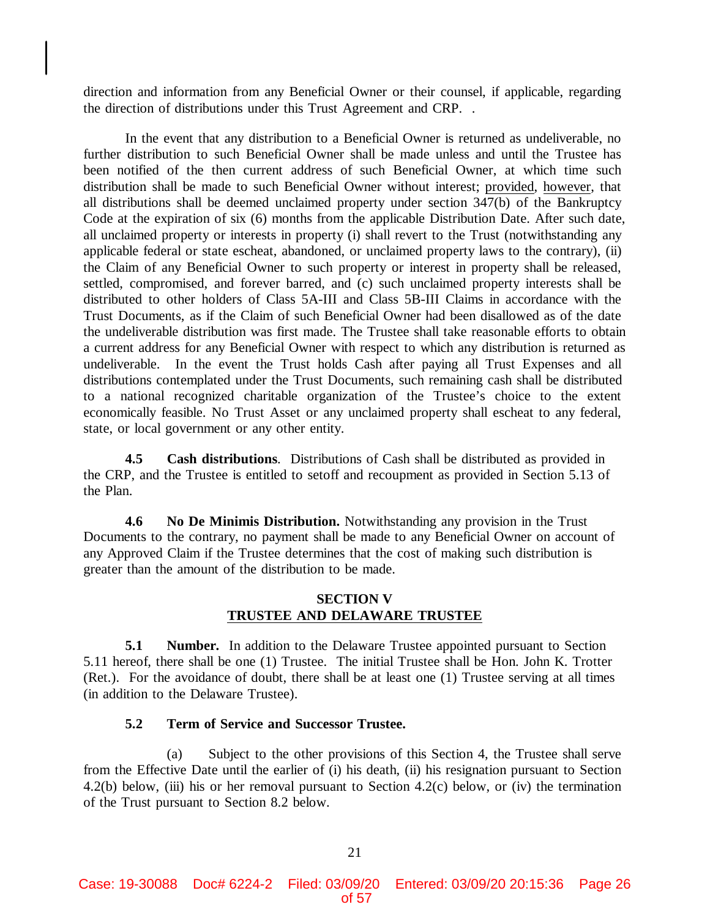direction and information from any Beneficial Owner or their counsel, if applicable, regarding the direction of distributions under this Trust Agreement and CRP. .

In the event that any distribution to a Beneficial Owner is returned as undeliverable, no further distribution to such Beneficial Owner shall be made unless and until the Trustee has been notified of the then current address of such Beneficial Owner, at which time such distribution shall be made to such Beneficial Owner without interest; provided, however, that all distributions shall be deemed unclaimed property under section 347(b) of the Bankruptcy Code at the expiration of six (6) months from the applicable Distribution Date. After such date, all unclaimed property or interests in property (i) shall revert to the Trust (notwithstanding any applicable federal or state escheat, abandoned, or unclaimed property laws to the contrary), (ii) the Claim of any Beneficial Owner to such property or interest in property shall be released, settled, compromised, and forever barred, and (c) such unclaimed property interests shall be distributed to other holders of Class 5A-III and Class 5B-III Claims in accordance with the Trust Documents, as if the Claim of such Beneficial Owner had been disallowed as of the date the undeliverable distribution was first made. The Trustee shall take reasonable efforts to obtain a current address for any Beneficial Owner with respect to which any distribution is returned as undeliverable. In the event the Trust holds Cash after paying all Trust Expenses and all distributions contemplated under the Trust Documents, such remaining cash shall be distributed to a national recognized charitable organization of the Trustee's choice to the extent economically feasible. No Trust Asset or any unclaimed property shall escheat to any federal, state, or local government or any other entity.

**4.5 Cash distributions**. Distributions of Cash shall be distributed as provided in the CRP, and the Trustee is entitled to setoff and recoupment as provided in Section 5.13 of the Plan.

**4.6 No De Minimis Distribution.** Notwithstanding any provision in the Trust Documents to the contrary, no payment shall be made to any Beneficial Owner on account of any Approved Claim if the Trustee determines that the cost of making such distribution is greater than the amount of the distribution to be made.

## SECTION V
## TRUSTEE AND DELAWARE TRUSTEE

**5.1 Number.** In addition to the Delaware Trustee appointed pursuant to Section 5.11 hereof, there shall be one (1) Trustee. The initial Trustee shall be Hon. John K. Trotter (Ret.). For the avoidance of doubt, there shall be at least one (1) Trustee serving at all times (in addition to the Delaware Trustee).

**5.2 Term of Service and Successor Trustee.**

(a) Subject to the other provisions of this Section 4, the Trustee shall serve from the Effective Date until the earlier of (i) his death, (ii) his resignation pursuant to Section 4.2(b) below, (iii) his or her removal pursuant to Section 4.2(c) below, or (iv) the termination of the Trust pursuant to Section 8.2 below.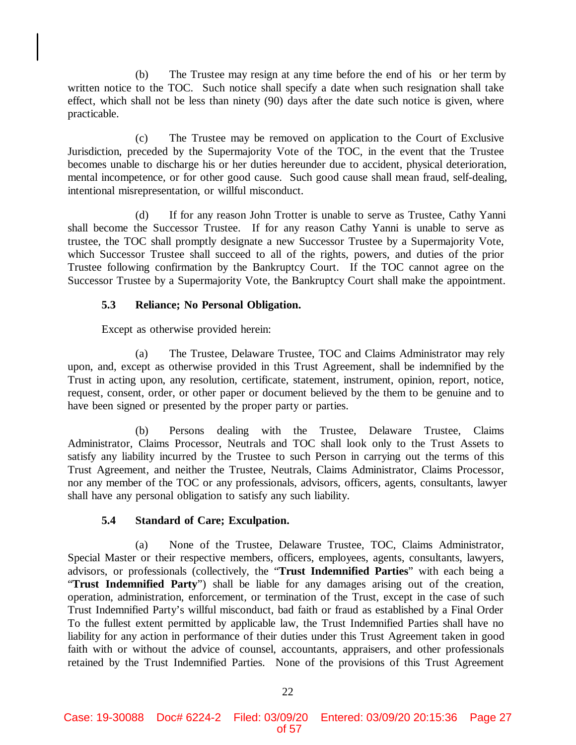(b) The Trustee may resign at any time before the end of his or her term by written notice to the TOC. Such notice shall specify a date when such resignation shall take effect, which shall not be less than ninety (90) days after the date such notice is given, where practicable.

(c) The Trustee may be removed on application to the Court of Exclusive Jurisdiction, preceded by the Supermajority Vote of the TOC, in the event that the Trustee becomes unable to discharge his or her duties hereunder due to accident, physical deterioration, mental incompetence, or for other good cause. Such good cause shall mean fraud, self-dealing, intentional misrepresentation, or willful misconduct.

(d) If for any reason John Trotter is unable to serve as Trustee, Cathy Yanni shall become the Successor Trustee. If for any reason Cathy Yanni is unable to serve as trustee, the TOC shall promptly designate a new Successor Trustee by a Supermajority Vote, which Successor Trustee shall succeed to all of the rights, powers, and duties of the prior Trustee following confirmation by the Bankruptcy Court. If the TOC cannot agree on the Successor Trustee by a Supermajority Vote, the Bankruptcy Court shall make the appointment.

### 5.3 Reliance; No Personal Obligation.

Except as otherwise provided herein:

(a) The Trustee, Delaware Trustee, TOC and Claims Administrator may rely upon, and, except as otherwise provided in this Trust Agreement, shall be indemnified by the Trust in acting upon, any resolution, certificate, statement, instrument, opinion, report, notice, request, consent, order, or other paper or document believed by the them to be genuine and to have been signed or presented by the proper party or parties.

(b) Persons dealing with the Trustee, Delaware Trustee, Claims Administrator, Claims Processor, Neutrals and TOC shall look only to the Trust Assets to satisfy any liability incurred by the Trustee to such Person in carrying out the terms of this Trust Agreement, and neither the Trustee, Neutrals, Claims Administrator, Claims Processor, nor any member of the TOC or any professionals, advisors, officers, agents, consultants, lawyer shall have any personal obligation to satisfy any such liability.

### 5.4 Standard of Care; Exculpation.

(a) None of the Trustee, Delaware Trustee, TOC, Claims Administrator, Special Master or their respective members, officers, employees, agents, consultants, lawyers, advisors, or professionals (collectively, the "**Trust Indemnified Parties**" with each being a "**Trust Indemnified Party**") shall be liable for any damages arising out of the creation, operation, administration, enforcement, or termination of the Trust, except in the case of such Trust Indemnified Party's willful misconduct, bad faith or fraud as established by a Final Order To the fullest extent permitted by applicable law, the Trust Indemnified Parties shall have no liability for any action in performance of their duties under this Trust Agreement taken in good faith with or without the advice of counsel, accountants, appraisers, and other professionals retained by the Trust Indemnified Parties. None of the provisions of this Trust Agreement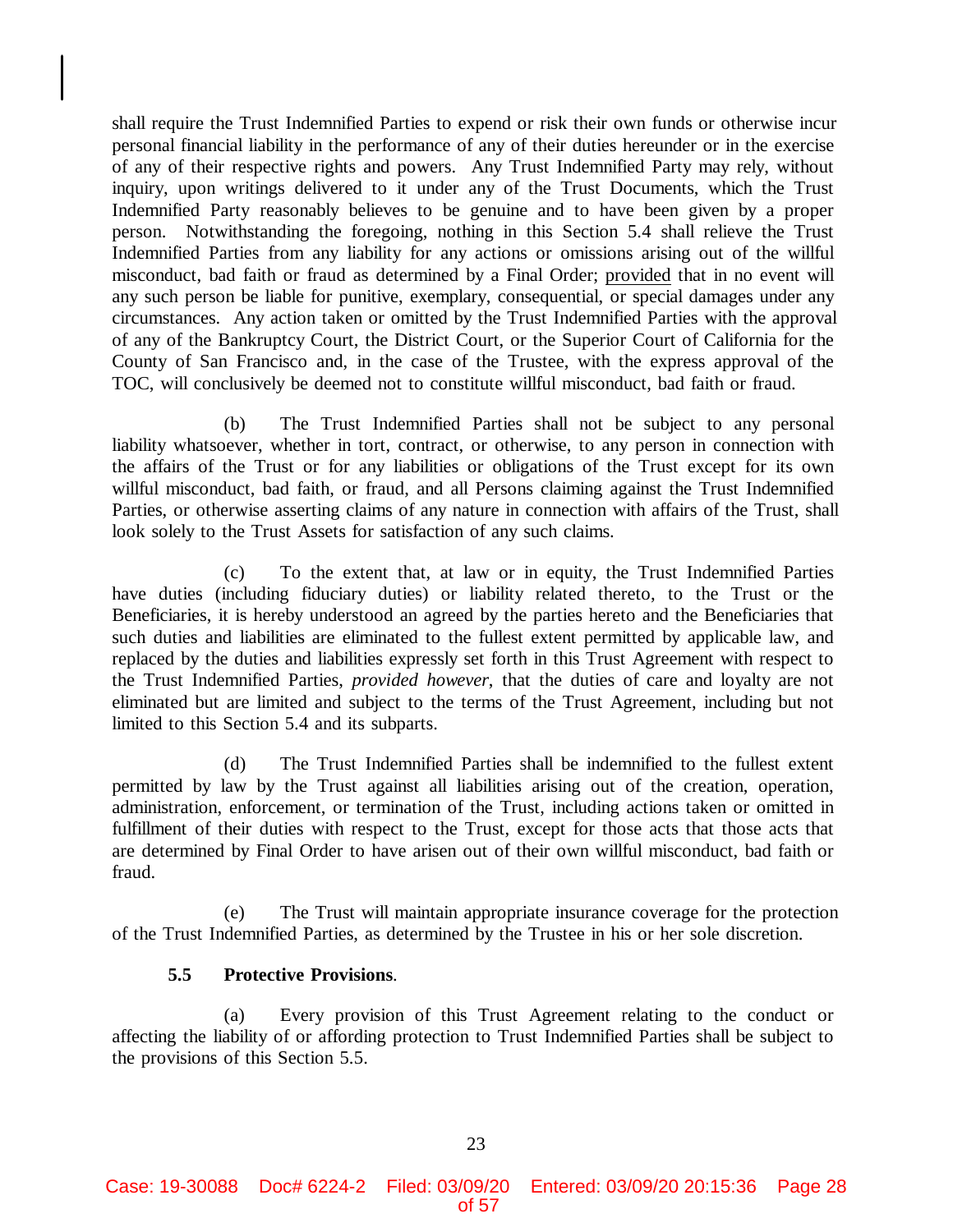shall require the Trust Indemnified Parties to expend or risk their own funds or otherwise incur personal financial liability in the performance of any of their duties hereunder or in the exercise of any of their respective rights and powers. Any Trust Indemnified Party may rely, without inquiry, upon writings delivered to it under any of the Trust Documents, which the Trust Indemnified Party reasonably believes to be genuine and to have been given by a proper person. Notwithstanding the foregoing, nothing in this Section 5.4 shall relieve the Trust Indemnified Parties from any liability for any actions or omissions arising out of the willful misconduct, bad faith or fraud as determined by a Final Order; provided that in no event will any such person be liable for punitive, exemplary, consequential, or special damages under any circumstances. Any action taken or omitted by the Trust Indemnified Parties with the approval of any of the Bankruptcy Court, the District Court, or the Superior Court of California for the County of San Francisco and, in the case of the Trustee, with the express approval of the TOC, will conclusively be deemed not to constitute willful misconduct, bad faith or fraud.

(b) The Trust Indemnified Parties shall not be subject to any personal liability whatsoever, whether in tort, contract, or otherwise, to any person in connection with the affairs of the Trust or for any liabilities or obligations of the Trust except for its own willful misconduct, bad faith, or fraud, and all Persons claiming against the Trust Indemnified Parties, or otherwise asserting claims of any nature in connection with affairs of the Trust, shall look solely to the Trust Assets for satisfaction of any such claims.

(c) To the extent that, at law or in equity, the Trust Indemnified Parties have duties (including fiduciary duties) or liability related thereto, to the Trust or the Beneficiaries, it is hereby understood an agreed by the parties hereto and the Beneficiaries that such duties and liabilities are eliminated to the fullest extent permitted by applicable law, and replaced by the duties and liabilities expressly set forth in this Trust Agreement with respect to the Trust Indemnified Parties, *provided however*, that the duties of care and loyalty are not eliminated but are limited and subject to the terms of the Trust Agreement, including but not limited to this Section 5.4 and its subparts.

(d) The Trust Indemnified Parties shall be indemnified to the fullest extent permitted by law by the Trust against all liabilities arising out of the creation, operation, administration, enforcement, or termination of the Trust, including actions taken or omitted in fulfillment of their duties with respect to the Trust, except for those acts that those acts that are determined by Final Order to have arisen out of their own willful misconduct, bad faith or fraud.

(e) The Trust will maintain appropriate insurance coverage for the protection of the Trust Indemnified Parties, as determined by the Trustee in his or her sole discretion.

**5.5 Protective Provisions**.

(a) Every provision of this Trust Agreement relating to the conduct or affecting the liability of or affording protection to Trust Indemnified Parties shall be subject to the provisions of this Section 5.5.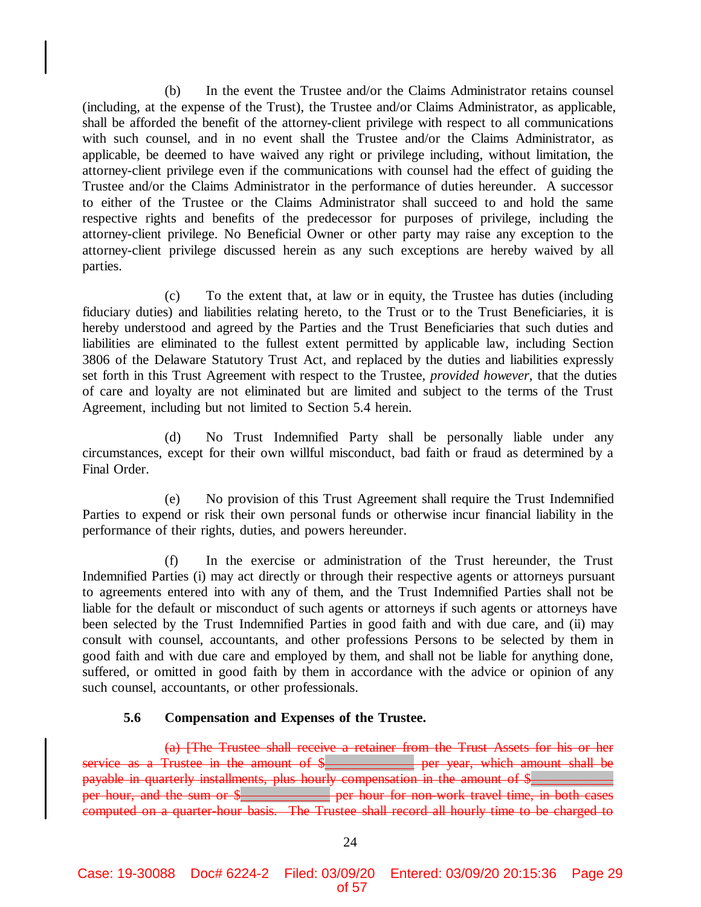(b) In the event the Trustee and/or the Claims Administrator retains counsel (including, at the expense of the Trust), the Trustee and/or Claims Administrator, as applicable, shall be afforded the benefit of the attorney-client privilege with respect to all communications with such counsel, and in no event shall the Trustee and/or the Claims Administrator, as applicable, be deemed to have waived any right or privilege including, without limitation, the attorney-client privilege even if the communications with counsel had the effect of guiding the Trustee and/or the Claims Administrator in the performance of duties hereunder. A successor to either of the Trustee or the Claims Administrator shall succeed to and hold the same respective rights and benefits of the predecessor for purposes of privilege, including the attorney-client privilege. No Beneficial Owner or other party may raise any exception to the attorney-client privilege discussed herein as any such exceptions are hereby waived by all parties.

(c) To the extent that, at law or in equity, the Trustee has duties (including fiduciary duties) and liabilities relating hereto, to the Trust or to the Trust Beneficiaries, it is hereby understood and agreed by the Parties and the Trust Beneficiaries that such duties and liabilities are eliminated to the fullest extent permitted by applicable law, including Section 3806 of the Delaware Statutory Trust Act, and replaced by the duties and liabilities expressly set forth in this Trust Agreement with respect to the Trustee, *provided however*, that the duties of care and loyalty are not eliminated but are limited and subject to the terms of the Trust Agreement, including but not limited to Section 5.4 herein.

(d) No Trust Indemnified Party shall be personally liable under any circumstances, except for their own willful misconduct, bad faith or fraud as determined by a Final Order.

(e) No provision of this Trust Agreement shall require the Trust Indemnified Parties to expend or risk their own personal funds or otherwise incur financial liability in the performance of their rights, duties, and powers hereunder.

(f) In the exercise or administration of the Trust hereunder, the Trust Indemnified Parties (i) may act directly or through their respective agents or attorneys pursuant to agreements entered into with any of them, and the Trust Indemnified Parties shall not be liable for the default or misconduct of such agents or attorneys if such agents or attorneys have been selected by the Trust Indemnified Parties in good faith and with due care, and (ii) may consult with counsel, accountants, and other professions Persons to be selected by them in good faith and with due care and employed by them, and shall not be liable for anything done, suffered, or omitted in good faith by them in accordance with the advice or opinion of any such counsel, accountants, or other professionals.

**5.6 Compensation and Expenses of the Trustee.**

~~(a) [The Trustee shall receive a retainer from the Trust Assets for his or her service as a Trustee in the amount of $____________ per year, which amount shall be payable in quarterly installments, plus hourly compensation in the amount of $____________ per hour, and the sum or $____________ per hour for non-work travel time, in both cases computed on a quarter-hour basis. The Trustee shall record all hourly time to be charged to~~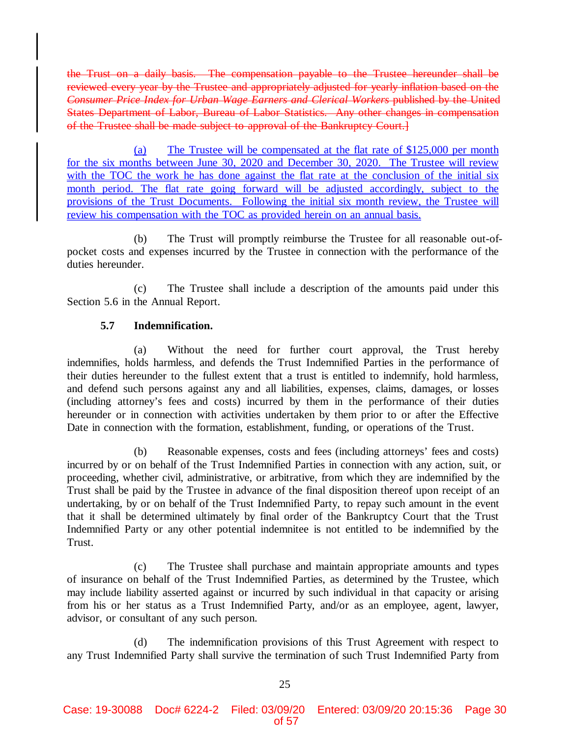~~the Trust on a daily basis. The compensation payable to the Trustee hereunder shall be reviewed every year by the Trustee and appropriately adjusted for yearly inflation based on the *Consumer Price Index for Urban Wage Earners and Clerical Workers* published by the United States Department of Labor, Bureau of Labor Statistics. Any other changes in compensation of the Trustee shall be made subject to approval of the Bankruptcy Court.]~~

<u>(a) The Trustee will be compensated at the flat rate of $125,000 per month for the six months between June 30, 2020 and December 30, 2020. The Trustee will review with the TOC the work he has done against the flat rate at the conclusion of the initial six month period. The flat rate going forward will be adjusted accordingly, subject to the provisions of the Trust Documents. Following the initial six month review, the Trustee will review his compensation with the TOC as provided herein on an annual basis.</u>

(b) The Trust will promptly reimburse the Trustee for all reasonable out-of-pocket costs and expenses incurred by the Trustee in connection with the performance of the duties hereunder.

(c) The Trustee shall include a description of the amounts paid under this Section 5.6 in the Annual Report.

**5.7 Indemnification.**

(a) Without the need for further court approval, the Trust hereby indemnifies, holds harmless, and defends the Trust Indemnified Parties in the performance of their duties hereunder to the fullest extent that a trust is entitled to indemnify, hold harmless, and defend such persons against any and all liabilities, expenses, claims, damages, or losses (including attorney's fees and costs) incurred by them in the performance of their duties hereunder or in connection with activities undertaken by them prior to or after the Effective Date in connection with the formation, establishment, funding, or operations of the Trust.

(b) Reasonable expenses, costs and fees (including attorneys' fees and costs) incurred by or on behalf of the Trust Indemnified Parties in connection with any action, suit, or proceeding, whether civil, administrative, or arbitrative, from which they are indemnified by the Trust shall be paid by the Trustee in advance of the final disposition thereof upon receipt of an undertaking, by or on behalf of the Trust Indemnified Party, to repay such amount in the event that it shall be determined ultimately by final order of the Bankruptcy Court that the Trust Indemnified Party or any other potential indemnitee is not entitled to be indemnified by the Trust.

(c) The Trustee shall purchase and maintain appropriate amounts and types of insurance on behalf of the Trust Indemnified Parties, as determined by the Trustee, which may include liability asserted against or incurred by such individual in that capacity or arising from his or her status as a Trust Indemnified Party, and/or as an employee, agent, lawyer, advisor, or consultant of any such person.

(d) The indemnification provisions of this Trust Agreement with respect to any Trust Indemnified Party shall survive the termination of such Trust Indemnified Party from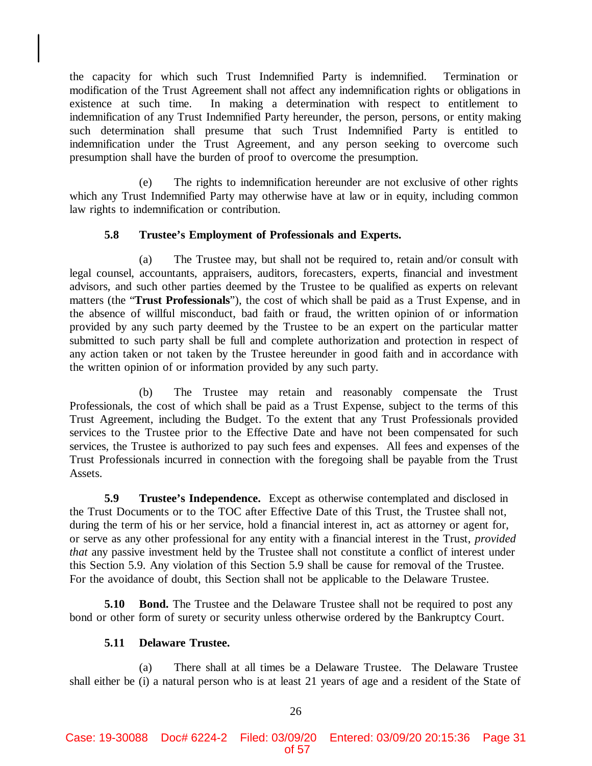the capacity for which such Trust Indemnified Party is indemnified. Termination or modification of the Trust Agreement shall not affect any indemnification rights or obligations in existence at such time. In making a determination with respect to entitlement to indemnification of any Trust Indemnified Party hereunder, the person, persons, or entity making such determination shall presume that such Trust Indemnified Party is entitled to indemnification under the Trust Agreement, and any person seeking to overcome such presumption shall have the burden of proof to overcome the presumption.

(e) The rights to indemnification hereunder are not exclusive of other rights which any Trust Indemnified Party may otherwise have at law or in equity, including common law rights to indemnification or contribution.

**5.8 Trustee's Employment of Professionals and Experts.**

(a) The Trustee may, but shall not be required to, retain and/or consult with legal counsel, accountants, appraisers, auditors, forecasters, experts, financial and investment advisors, and such other parties deemed by the Trustee to be qualified as experts on relevant matters (the "**Trust Professionals**"), the cost of which shall be paid as a Trust Expense, and in the absence of willful misconduct, bad faith or fraud, the written opinion of or information provided by any such party deemed by the Trustee to be an expert on the particular matter submitted to such party shall be full and complete authorization and protection in respect of any action taken or not taken by the Trustee hereunder in good faith and in accordance with the written opinion of or information provided by any such party.

(b) The Trustee may retain and reasonably compensate the Trust Professionals, the cost of which shall be paid as a Trust Expense, subject to the terms of this Trust Agreement, including the Budget. To the extent that any Trust Professionals provided services to the Trustee prior to the Effective Date and have not been compensated for such services, the Trustee is authorized to pay such fees and expenses. All fees and expenses of the Trust Professionals incurred in connection with the foregoing shall be payable from the Trust Assets.

**5.9 Trustee's Independence.** Except as otherwise contemplated and disclosed in the Trust Documents or to the TOC after Effective Date of this Trust, the Trustee shall not, during the term of his or her service, hold a financial interest in, act as attorney or agent for, or serve as any other professional for any entity with a financial interest in the Trust, *provided that* any passive investment held by the Trustee shall not constitute a conflict of interest under this Section 5.9. Any violation of this Section 5.9 shall be cause for removal of the Trustee. For the avoidance of doubt, this Section shall not be applicable to the Delaware Trustee.

**5.10 Bond.** The Trustee and the Delaware Trustee shall not be required to post any bond or other form of surety or security unless otherwise ordered by the Bankruptcy Court.

**5.11 Delaware Trustee.**

(a) There shall at all times be a Delaware Trustee. The Delaware Trustee shall either be (i) a natural person who is at least 21 years of age and a resident of the State of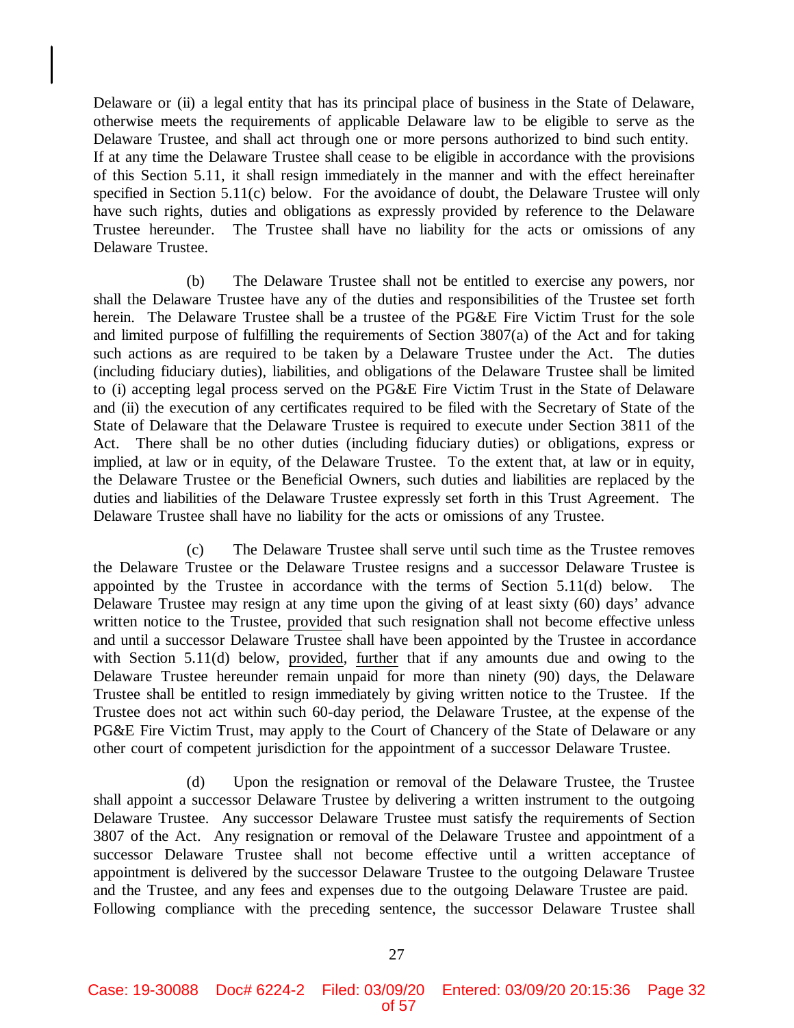Delaware or (ii) a legal entity that has its principal place of business in the State of Delaware, otherwise meets the requirements of applicable Delaware law to be eligible to serve as the Delaware Trustee, and shall act through one or more persons authorized to bind such entity. If at any time the Delaware Trustee shall cease to be eligible in accordance with the provisions of this Section 5.11, it shall resign immediately in the manner and with the effect hereinafter specified in Section 5.11(c) below. For the avoidance of doubt, the Delaware Trustee will only have such rights, duties and obligations as expressly provided by reference to the Delaware Trustee hereunder. The Trustee shall have no liability for the acts or omissions of any Delaware Trustee.

(b) The Delaware Trustee shall not be entitled to exercise any powers, nor shall the Delaware Trustee have any of the duties and responsibilities of the Trustee set forth herein. The Delaware Trustee shall be a trustee of the PG&E Fire Victim Trust for the sole and limited purpose of fulfilling the requirements of Section 3807(a) of the Act and for taking such actions as are required to be taken by a Delaware Trustee under the Act. The duties (including fiduciary duties), liabilities, and obligations of the Delaware Trustee shall be limited to (i) accepting legal process served on the PG&E Fire Victim Trust in the State of Delaware and (ii) the execution of any certificates required to be filed with the Secretary of State of the State of Delaware that the Delaware Trustee is required to execute under Section 3811 of the Act. There shall be no other duties (including fiduciary duties) or obligations, express or implied, at law or in equity, of the Delaware Trustee. To the extent that, at law or in equity, the Delaware Trustee or the Beneficial Owners, such duties and liabilities are replaced by the duties and liabilities of the Delaware Trustee expressly set forth in this Trust Agreement. The Delaware Trustee shall have no liability for the acts or omissions of any Trustee.

(c) The Delaware Trustee shall serve until such time as the Trustee removes the Delaware Trustee or the Delaware Trustee resigns and a successor Delaware Trustee is appointed by the Trustee in accordance with the terms of Section 5.11(d) below. The Delaware Trustee may resign at any time upon the giving of at least sixty (60) days' advance written notice to the Trustee, provided that such resignation shall not become effective unless and until a successor Delaware Trustee shall have been appointed by the Trustee in accordance with Section 5.11(d) below, provided, further that if any amounts due and owing to the Delaware Trustee hereunder remain unpaid for more than ninety (90) days, the Delaware Trustee shall be entitled to resign immediately by giving written notice to the Trustee. If the Trustee does not act within such 60-day period, the Delaware Trustee, at the expense of the PG&E Fire Victim Trust, may apply to the Court of Chancery of the State of Delaware or any other court of competent jurisdiction for the appointment of a successor Delaware Trustee.

(d) Upon the resignation or removal of the Delaware Trustee, the Trustee shall appoint a successor Delaware Trustee by delivering a written instrument to the outgoing Delaware Trustee. Any successor Delaware Trustee must satisfy the requirements of Section 3807 of the Act. Any resignation or removal of the Delaware Trustee and appointment of a successor Delaware Trustee shall not become effective until a written acceptance of appointment is delivered by the successor Delaware Trustee to the outgoing Delaware Trustee and the Trustee, and any fees and expenses due to the outgoing Delaware Trustee are paid. Following compliance with the preceding sentence, the successor Delaware Trustee shall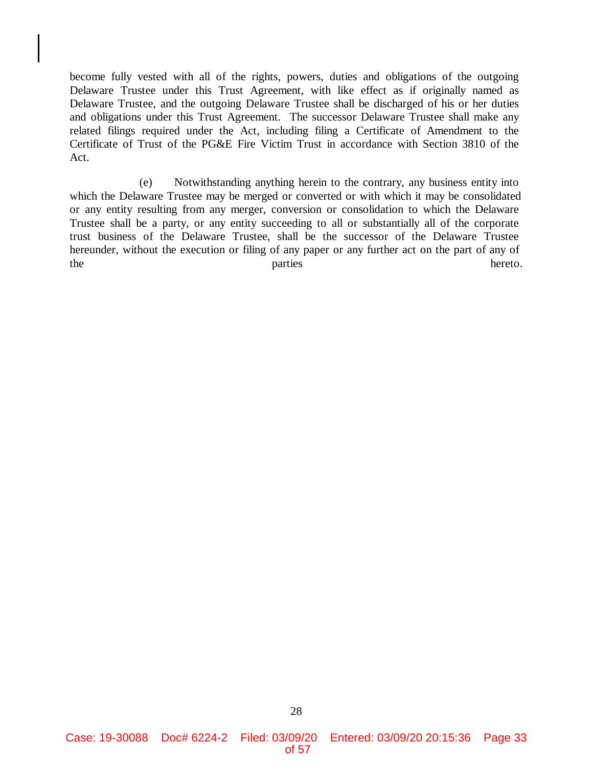become fully vested with all of the rights, powers, duties and obligations of the outgoing Delaware Trustee under this Trust Agreement, with like effect as if originally named as Delaware Trustee, and the outgoing Delaware Trustee shall be discharged of his or her duties and obligations under this Trust Agreement. The successor Delaware Trustee shall make any related filings required under the Act, including filing a Certificate of Amendment to the Certificate of Trust of the PG&E Fire Victim Trust in accordance with Section 3810 of the Act.

(e) Notwithstanding anything herein to the contrary, any business entity into which the Delaware Trustee may be merged or converted or with which it may be consolidated or any entity resulting from any merger, conversion or consolidation to which the Delaware Trustee shall be a party, or any entity succeeding to all or substantially all of the corporate trust business of the Delaware Trustee, shall be the successor of the Delaware Trustee hereunder, without the execution or filing of any paper or any further act on the part of any of the parties hereto.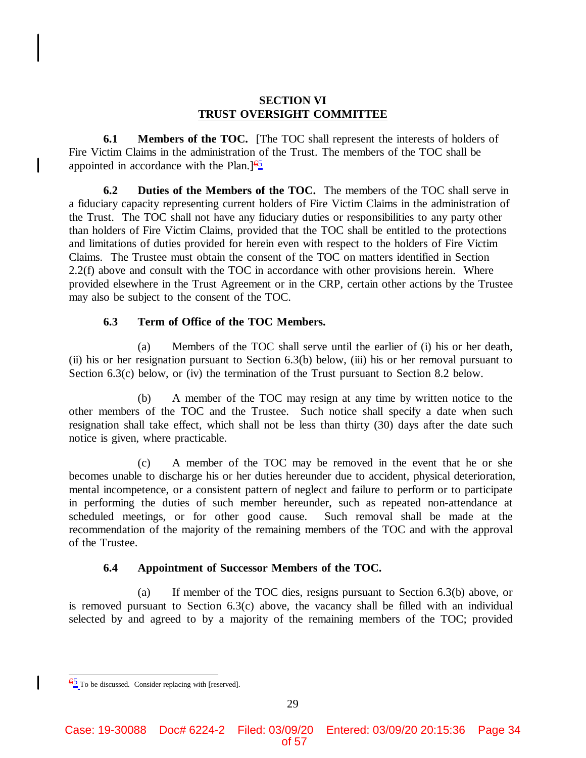## SECTION VI
## TRUST OVERSIGHT COMMITTEE

**6.1 Members of the TOC.** [The TOC shall represent the interests of holders of Fire Victim Claims in the administration of the Trust. The members of the TOC shall be appointed in accordance with the Plan.][5]

**6.2 Duties of the Members of the TOC.** The members of the TOC shall serve in a fiduciary capacity representing current holders of Fire Victim Claims in the administration of the Trust. The TOC shall not have any fiduciary duties or responsibilities to any party other than holders of Fire Victim Claims, provided that the TOC shall be entitled to the protections and limitations of duties provided for herein even with respect to the holders of Fire Victim Claims. The Trustee must obtain the consent of the TOC on matters identified in Section 2.2(f) above and consult with the TOC in accordance with other provisions herein. Where provided elsewhere in the Trust Agreement or in the CRP, certain other actions by the Trustee may also be subject to the consent of the TOC.

**6.3 Term of Office of the TOC Members.**

(a) Members of the TOC shall serve until the earlier of (i) his or her death, (ii) his or her resignation pursuant to Section 6.3(b) below, (iii) his or her removal pursuant to Section 6.3(c) below, or (iv) the termination of the Trust pursuant to Section 8.2 below.

(b) A member of the TOC may resign at any time by written notice to the other members of the TOC and the Trustee. Such notice shall specify a date when such resignation shall take effect, which shall not be less than thirty (30) days after the date such notice is given, where practicable.

(c) A member of the TOC may be removed in the event that he or she becomes unable to discharge his or her duties hereunder due to accident, physical deterioration, mental incompetence, or a consistent pattern of neglect and failure to perform or to participate in performing the duties of such member hereunder, such as repeated non-attendance at scheduled meetings, or for other good cause. Such removal shall be made at the recommendation of the majority of the remaining members of the TOC and with the approval of the Trustee.

**6.4 Appointment of Successor Members of the TOC.**

(a) If member of the TOC dies, resigns pursuant to Section 6.3(b) above, or is removed pursuant to Section 6.3(c) above, the vacancy shall be filled with an individual selected by and agreed to by a majority of the remaining members of the TOC; provided

---

[5] To be discussed. Consider replacing with [reserved].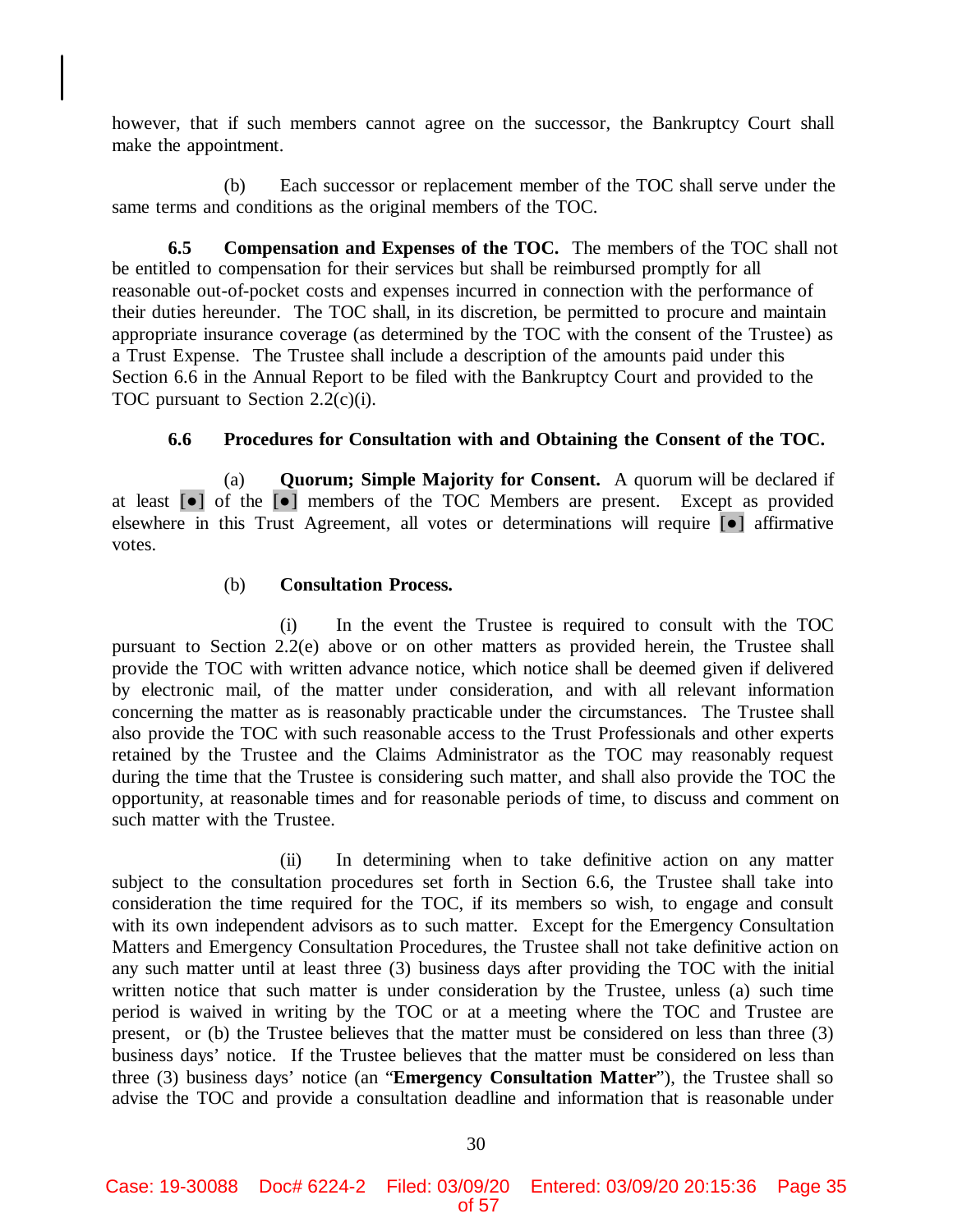however, that if such members cannot agree on the successor, the Bankruptcy Court shall make the appointment.

(b) Each successor or replacement member of the TOC shall serve under the same terms and conditions as the original members of the TOC.

**6.5 Compensation and Expenses of the TOC.** The members of the TOC shall not be entitled to compensation for their services but shall be reimbursed promptly for all reasonable out-of-pocket costs and expenses incurred in connection with the performance of their duties hereunder. The TOC shall, in its discretion, be permitted to procure and maintain appropriate insurance coverage (as determined by the TOC with the consent of the Trustee) as a Trust Expense. The Trustee shall include a description of the amounts paid under this Section 6.6 in the Annual Report to be filed with the Bankruptcy Court and provided to the TOC pursuant to Section 2.2(c)(i).

**6.6 Procedures for Consultation with and Obtaining the Consent of the TOC.**

(a) **Quorum; Simple Majority for Consent.** A quorum will be declared if at least [●] of the [●] members of the TOC Members are present. Except as provided elsewhere in this Trust Agreement, all votes or determinations will require [●] affirmative votes.

(b) **Consultation Process.**

(i) In the event the Trustee is required to consult with the TOC pursuant to Section 2.2(e) above or on other matters as provided herein, the Trustee shall provide the TOC with written advance notice, which notice shall be deemed given if delivered by electronic mail, of the matter under consideration, and with all relevant information concerning the matter as is reasonably practicable under the circumstances. The Trustee shall also provide the TOC with such reasonable access to the Trust Professionals and other experts retained by the Trustee and the Claims Administrator as the TOC may reasonably request during the time that the Trustee is considering such matter, and shall also provide the TOC the opportunity, at reasonable times and for reasonable periods of time, to discuss and comment on such matter with the Trustee.

(ii) In determining when to take definitive action on any matter subject to the consultation procedures set forth in Section 6.6, the Trustee shall take into consideration the time required for the TOC, if its members so wish, to engage and consult with its own independent advisors as to such matter. Except for the Emergency Consultation Matters and Emergency Consultation Procedures, the Trustee shall not take definitive action on any such matter until at least three (3) business days after providing the TOC with the initial written notice that such matter is under consideration by the Trustee, unless (a) such time period is waived in writing by the TOC or at a meeting where the TOC and Trustee are present, or (b) the Trustee believes that the matter must be considered on less than three (3) business days' notice. If the Trustee believes that the matter must be considered on less than three (3) business days' notice (an "**Emergency Consultation Matter**"), the Trustee shall so advise the TOC and provide a consultation deadline and information that is reasonable under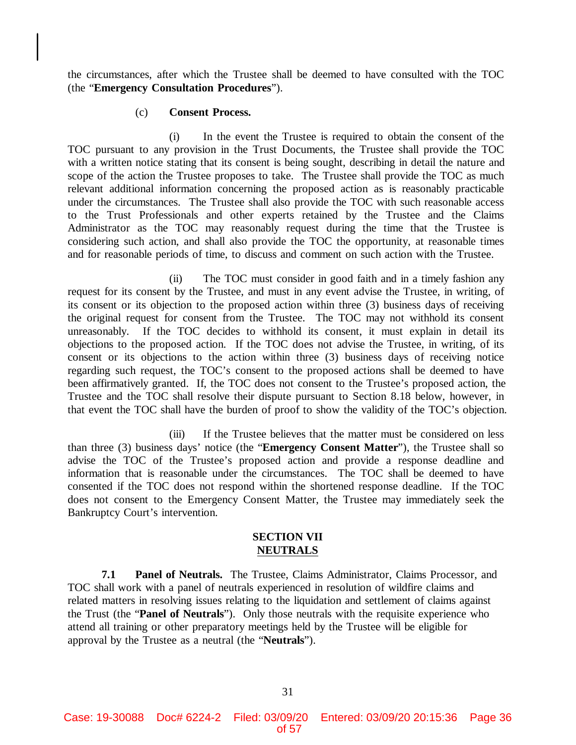the circumstances, after which the Trustee shall be deemed to have consulted with the TOC (the "**Emergency Consultation Procedures**").

(c) **Consent Process.**

(i) In the event the Trustee is required to obtain the consent of the TOC pursuant to any provision in the Trust Documents, the Trustee shall provide the TOC with a written notice stating that its consent is being sought, describing in detail the nature and scope of the action the Trustee proposes to take. The Trustee shall provide the TOC as much relevant additional information concerning the proposed action as is reasonably practicable under the circumstances. The Trustee shall also provide the TOC with such reasonable access to the Trust Professionals and other experts retained by the Trustee and the Claims Administrator as the TOC may reasonably request during the time that the Trustee is considering such action, and shall also provide the TOC the opportunity, at reasonable times and for reasonable periods of time, to discuss and comment on such action with the Trustee.

(ii) The TOC must consider in good faith and in a timely fashion any request for its consent by the Trustee, and must in any event advise the Trustee, in writing, of its consent or its objection to the proposed action within three (3) business days of receiving the original request for consent from the Trustee. The TOC may not withhold its consent unreasonably. If the TOC decides to withhold its consent, it must explain in detail its objections to the proposed action. If the TOC does not advise the Trustee, in writing, of its consent or its objections to the action within three (3) business days of receiving notice regarding such request, the TOC's consent to the proposed actions shall be deemed to have been affirmatively granted. If, the TOC does not consent to the Trustee's proposed action, the Trustee and the TOC shall resolve their dispute pursuant to Section 8.18 below, however, in that event the TOC shall have the burden of proof to show the validity of the TOC's objection.

(iii) If the Trustee believes that the matter must be considered on less than three (3) business days' notice (the "**Emergency Consent Matter**"), the Trustee shall so advise the TOC of the Trustee's proposed action and provide a response deadline and information that is reasonable under the circumstances. The TOC shall be deemed to have consented if the TOC does not respond within the shortened response deadline. If the TOC does not consent to the Emergency Consent Matter, the Trustee may immediately seek the Bankruptcy Court's intervention.

## SECTION VII
## NEUTRALS

**7.1 Panel of Neutrals.** The Trustee, Claims Administrator, Claims Processor, and TOC shall work with a panel of neutrals experienced in resolution of wildfire claims and related matters in resolving issues relating to the liquidation and settlement of claims against the Trust (the "**Panel of Neutrals**"). Only those neutrals with the requisite experience who attend all training or other preparatory meetings held by the Trustee will be eligible for approval by the Trustee as a neutral (the "**Neutrals**").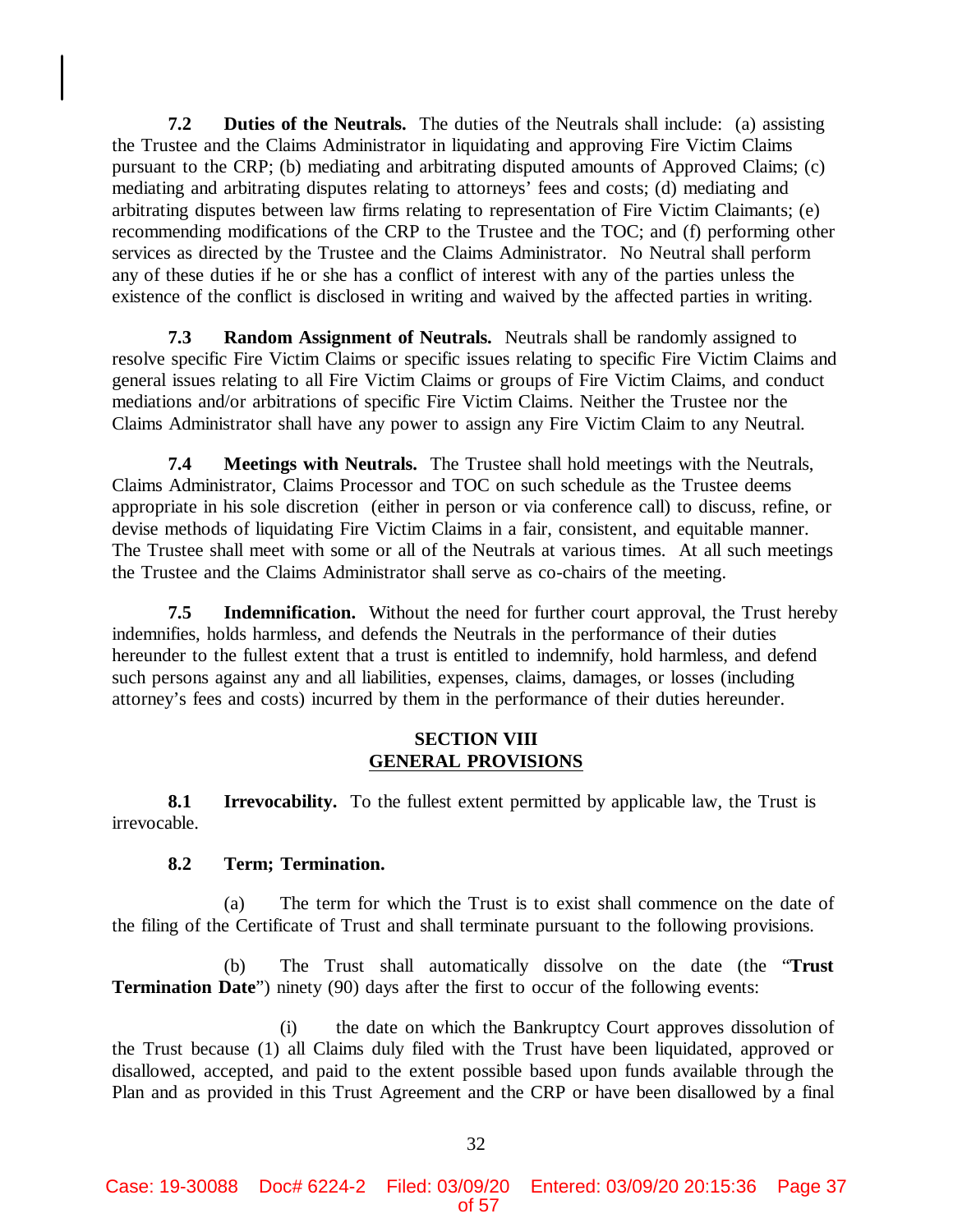**7.2 Duties of the Neutrals.** The duties of the Neutrals shall include: (a) assisting the Trustee and the Claims Administrator in liquidating and approving Fire Victim Claims pursuant to the CRP; (b) mediating and arbitrating disputed amounts of Approved Claims; (c) mediating and arbitrating disputes relating to attorneys' fees and costs; (d) mediating and arbitrating disputes between law firms relating to representation of Fire Victim Claimants; (e) recommending modifications of the CRP to the Trustee and the TOC; and (f) performing other services as directed by the Trustee and the Claims Administrator. No Neutral shall perform any of these duties if he or she has a conflict of interest with any of the parties unless the existence of the conflict is disclosed in writing and waived by the affected parties in writing.

**7.3 Random Assignment of Neutrals.** Neutrals shall be randomly assigned to resolve specific Fire Victim Claims or specific issues relating to specific Fire Victim Claims and general issues relating to all Fire Victim Claims or groups of Fire Victim Claims, and conduct mediations and/or arbitrations of specific Fire Victim Claims. Neither the Trustee nor the Claims Administrator shall have any power to assign any Fire Victim Claim to any Neutral.

**7.4 Meetings with Neutrals.** The Trustee shall hold meetings with the Neutrals, Claims Administrator, Claims Processor and TOC on such schedule as the Trustee deems appropriate in his sole discretion (either in person or via conference call) to discuss, refine, or devise methods of liquidating Fire Victim Claims in a fair, consistent, and equitable manner. The Trustee shall meet with some or all of the Neutrals at various times. At all such meetings the Trustee and the Claims Administrator shall serve as co-chairs of the meeting.

**7.5 Indemnification.** Without the need for further court approval, the Trust hereby indemnifies, holds harmless, and defends the Neutrals in the performance of their duties hereunder to the fullest extent that a trust is entitled to indemnify, hold harmless, and defend such persons against any and all liabilities, expenses, claims, damages, or losses (including attorney's fees and costs) incurred by them in the performance of their duties hereunder.

## SECTION VIII
## GENERAL PROVISIONS

**8.1 Irrevocability.** To the fullest extent permitted by applicable law, the Trust is irrevocable.

**8.2 Term; Termination.**

(a) The term for which the Trust is to exist shall commence on the date of the filing of the Certificate of Trust and shall terminate pursuant to the following provisions.

(b) The Trust shall automatically dissolve on the date (the "**Trust Termination Date**") ninety (90) days after the first to occur of the following events:

(i) the date on which the Bankruptcy Court approves dissolution of the Trust because (1) all Claims duly filed with the Trust have been liquidated, approved or disallowed, accepted, and paid to the extent possible based upon funds available through the Plan and as provided in this Trust Agreement and the CRP or have been disallowed by a final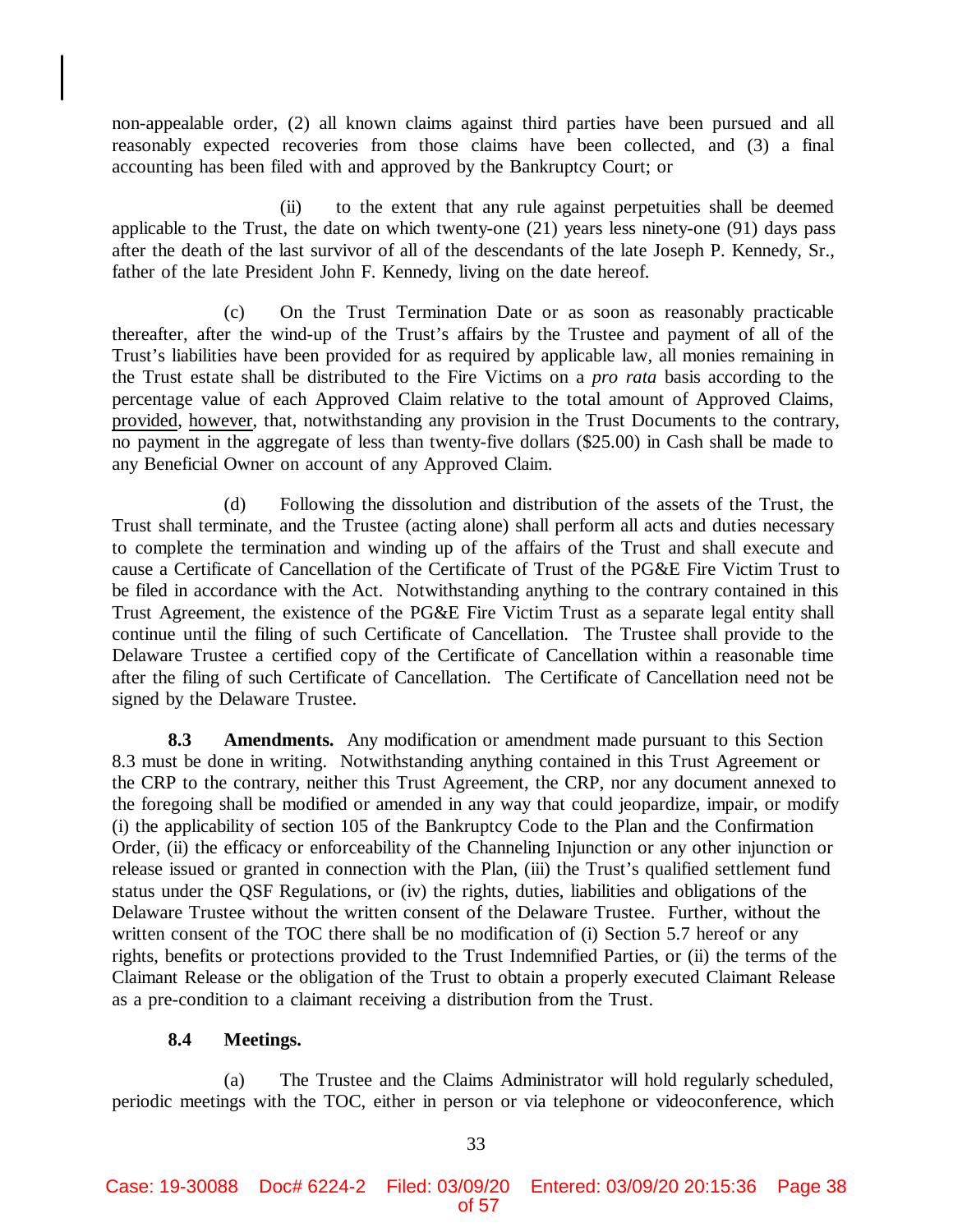non-appealable order, (2) all known claims against third parties have been pursued and all reasonably expected recoveries from those claims have been collected, and (3) a final accounting has been filed with and approved by the Bankruptcy Court; or

(ii) to the extent that any rule against perpetuities shall be deemed applicable to the Trust, the date on which twenty-one (21) years less ninety-one (91) days pass after the death of the last survivor of all of the descendants of the late Joseph P. Kennedy, Sr., father of the late President John F. Kennedy, living on the date hereof.

(c) On the Trust Termination Date or as soon as reasonably practicable thereafter, after the wind-up of the Trust's affairs by the Trustee and payment of all of the Trust's liabilities have been provided for as required by applicable law, all monies remaining in the Trust estate shall be distributed to the Fire Victims on a *pro rata* basis according to the percentage value of each Approved Claim relative to the total amount of Approved Claims, provided, however, that, notwithstanding any provision in the Trust Documents to the contrary, no payment in the aggregate of less than twenty-five dollars ($25.00) in Cash shall be made to any Beneficial Owner on account of any Approved Claim.

(d) Following the dissolution and distribution of the assets of the Trust, the Trust shall terminate, and the Trustee (acting alone) shall perform all acts and duties necessary to complete the termination and winding up of the affairs of the Trust and shall execute and cause a Certificate of Cancellation of the Certificate of Trust of the PG&E Fire Victim Trust to be filed in accordance with the Act. Notwithstanding anything to the contrary contained in this Trust Agreement, the existence of the PG&E Fire Victim Trust as a separate legal entity shall continue until the filing of such Certificate of Cancellation. The Trustee shall provide to the Delaware Trustee a certified copy of the Certificate of Cancellation within a reasonable time after the filing of such Certificate of Cancellation. The Certificate of Cancellation need not be signed by the Delaware Trustee.

**8.3 Amendments.** Any modification or amendment made pursuant to this Section 8.3 must be done in writing. Notwithstanding anything contained in this Trust Agreement or the CRP to the contrary, neither this Trust Agreement, the CRP, nor any document annexed to the foregoing shall be modified or amended in any way that could jeopardize, impair, or modify (i) the applicability of section 105 of the Bankruptcy Code to the Plan and the Confirmation Order, (ii) the efficacy or enforceability of the Channeling Injunction or any other injunction or release issued or granted in connection with the Plan, (iii) the Trust's qualified settlement fund status under the QSF Regulations, or (iv) the rights, duties, liabilities and obligations of the Delaware Trustee without the written consent of the Delaware Trustee. Further, without the written consent of the TOC there shall be no modification of (i) Section 5.7 hereof or any rights, benefits or protections provided to the Trust Indemnified Parties, or (ii) the terms of the Claimant Release or the obligation of the Trust to obtain a properly executed Claimant Release as a pre-condition to a claimant receiving a distribution from the Trust.

**8.4 Meetings.**

(a) The Trustee and the Claims Administrator will hold regularly scheduled, periodic meetings with the TOC, either in person or via telephone or videoconference, which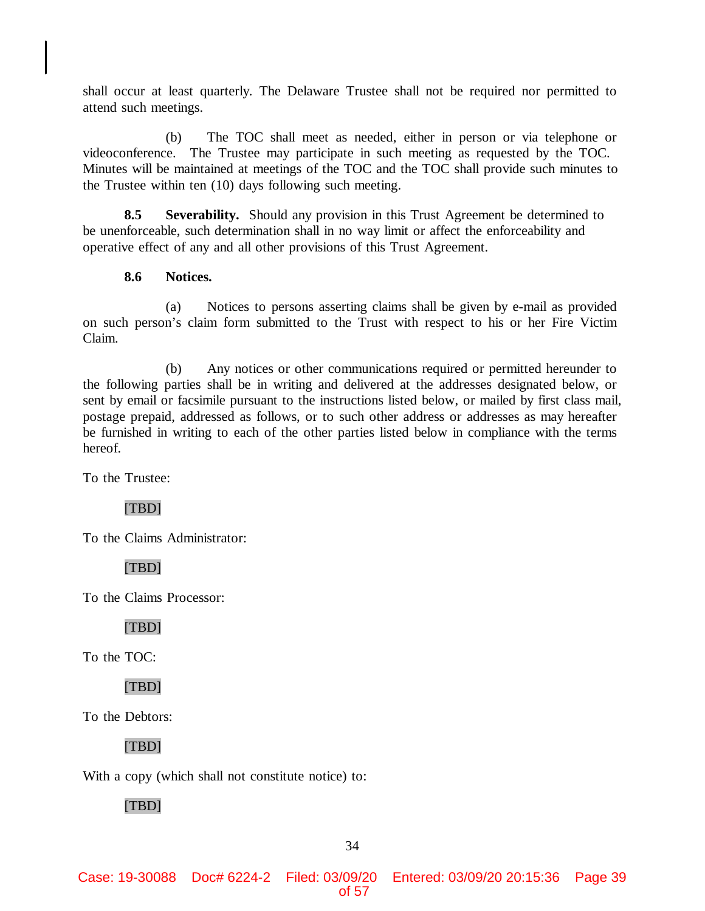shall occur at least quarterly. The Delaware Trustee shall not be required nor permitted to attend such meetings.

(b) The TOC shall meet as needed, either in person or via telephone or videoconference. The Trustee may participate in such meeting as requested by the TOC. Minutes will be maintained at meetings of the TOC and the TOC shall provide such minutes to the Trustee within ten (10) days following such meeting.

**8.5 Severability.** Should any provision in this Trust Agreement be determined to be unenforceable, such determination shall in no way limit or affect the enforceability and operative effect of any and all other provisions of this Trust Agreement.

**8.6 Notices.**

(a) Notices to persons asserting claims shall be given by e-mail as provided on such person's claim form submitted to the Trust with respect to his or her Fire Victim Claim.

(b) Any notices or other communications required or permitted hereunder to the following parties shall be in writing and delivered at the addresses designated below, or sent by email or facsimile pursuant to the instructions listed below, or mailed by first class mail, postage prepaid, addressed as follows, or to such other address or addresses as may hereafter be furnished in writing to each of the other parties listed below in compliance with the terms hereof.

To the Trustee:

[TBD]

To the Claims Administrator:

[TBD]

To the Claims Processor:

[TBD]

To the TOC:

[TBD]

To the Debtors:

[TBD]

With a copy (which shall not constitute notice) to:

[TBD]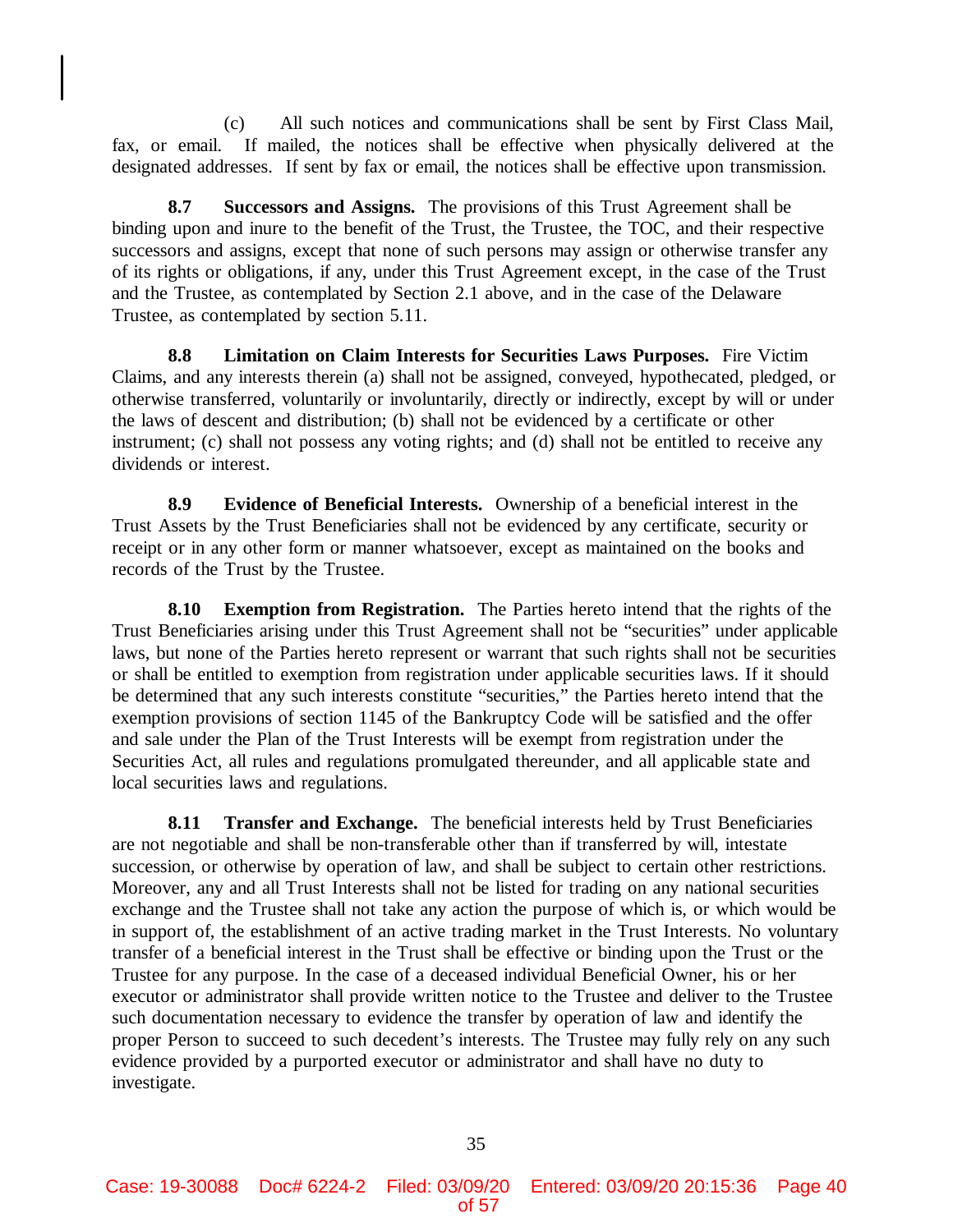(c) All such notices and communications shall be sent by First Class Mail, fax, or email. If mailed, the notices shall be effective when physically delivered at the designated addresses. If sent by fax or email, the notices shall be effective upon transmission.

**8.7 Successors and Assigns.** The provisions of this Trust Agreement shall be binding upon and inure to the benefit of the Trust, the Trustee, the TOC, and their respective successors and assigns, except that none of such persons may assign or otherwise transfer any of its rights or obligations, if any, under this Trust Agreement except, in the case of the Trust and the Trustee, as contemplated by Section 2.1 above, and in the case of the Delaware Trustee, as contemplated by section 5.11.

**8.8 Limitation on Claim Interests for Securities Laws Purposes.** Fire Victim Claims, and any interests therein (a) shall not be assigned, conveyed, hypothecated, pledged, or otherwise transferred, voluntarily or involuntarily, directly or indirectly, except by will or under the laws of descent and distribution; (b) shall not be evidenced by a certificate or other instrument; (c) shall not possess any voting rights; and (d) shall not be entitled to receive any dividends or interest.

**8.9 Evidence of Beneficial Interests.** Ownership of a beneficial interest in the Trust Assets by the Trust Beneficiaries shall not be evidenced by any certificate, security or receipt or in any other form or manner whatsoever, except as maintained on the books and records of the Trust by the Trustee.

**8.10 Exemption from Registration.** The Parties hereto intend that the rights of the Trust Beneficiaries arising under this Trust Agreement shall not be "securities" under applicable laws, but none of the Parties hereto represent or warrant that such rights shall not be securities or shall be entitled to exemption from registration under applicable securities laws. If it should be determined that any such interests constitute "securities," the Parties hereto intend that the exemption provisions of section 1145 of the Bankruptcy Code will be satisfied and the offer and sale under the Plan of the Trust Interests will be exempt from registration under the Securities Act, all rules and regulations promulgated thereunder, and all applicable state and local securities laws and regulations.

**8.11 Transfer and Exchange.** The beneficial interests held by Trust Beneficiaries are not negotiable and shall be non-transferable other than if transferred by will, intestate succession, or otherwise by operation of law, and shall be subject to certain other restrictions. Moreover, any and all Trust Interests shall not be listed for trading on any national securities exchange and the Trustee shall not take any action the purpose of which is, or which would be in support of, the establishment of an active trading market in the Trust Interests. No voluntary transfer of a beneficial interest in the Trust shall be effective or binding upon the Trust or the Trustee for any purpose. In the case of a deceased individual Beneficial Owner, his or her executor or administrator shall provide written notice to the Trustee and deliver to the Trustee such documentation necessary to evidence the transfer by operation of law and identify the proper Person to succeed to such decedent's interests. The Trustee may fully rely on any such evidence provided by a purported executor or administrator and shall have no duty to investigate.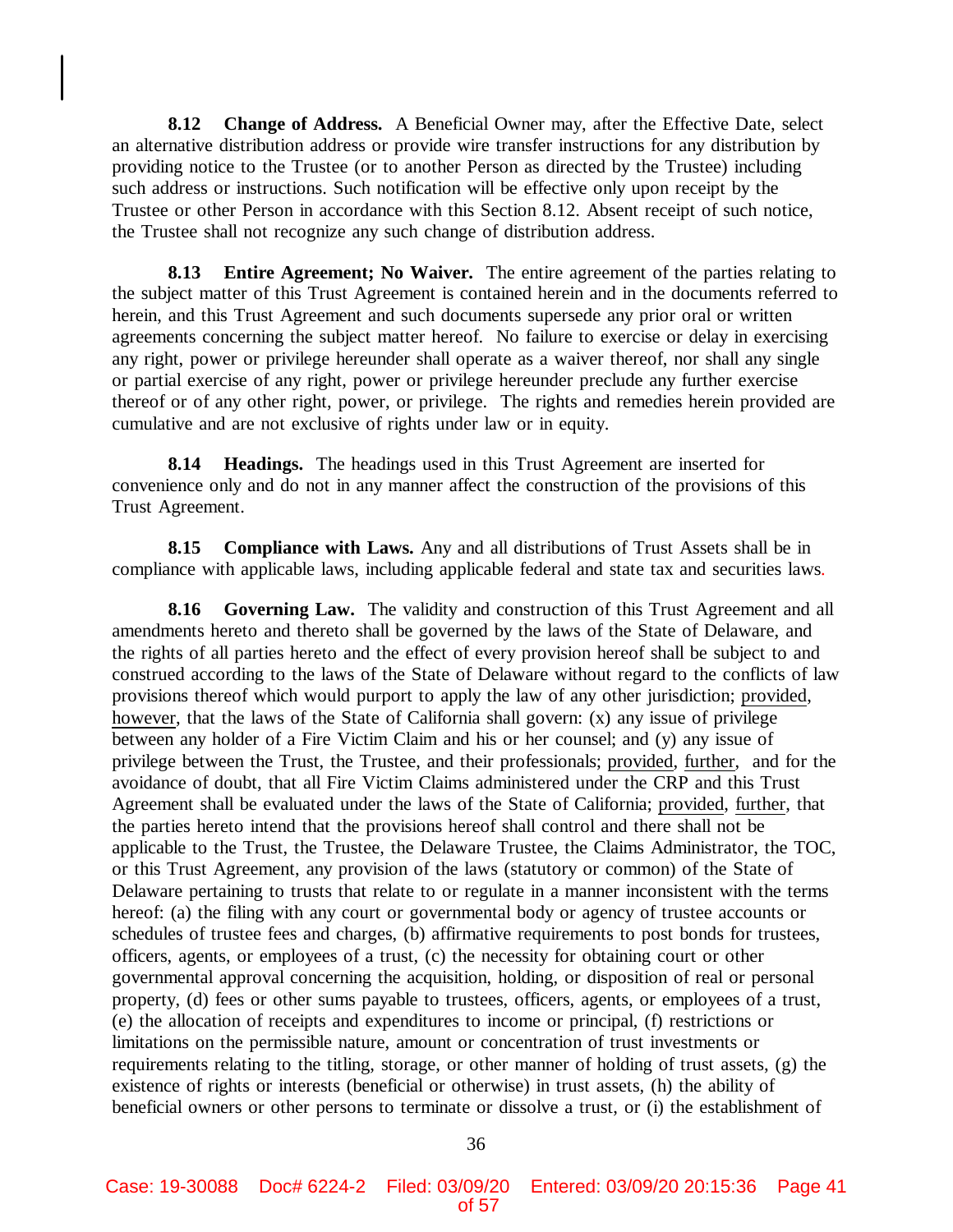**8.12 Change of Address.** A Beneficial Owner may, after the Effective Date, select an alternative distribution address or provide wire transfer instructions for any distribution by providing notice to the Trustee (or to another Person as directed by the Trustee) including such address or instructions. Such notification will be effective only upon receipt by the Trustee or other Person in accordance with this Section 8.12. Absent receipt of such notice, the Trustee shall not recognize any such change of distribution address.

**8.13 Entire Agreement; No Waiver.** The entire agreement of the parties relating to the subject matter of this Trust Agreement is contained herein and in the documents referred to herein, and this Trust Agreement and such documents supersede any prior oral or written agreements concerning the subject matter hereof. No failure to exercise or delay in exercising any right, power or privilege hereunder shall operate as a waiver thereof, nor shall any single or partial exercise of any right, power or privilege hereunder preclude any further exercise thereof or of any other right, power, or privilege. The rights and remedies herein provided are cumulative and are not exclusive of rights under law or in equity.

**8.14 Headings.** The headings used in this Trust Agreement are inserted for convenience only and do not in any manner affect the construction of the provisions of this Trust Agreement.

**8.15 Compliance with Laws.** Any and all distributions of Trust Assets shall be in compliance with applicable laws, including applicable federal and state tax and securities laws.

**8.16 Governing Law.** The validity and construction of this Trust Agreement and all amendments hereto and thereto shall be governed by the laws of the State of Delaware, and the rights of all parties hereto and the effect of every provision hereof shall be subject to and construed according to the laws of the State of Delaware without regard to the conflicts of law provisions thereof which would purport to apply the law of any other jurisdiction; provided, however, that the laws of the State of California shall govern: (x) any issue of privilege between any holder of a Fire Victim Claim and his or her counsel; and (y) any issue of privilege between the Trust, the Trustee, and their professionals; provided, further, and for the avoidance of doubt, that all Fire Victim Claims administered under the CRP and this Trust Agreement shall be evaluated under the laws of the State of California; provided, further, that the parties hereto intend that the provisions hereof shall control and there shall not be applicable to the Trust, the Trustee, the Delaware Trustee, the Claims Administrator, the TOC, or this Trust Agreement, any provision of the laws (statutory or common) of the State of Delaware pertaining to trusts that relate to or regulate in a manner inconsistent with the terms hereof: (a) the filing with any court or governmental body or agency of trustee accounts or schedules of trustee fees and charges, (b) affirmative requirements to post bonds for trustees, officers, agents, or employees of a trust, (c) the necessity for obtaining court or other governmental approval concerning the acquisition, holding, or disposition of real or personal property, (d) fees or other sums payable to trustees, officers, agents, or employees of a trust, (e) the allocation of receipts and expenditures to income or principal, (f) restrictions or limitations on the permissible nature, amount or concentration of trust investments or requirements relating to the titling, storage, or other manner of holding of trust assets, (g) the existence of rights or interests (beneficial or otherwise) in trust assets, (h) the ability of beneficial owners or other persons to terminate or dissolve a trust, or (i) the establishment of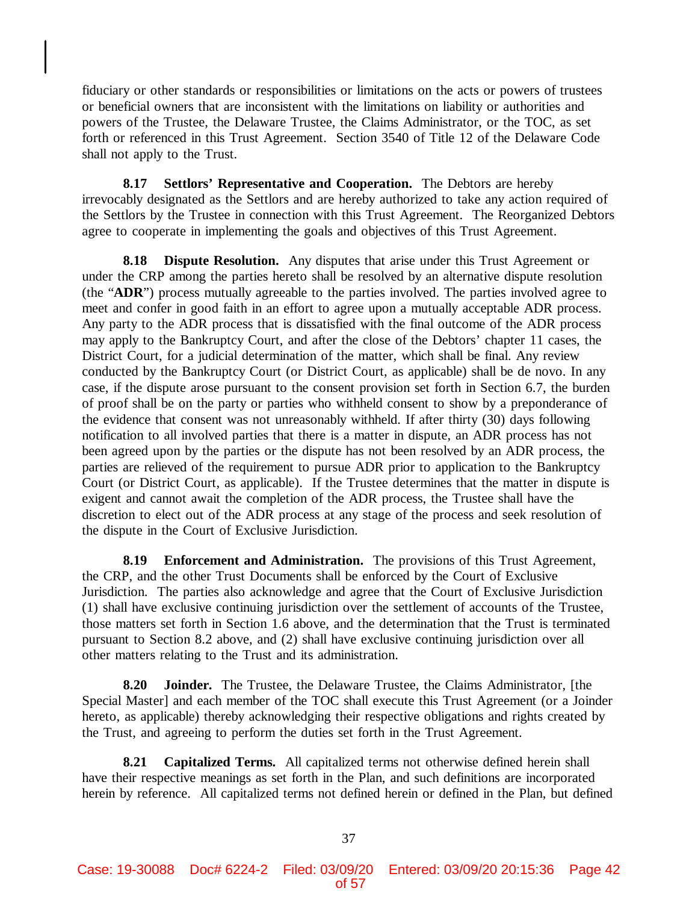fiduciary or other standards or responsibilities or limitations on the acts or powers of trustees or beneficial owners that are inconsistent with the limitations on liability or authorities and powers of the Trustee, the Delaware Trustee, the Claims Administrator, or the TOC, as set forth or referenced in this Trust Agreement. Section 3540 of Title 12 of the Delaware Code shall not apply to the Trust.

**8.17 Settlors' Representative and Cooperation.** The Debtors are hereby irrevocably designated as the Settlors and are hereby authorized to take any action required of the Settlors by the Trustee in connection with this Trust Agreement. The Reorganized Debtors agree to cooperate in implementing the goals and objectives of this Trust Agreement.

**8.18 Dispute Resolution.** Any disputes that arise under this Trust Agreement or under the CRP among the parties hereto shall be resolved by an alternative dispute resolution (the "**ADR**") process mutually agreeable to the parties involved. The parties involved agree to meet and confer in good faith in an effort to agree upon a mutually acceptable ADR process. Any party to the ADR process that is dissatisfied with the final outcome of the ADR process may apply to the Bankruptcy Court, and after the close of the Debtors' chapter 11 cases, the District Court, for a judicial determination of the matter, which shall be final. Any review conducted by the Bankruptcy Court (or District Court, as applicable) shall be de novo. In any case, if the dispute arose pursuant to the consent provision set forth in Section 6.7, the burden of proof shall be on the party or parties who withheld consent to show by a preponderance of the evidence that consent was not unreasonably withheld. If after thirty (30) days following notification to all involved parties that there is a matter in dispute, an ADR process has not been agreed upon by the parties or the dispute has not been resolved by an ADR process, the parties are relieved of the requirement to pursue ADR prior to application to the Bankruptcy Court (or District Court, as applicable). If the Trustee determines that the matter in dispute is exigent and cannot await the completion of the ADR process, the Trustee shall have the discretion to elect out of the ADR process at any stage of the process and seek resolution of the dispute in the Court of Exclusive Jurisdiction.

**8.19 Enforcement and Administration.** The provisions of this Trust Agreement, the CRP, and the other Trust Documents shall be enforced by the Court of Exclusive Jurisdiction. The parties also acknowledge and agree that the Court of Exclusive Jurisdiction (1) shall have exclusive continuing jurisdiction over the settlement of accounts of the Trustee, those matters set forth in Section 1.6 above, and the determination that the Trust is terminated pursuant to Section 8.2 above, and (2) shall have exclusive continuing jurisdiction over all other matters relating to the Trust and its administration.

**8.20 Joinder.** The Trustee, the Delaware Trustee, the Claims Administrator, [the Special Master] and each member of the TOC shall execute this Trust Agreement (or a Joinder hereto, as applicable) thereby acknowledging their respective obligations and rights created by the Trust, and agreeing to perform the duties set forth in the Trust Agreement.

**8.21 Capitalized Terms.** All capitalized terms not otherwise defined herein shall have their respective meanings as set forth in the Plan, and such definitions are incorporated herein by reference. All capitalized terms not defined herein or defined in the Plan, but defined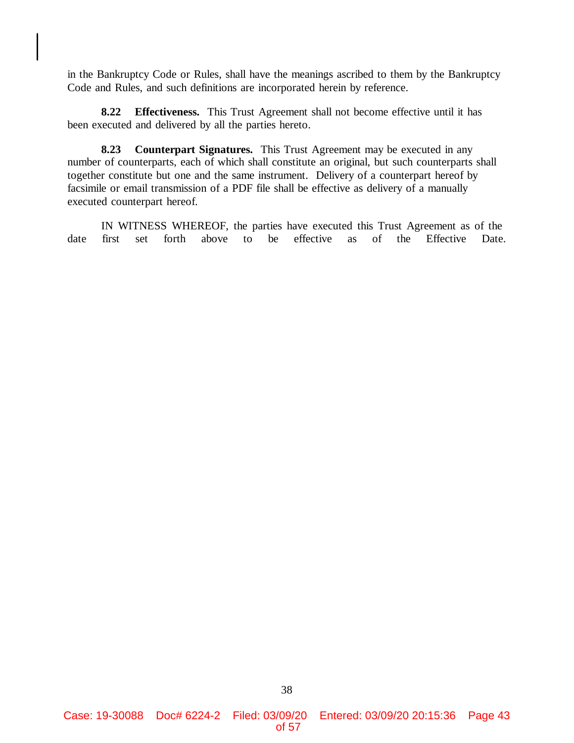in the Bankruptcy Code or Rules, shall have the meanings ascribed to them by the Bankruptcy Code and Rules, and such definitions are incorporated herein by reference.

**8.22 Effectiveness.** This Trust Agreement shall not become effective until it has been executed and delivered by all the parties hereto.

**8.23 Counterpart Signatures.** This Trust Agreement may be executed in any number of counterparts, each of which shall constitute an original, but such counterparts shall together constitute but one and the same instrument. Delivery of a counterpart hereof by facsimile or email transmission of a PDF file shall be effective as delivery of a manually executed counterpart hereof.

IN WITNESS WHEREOF, the parties have executed this Trust Agreement as of the date first set forth above to be effective as of the Effective Date.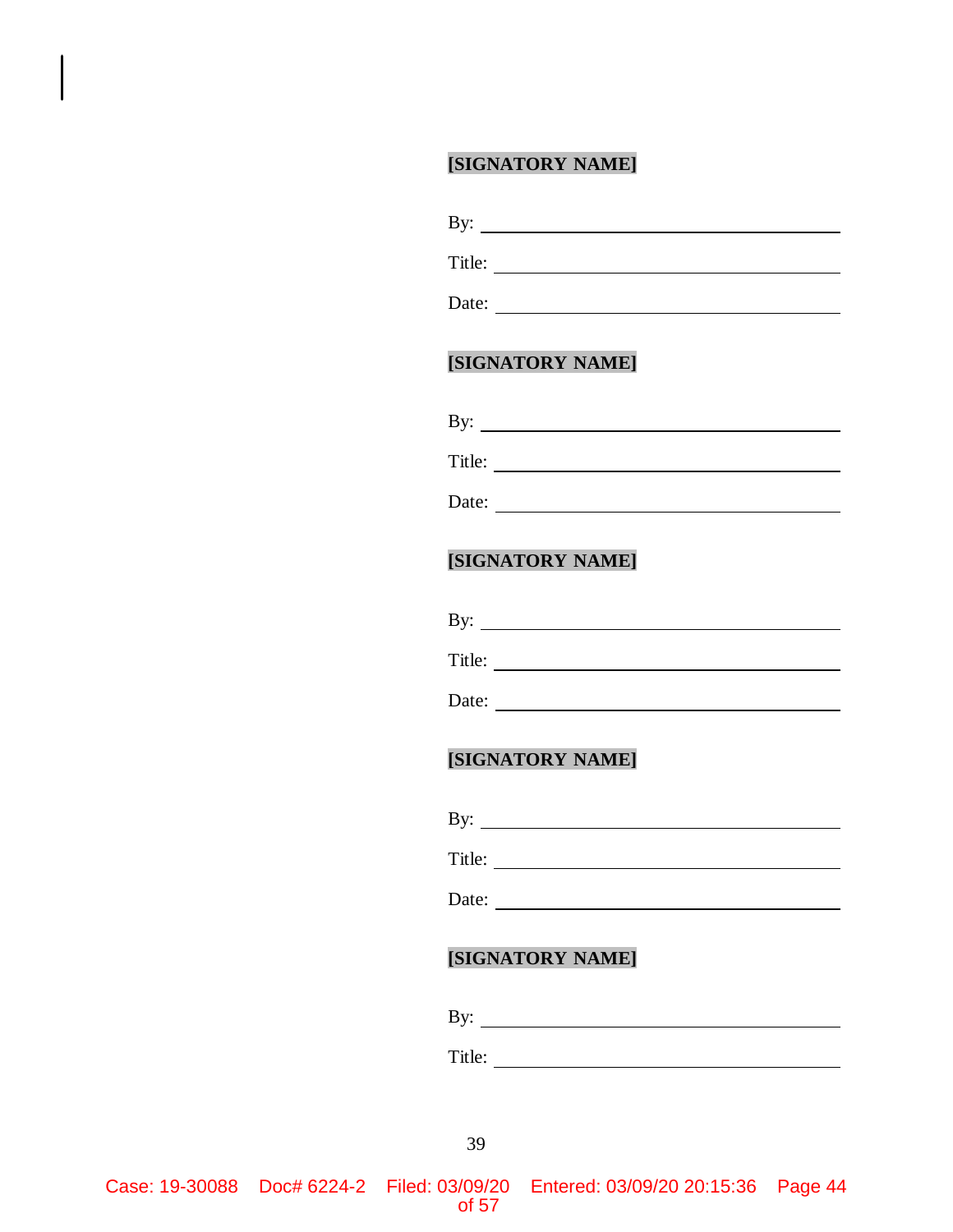**[SIGNATORY NAME]**

By: ________________________________

Title: ______________________________

Date: ______________________________

**[SIGNATORY NAME]**

By: ________________________________

Title: ______________________________

Date: ______________________________

**[SIGNATORY NAME]**

By: ________________________________

Title: ______________________________

Date: ______________________________

**[SIGNATORY NAME]**

By: ________________________________

Title: ______________________________

Date: ______________________________

**[SIGNATORY NAME]**

By: ________________________________

Title: ______________________________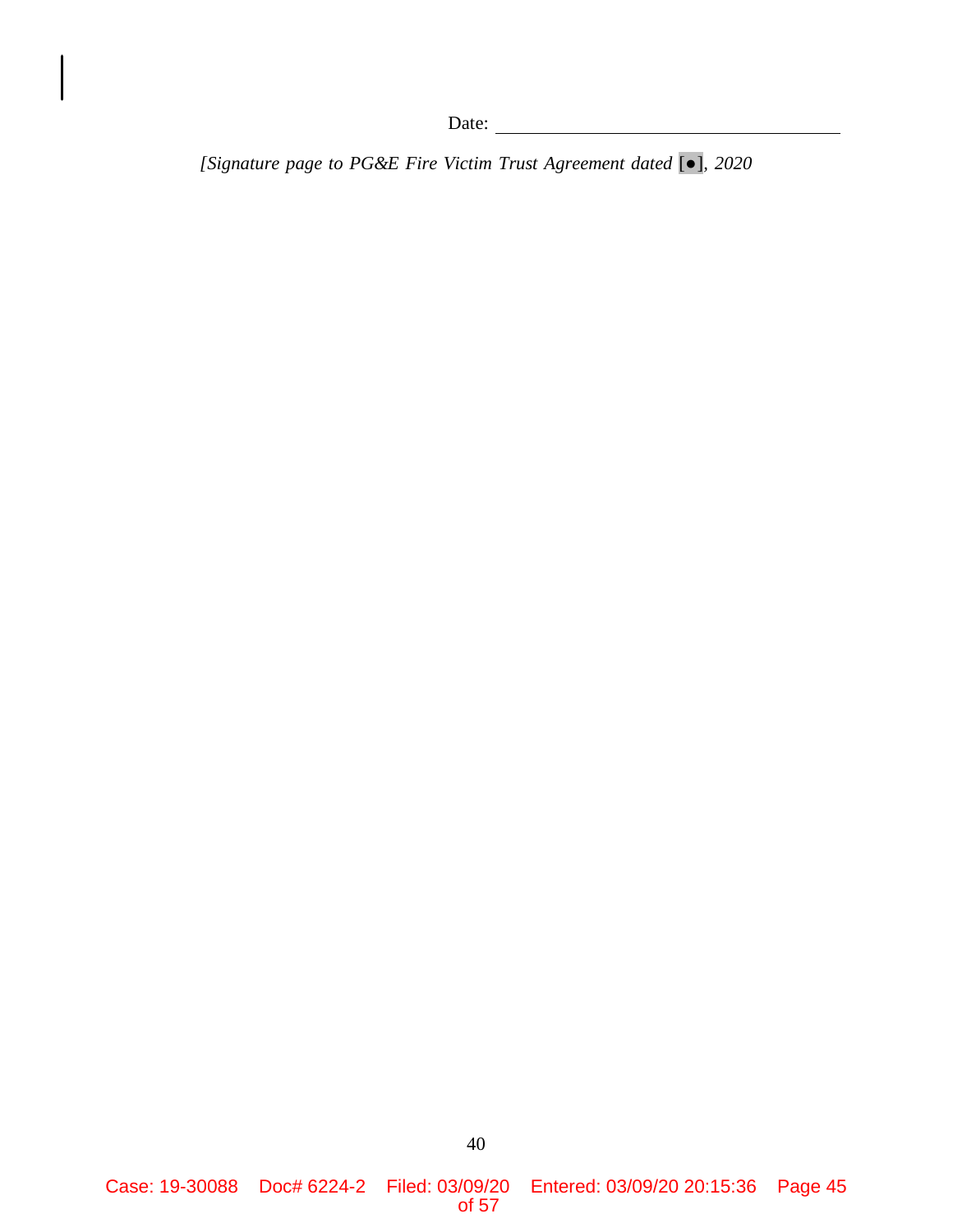Date: ______________________________

*[Signature page to PG&E Fire Victim Trust Agreement dated* [●]*, 2020*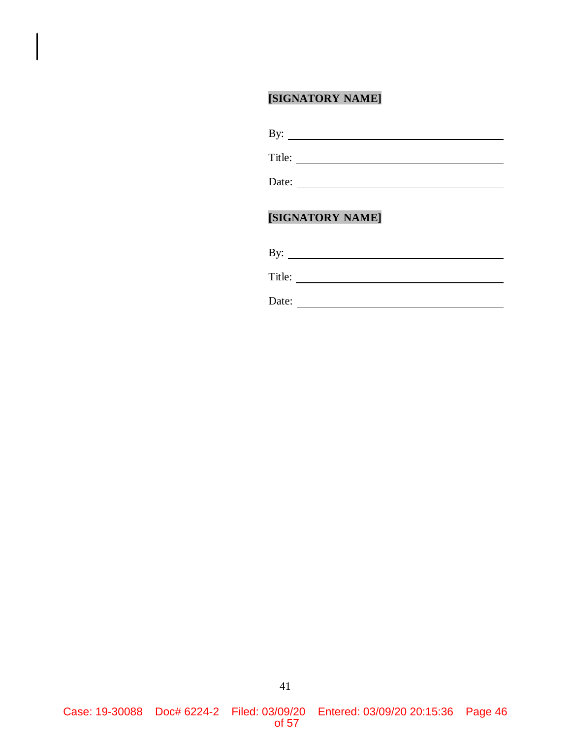**[SIGNATORY NAME]**

By: ______________________________

Title: ______________________________

Date: ______________________________

**[SIGNATORY NAME]**

By: ______________________________

Title: ______________________________

Date: ______________________________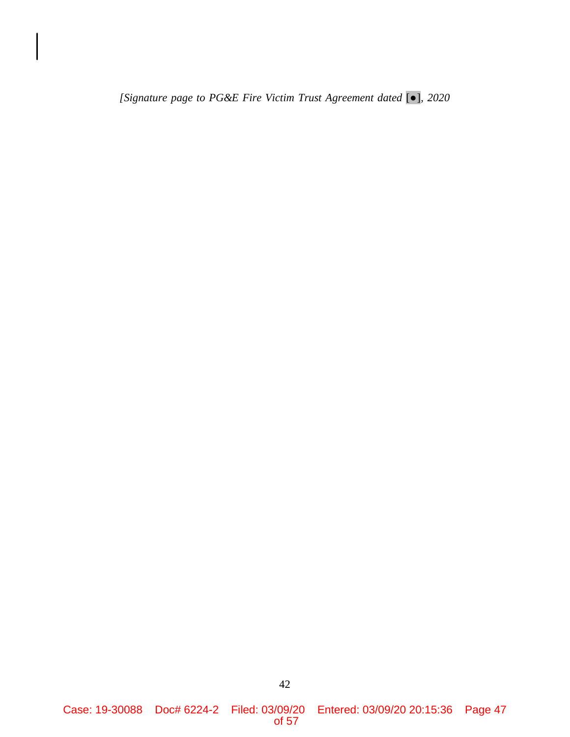*[Signature page to PG&E Fire Victim Trust Agreement dated [●], 2020*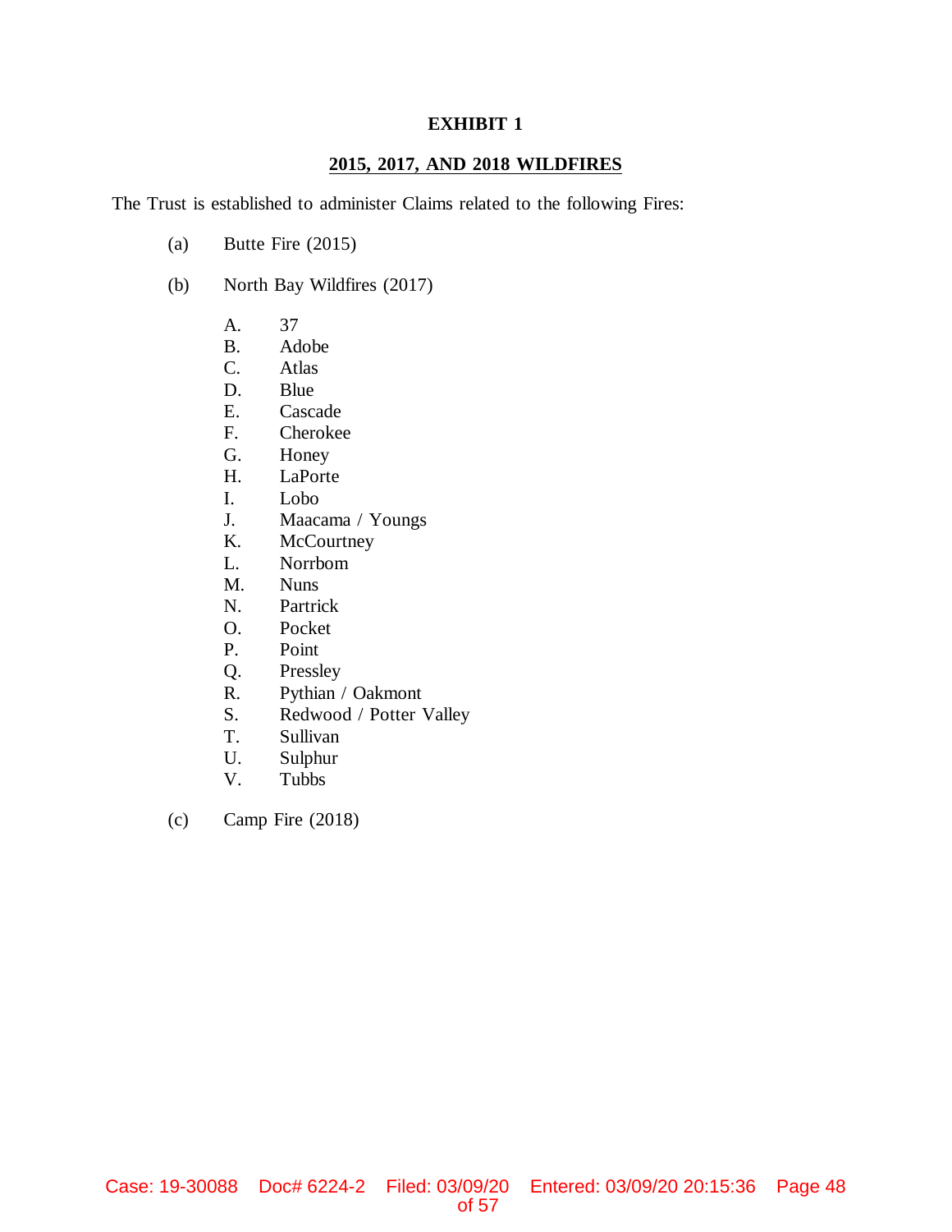# EXHIBIT 1

## 2015, 2017, AND 2018 WILDFIRES

The Trust is established to administer Claims related to the following Fires:

(a) Butte Fire (2015)

(b) North Bay Wildfires (2017)

A. 37
B. Adobe
C. Atlas
D. Blue
E. Cascade
F. Cherokee
G. Honey
H. LaPorte
I. Lobo
J. Maacama / Youngs
K. McCourtney
L. Norrbom
M. Nuns
N. Partrick
O. Pocket
P. Point
Q. Pressley
R. Pythian / Oakmont
S. Redwood / Potter Valley
T. Sullivan
U. Sulphur
V. Tubbs

(c) Camp Fire (2018)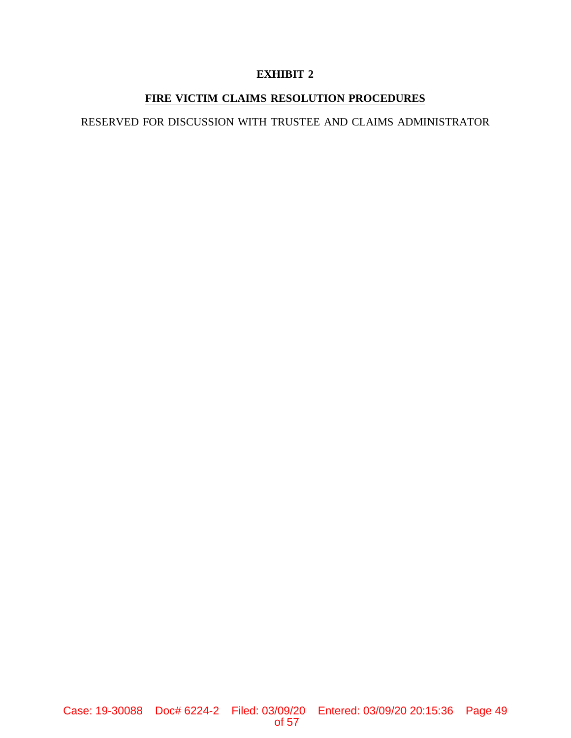# EXHIBIT 2

## FIRE VICTIM CLAIMS RESOLUTION PROCEDURES

RESERVED FOR DISCUSSION WITH TRUSTEE AND CLAIMS ADMINISTRATOR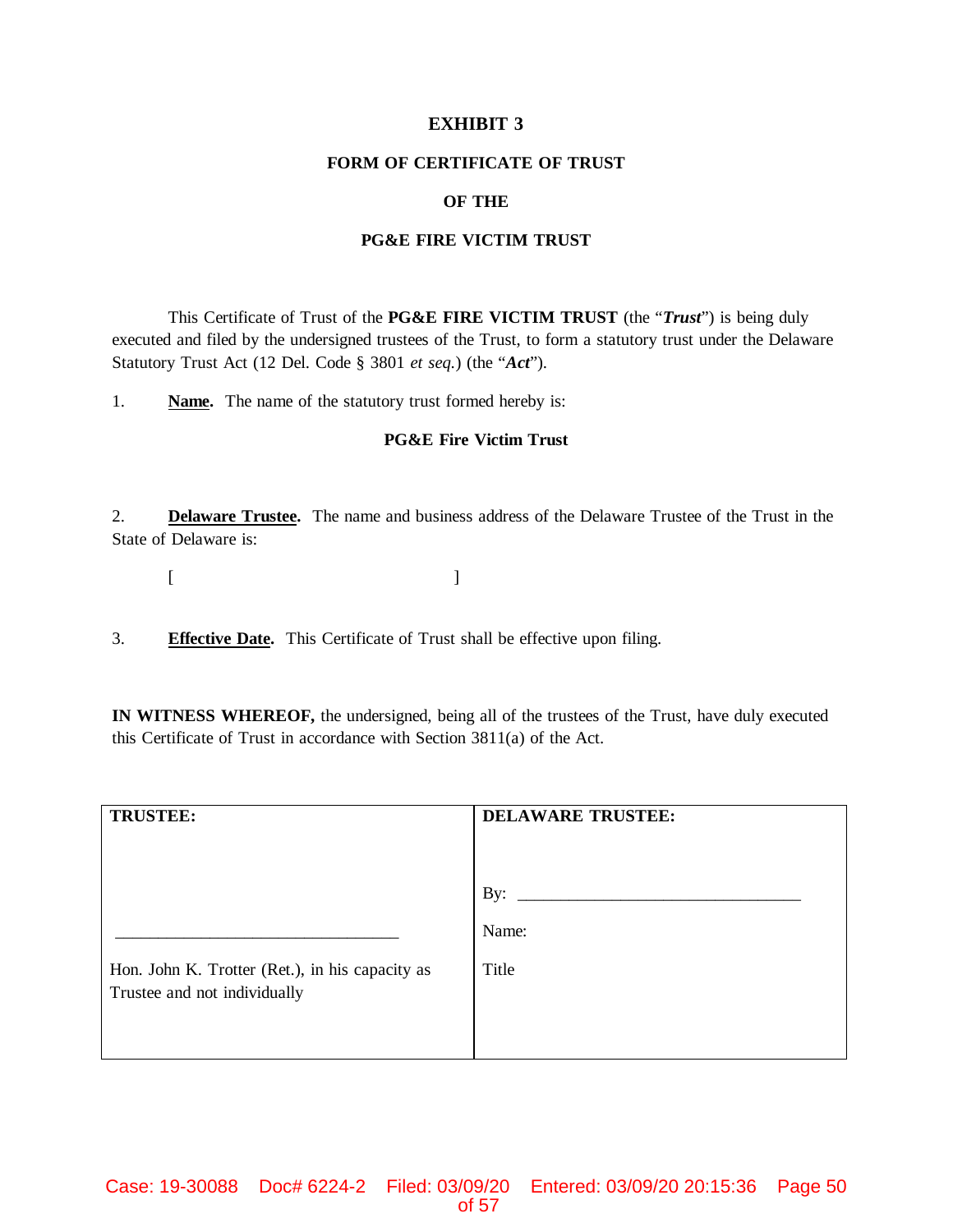# EXHIBIT 3

## FORM OF CERTIFICATE OF TRUST

## OF THE

## PG&E FIRE VICTIM TRUST

This Certificate of Trust of the **PG&E FIRE VICTIM TRUST** (the "***Trust***") is being duly executed and filed by the undersigned trustees of the Trust, to form a statutory trust under the Delaware Statutory Trust Act (12 Del. Code § 3801 *et seq.*) (the "***Act***").

1. **Name.** The name of the statutory trust formed hereby is:

**PG&E Fire Victim Trust**

2. **Delaware Trustee.** The name and business address of the Delaware Trustee of the Trust in the State of Delaware is:

[ ]

3. **Effective Date.** This Certificate of Trust shall be effective upon filing.

**IN WITNESS WHEREOF,** the undersigned, being all of the trustees of the Trust, have duly executed this Certificate of Trust in accordance with Section 3811(a) of the Act.

| TRUSTEE: | DELAWARE TRUSTEE: |
| --- | --- |
| ________________________________ | By: ________________________________ |
| Hon. John K. Trotter (Ret.), in his capacity as Trustee and not individually | Name: |
| | Title |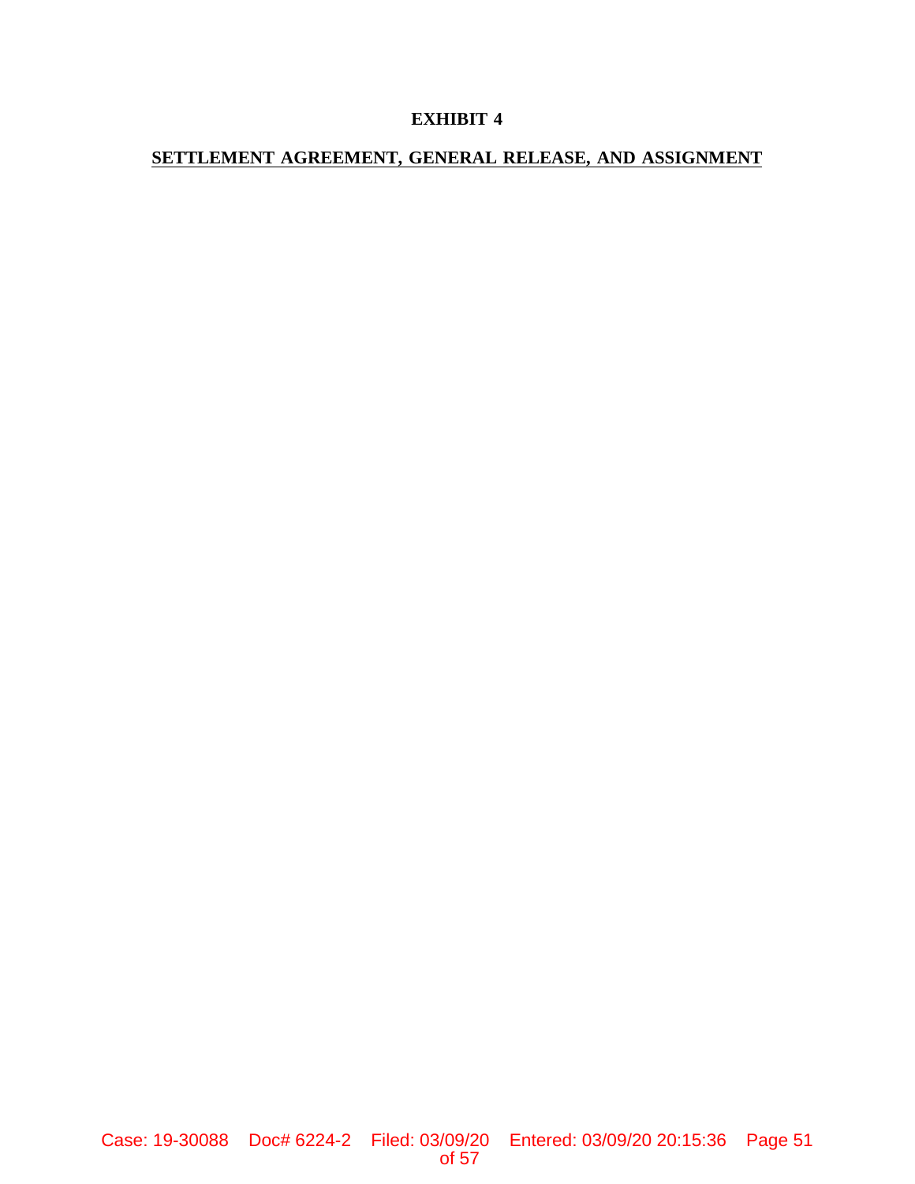# EXHIBIT 4

## SETTLEMENT AGREEMENT, GENERAL RELEASE, AND ASSIGNMENT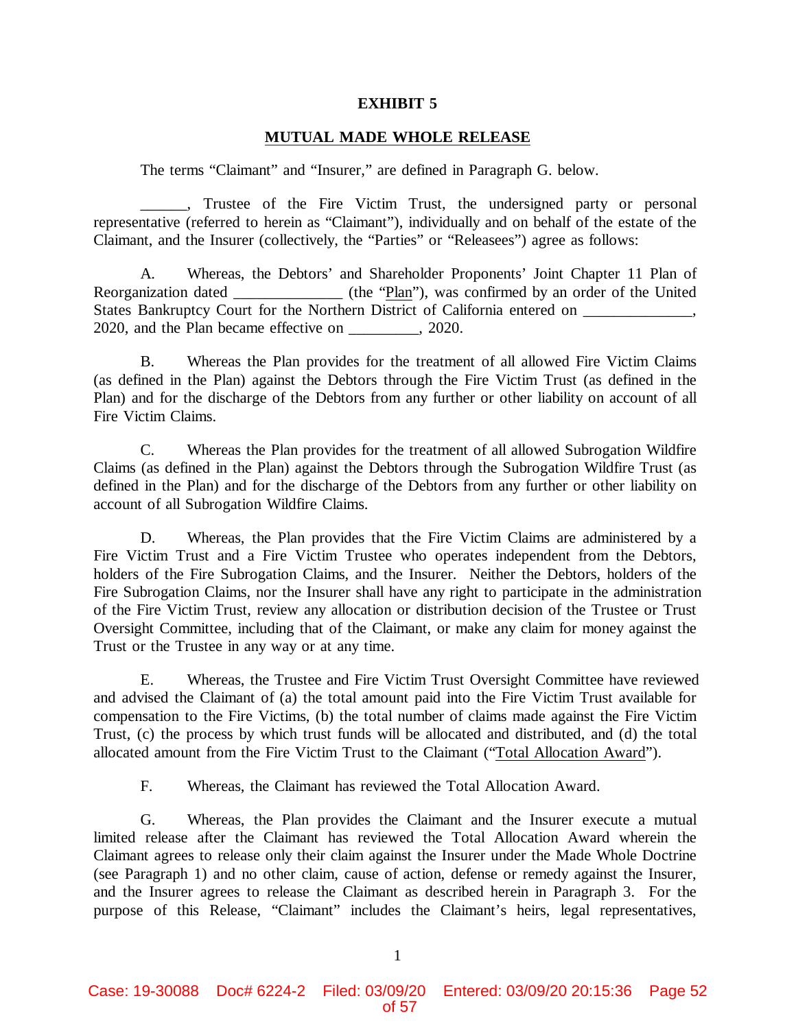**EXHIBIT 5**

**MUTUAL MADE WHOLE RELEASE**

The terms "Claimant" and "Insurer," are defined in Paragraph G. below.

______, Trustee of the Fire Victim Trust, the undersigned party or personal representative (referred to herein as "Claimant"), individually and on behalf of the estate of the Claimant, and the Insurer (collectively, the "Parties" or "Releasees") agree as follows:

A. Whereas, the Debtors' and Shareholder Proponents' Joint Chapter 11 Plan of Reorganization dated ______________ (the "Plan"), was confirmed by an order of the United States Bankruptcy Court for the Northern District of California entered on ______________, 2020, and the Plan became effective on _________, 2020.

B. Whereas the Plan provides for the treatment of all allowed Fire Victim Claims (as defined in the Plan) against the Debtors through the Fire Victim Trust (as defined in the Plan) and for the discharge of the Debtors from any further or other liability on account of all Fire Victim Claims.

C. Whereas the Plan provides for the treatment of all allowed Subrogation Wildfire Claims (as defined in the Plan) against the Debtors through the Subrogation Wildfire Trust (as defined in the Plan) and for the discharge of the Debtors from any further or other liability on account of all Subrogation Wildfire Claims.

D. Whereas, the Plan provides that the Fire Victim Claims are administered by a Fire Victim Trust and a Fire Victim Trustee who operates independent from the Debtors, holders of the Fire Subrogation Claims, and the Insurer. Neither the Debtors, holders of the Fire Subrogation Claims, nor the Insurer shall have any right to participate in the administration of the Fire Victim Trust, review any allocation or distribution decision of the Trustee or Trust Oversight Committee, including that of the Claimant, or make any claim for money against the Trust or the Trustee in any way or at any time.

E. Whereas, the Trustee and Fire Victim Trust Oversight Committee have reviewed and advised the Claimant of (a) the total amount paid into the Fire Victim Trust available for compensation to the Fire Victims, (b) the total number of claims made against the Fire Victim Trust, (c) the process by which trust funds will be allocated and distributed, and (d) the total allocated amount from the Fire Victim Trust to the Claimant ("Total Allocation Award").

F. Whereas, the Claimant has reviewed the Total Allocation Award.

G. Whereas, the Plan provides the Claimant and the Insurer execute a mutual limited release after the Claimant has reviewed the Total Allocation Award wherein the Claimant agrees to release only their claim against the Insurer under the Made Whole Doctrine (see Paragraph 1) and no other claim, cause of action, defense or remedy against the Insurer, and the Insurer agrees to release the Claimant as described herein in Paragraph 3. For the purpose of this Release, "Claimant" includes the Claimant's heirs, legal representatives,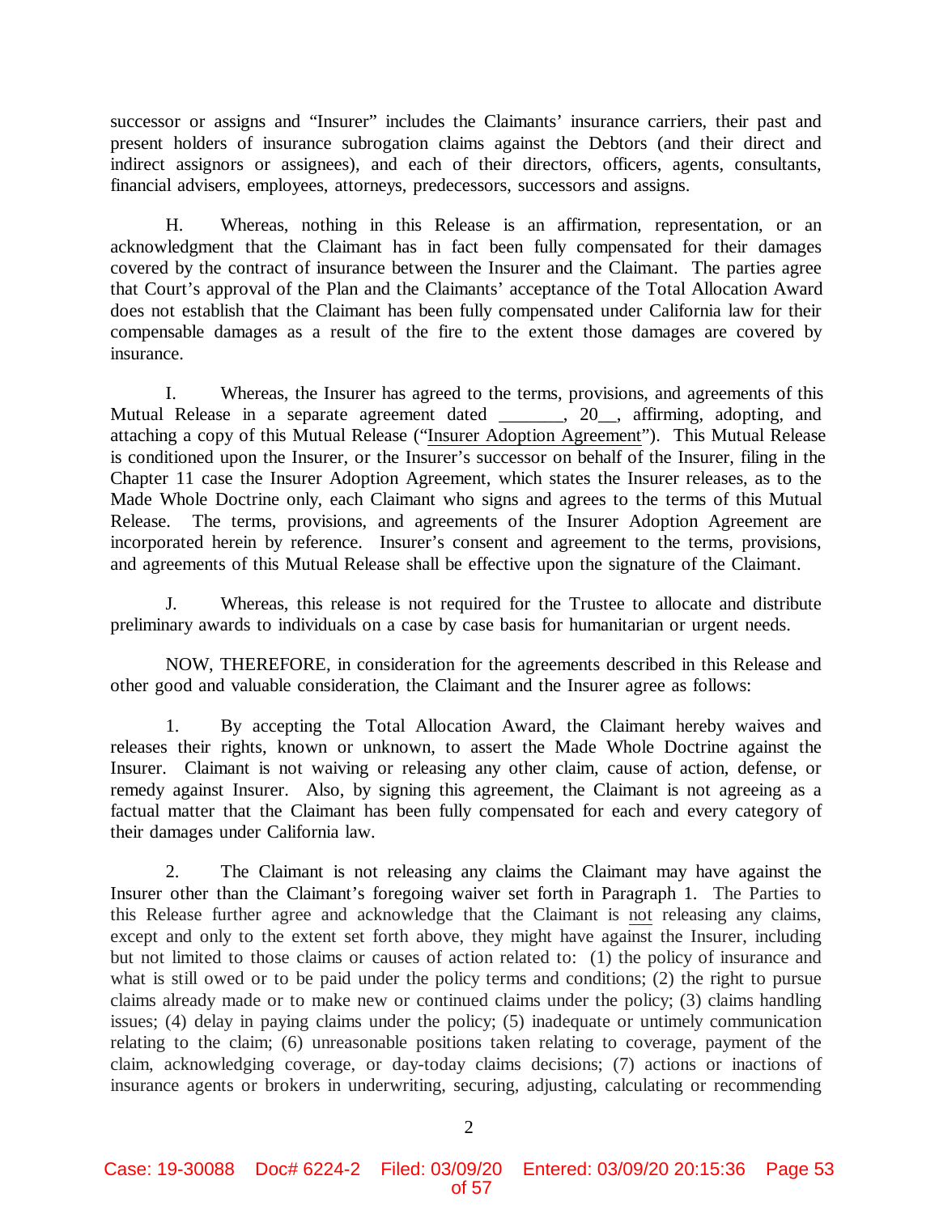successor or assigns and "Insurer" includes the Claimants' insurance carriers, their past and present holders of insurance subrogation claims against the Debtors (and their direct and indirect assignors or assignees), and each of their directors, officers, agents, consultants, financial advisers, employees, attorneys, predecessors, successors and assigns.

H. Whereas, nothing in this Release is an affirmation, representation, or an acknowledgment that the Claimant has in fact been fully compensated for their damages covered by the contract of insurance between the Insurer and the Claimant. The parties agree that Court's approval of the Plan and the Claimants' acceptance of the Total Allocation Award does not establish that the Claimant has been fully compensated under California law for their compensable damages as a result of the fire to the extent those damages are covered by insurance.

I. Whereas, the Insurer has agreed to the terms, provisions, and agreements of this Mutual Release in a separate agreement dated _______, 20__, affirming, adopting, and attaching a copy of this Mutual Release ("Insurer Adoption Agreement"). This Mutual Release is conditioned upon the Insurer, or the Insurer's successor on behalf of the Insurer, filing in the Chapter 11 case the Insurer Adoption Agreement, which states the Insurer releases, as to the Made Whole Doctrine only, each Claimant who signs and agrees to the terms of this Mutual Release. The terms, provisions, and agreements of the Insurer Adoption Agreement are incorporated herein by reference. Insurer's consent and agreement to the terms, provisions, and agreements of this Mutual Release shall be effective upon the signature of the Claimant.

J. Whereas, this release is not required for the Trustee to allocate and distribute preliminary awards to individuals on a case by case basis for humanitarian or urgent needs.

NOW, THEREFORE, in consideration for the agreements described in this Release and other good and valuable consideration, the Claimant and the Insurer agree as follows:

1. By accepting the Total Allocation Award, the Claimant hereby waives and releases their rights, known or unknown, to assert the Made Whole Doctrine against the Insurer. Claimant is not waiving or releasing any other claim, cause of action, defense, or remedy against Insurer. Also, by signing this agreement, the Claimant is not agreeing as a factual matter that the Claimant has been fully compensated for each and every category of their damages under California law.

2. The Claimant is not releasing any claims the Claimant may have against the Insurer other than the Claimant's foregoing waiver set forth in Paragraph 1. The Parties to this Release further agree and acknowledge that the Claimant is not releasing any claims, except and only to the extent set forth above, they might have against the Insurer, including but not limited to those claims or causes of action related to: (1) the policy of insurance and what is still owed or to be paid under the policy terms and conditions; (2) the right to pursue claims already made or to make new or continued claims under the policy; (3) claims handling issues; (4) delay in paying claims under the policy; (5) inadequate or untimely communication relating to the claim; (6) unreasonable positions taken relating to coverage, payment of the claim, acknowledging coverage, or day-today claims decisions; (7) actions or inactions of insurance agents or brokers in underwriting, securing, adjusting, calculating or recommending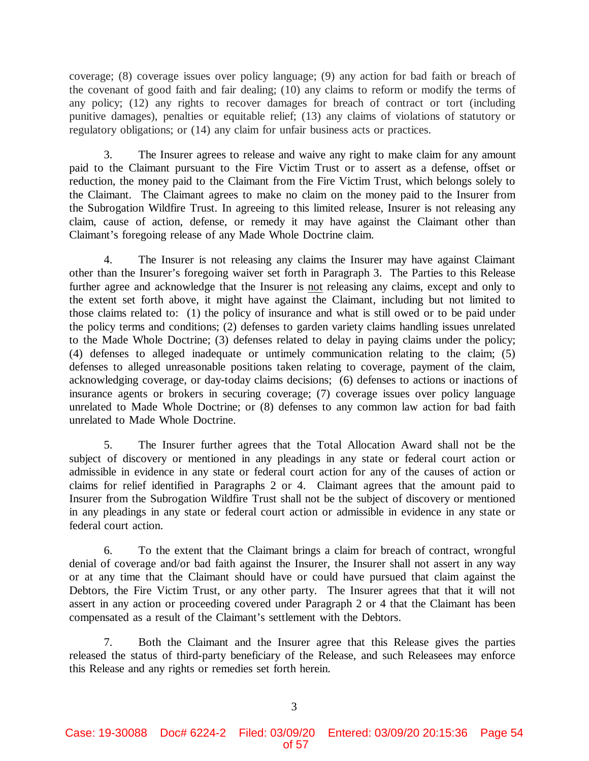coverage; (8) coverage issues over policy language; (9) any action for bad faith or breach of the covenant of good faith and fair dealing; (10) any claims to reform or modify the terms of any policy; (12) any rights to recover damages for breach of contract or tort (including punitive damages), penalties or equitable relief; (13) any claims of violations of statutory or regulatory obligations; or (14) any claim for unfair business acts or practices.

3. The Insurer agrees to release and waive any right to make claim for any amount paid to the Claimant pursuant to the Fire Victim Trust or to assert as a defense, offset or reduction, the money paid to the Claimant from the Fire Victim Trust, which belongs solely to the Claimant. The Claimant agrees to make no claim on the money paid to the Insurer from the Subrogation Wildfire Trust. In agreeing to this limited release, Insurer is not releasing any claim, cause of action, defense, or remedy it may have against the Claimant other than Claimant's foregoing release of any Made Whole Doctrine claim.

4. The Insurer is not releasing any claims the Insurer may have against Claimant other than the Insurer's foregoing waiver set forth in Paragraph 3. The Parties to this Release further agree and acknowledge that the Insurer is <u>not</u> releasing any claims, except and only to the extent set forth above, it might have against the Claimant, including but not limited to those claims related to: (1) the policy of insurance and what is still owed or to be paid under the policy terms and conditions; (2) defenses to garden variety claims handling issues unrelated to the Made Whole Doctrine; (3) defenses related to delay in paying claims under the policy; (4) defenses to alleged inadequate or untimely communication relating to the claim; (5) defenses to alleged unreasonable positions taken relating to coverage, payment of the claim, acknowledging coverage, or day-today claims decisions; (6) defenses to actions or inactions of insurance agents or brokers in securing coverage; (7) coverage issues over policy language unrelated to Made Whole Doctrine; or (8) defenses to any common law action for bad faith unrelated to Made Whole Doctrine.

5. The Insurer further agrees that the Total Allocation Award shall not be the subject of discovery or mentioned in any pleadings in any state or federal court action or admissible in evidence in any state or federal court action for any of the causes of action or claims for relief identified in Paragraphs 2 or 4. Claimant agrees that the amount paid to Insurer from the Subrogation Wildfire Trust shall not be the subject of discovery or mentioned in any pleadings in any state or federal court action or admissible in evidence in any state or federal court action.

6. To the extent that the Claimant brings a claim for breach of contract, wrongful denial of coverage and/or bad faith against the Insurer, the Insurer shall not assert in any way or at any time that the Claimant should have or could have pursued that claim against the Debtors, the Fire Victim Trust, or any other party. The Insurer agrees that that it will not assert in any action or proceeding covered under Paragraph 2 or 4 that the Claimant has been compensated as a result of the Claimant's settlement with the Debtors.

7. Both the Claimant and the Insurer agree that this Release gives the parties released the status of third-party beneficiary of the Release, and such Releasees may enforce this Release and any rights or remedies set forth herein.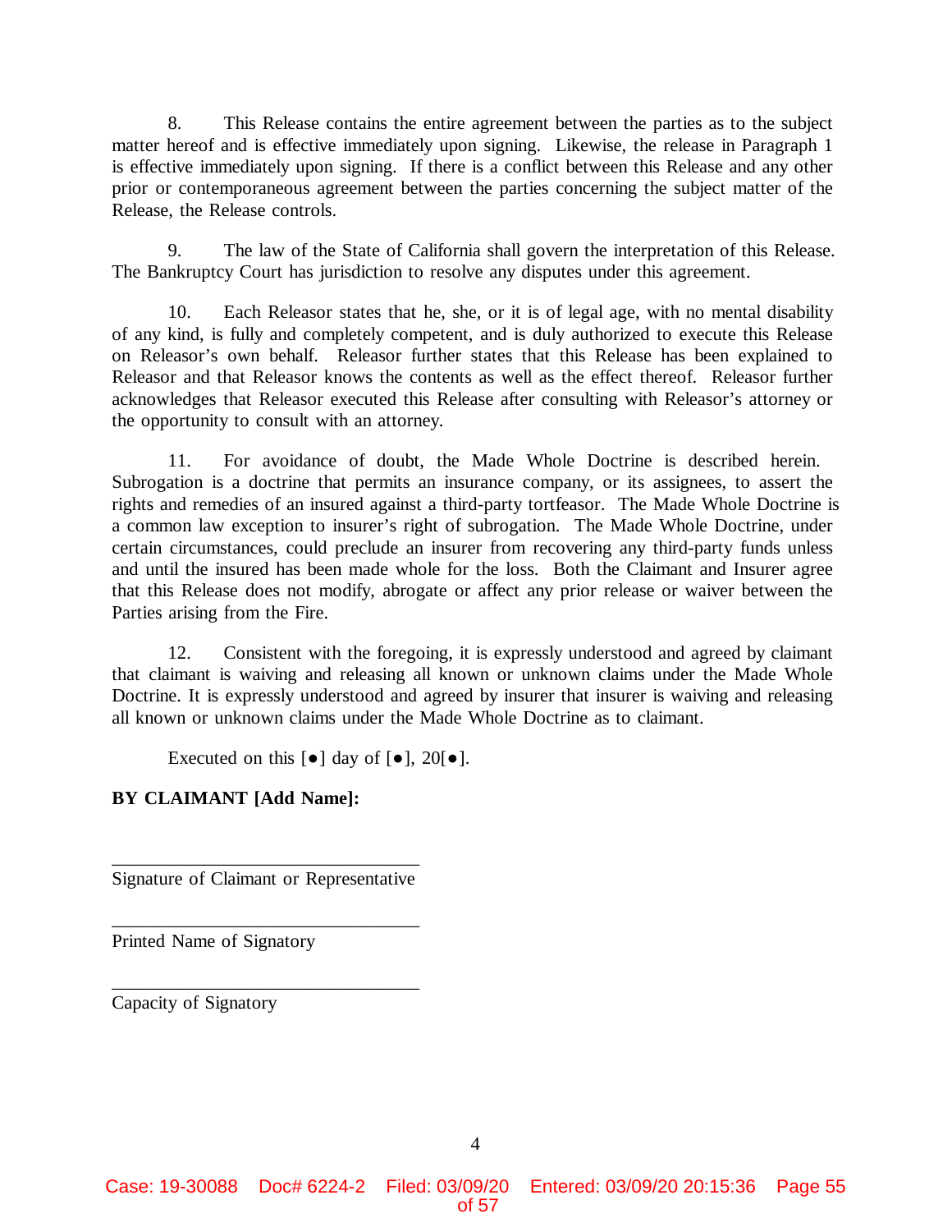8. This Release contains the entire agreement between the parties as to the subject matter hereof and is effective immediately upon signing. Likewise, the release in Paragraph 1 is effective immediately upon signing. If there is a conflict between this Release and any other prior or contemporaneous agreement between the parties concerning the subject matter of the Release, the Release controls.

9. The law of the State of California shall govern the interpretation of this Release. The Bankruptcy Court has jurisdiction to resolve any disputes under this agreement.

10. Each Releasor states that he, she, or it is of legal age, with no mental disability of any kind, is fully and completely competent, and is duly authorized to execute this Release on Releasor's own behalf. Releasor further states that this Release has been explained to Releasor and that Releasor knows the contents as well as the effect thereof. Releasor further acknowledges that Releasor executed this Release after consulting with Releasor's attorney or the opportunity to consult with an attorney.

11. For avoidance of doubt, the Made Whole Doctrine is described herein. Subrogation is a doctrine that permits an insurance company, or its assignees, to assert the rights and remedies of an insured against a third-party tortfeasor. The Made Whole Doctrine is a common law exception to insurer's right of subrogation. The Made Whole Doctrine, under certain circumstances, could preclude an insurer from recovering any third-party funds unless and until the insured has been made whole for the loss. Both the Claimant and Insurer agree that this Release does not modify, abrogate or affect any prior release or waiver between the Parties arising from the Fire.

12. Consistent with the foregoing, it is expressly understood and agreed by claimant that claimant is waiving and releasing all known or unknown claims under the Made Whole Doctrine. It is expressly understood and agreed by insurer that insurer is waiving and releasing all known or unknown claims under the Made Whole Doctrine as to claimant.

Executed on this [●] day of [●], 20[●].

**BY CLAIMANT [Add Name]:**

\_\_\_\_\_\_\_\_\_\_\_\_\_\_\_\_\_\_\_\_\_\_\_\_\_\_\_\_\_\_\_\_\_\_
Signature of Claimant or Representative

\_\_\_\_\_\_\_\_\_\_\_\_\_\_\_\_\_\_\_\_\_\_\_\_\_\_\_\_\_\_\_\_\_\_
Printed Name of Signatory

\_\_\_\_\_\_\_\_\_\_\_\_\_\_\_\_\_\_\_\_\_\_\_\_\_\_\_\_\_\_\_\_\_\_
Capacity of Signatory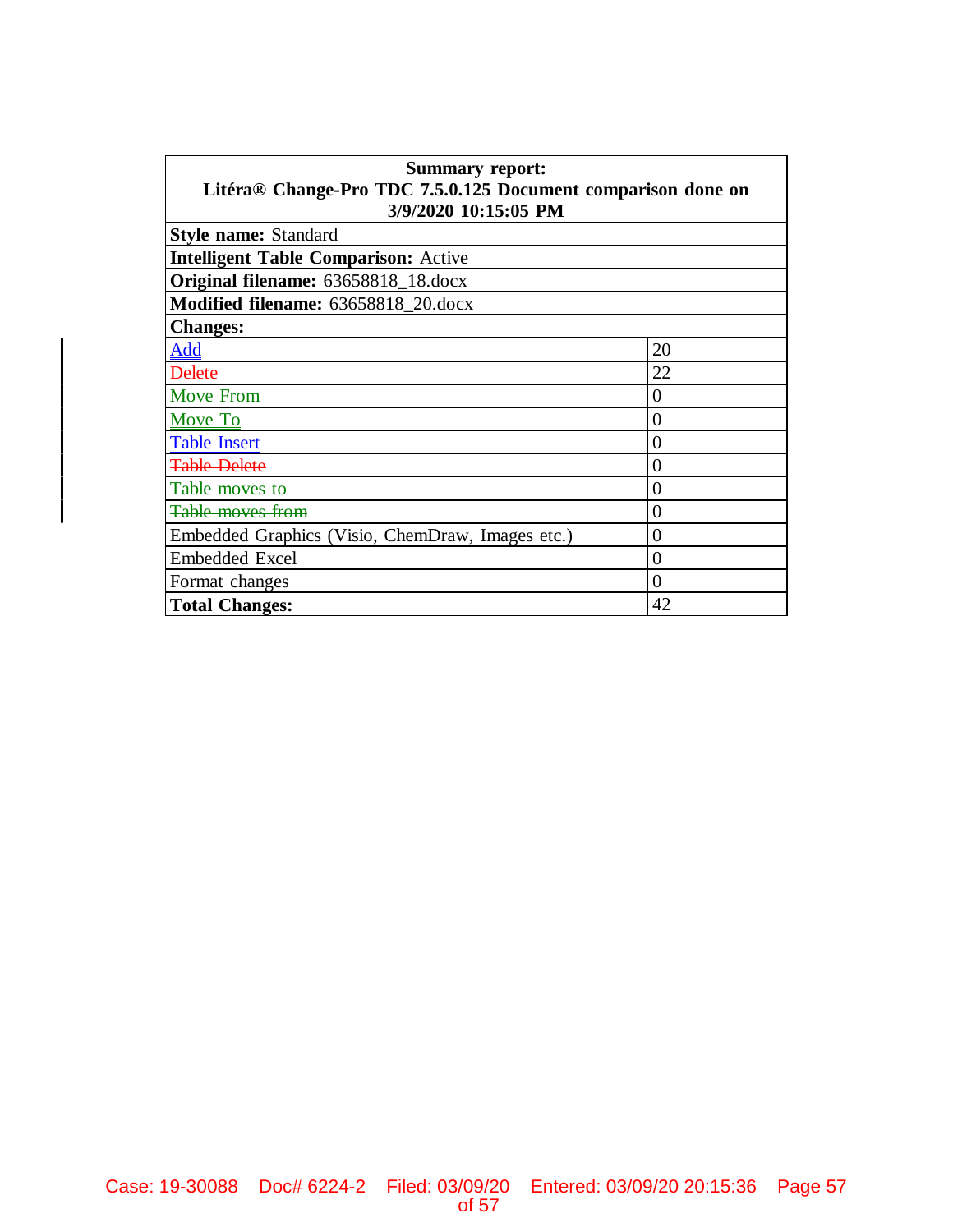| Summary report:<br>Litéra® Change-Pro TDC 7.5.0.125 Document comparison done on 3/9/2020 10:15:05 PM | |
|---|---|
| **Style name:** Standard | |
| **Intelligent Table Comparison:** Active | |
| **Original filename:** 63658818_18.docx | |
| **Modified filename:** 63658818_20.docx | |
| **Changes:** | |
| Add | 20 |
| Delete | 22 |
| Move From | 0 |
| Move To | 0 |
| Table Insert | 0 |
| Table Delete | 0 |
| Table moves to | 0 |
| Table moves from | 0 |
| Embedded Graphics (Visio, ChemDraw, Images etc.) | 0 |
| Embedded Excel | 0 |
| Format changes | 0 |
| **Total Changes:** | 42 |

Case: 19-30088 Doc# 6224-2 Filed: 03/09/20 Entered: 03/09/20 20:15:36 Page 57